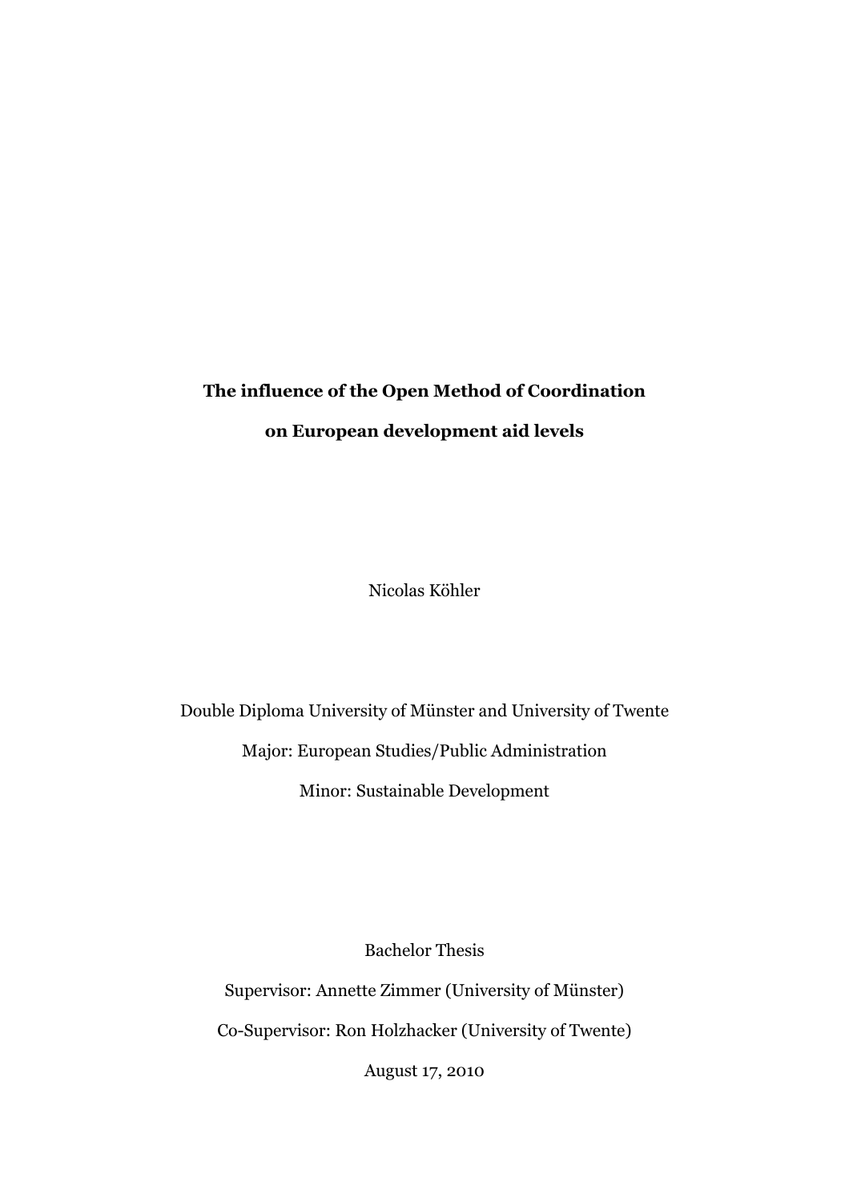**The influence of the Open Method of Coordination**

**on European development aid levels**

Nicolas Köhler

Double Diploma University of Münster and University of Twente

Major: European Studies/Public Administration

Minor: Sustainable Development

Bachelor Thesis

Supervisor: Annette Zimmer (University of Münster)

Co-Supervisor: Ron Holzhacker (University of Twente)

August 17, 2010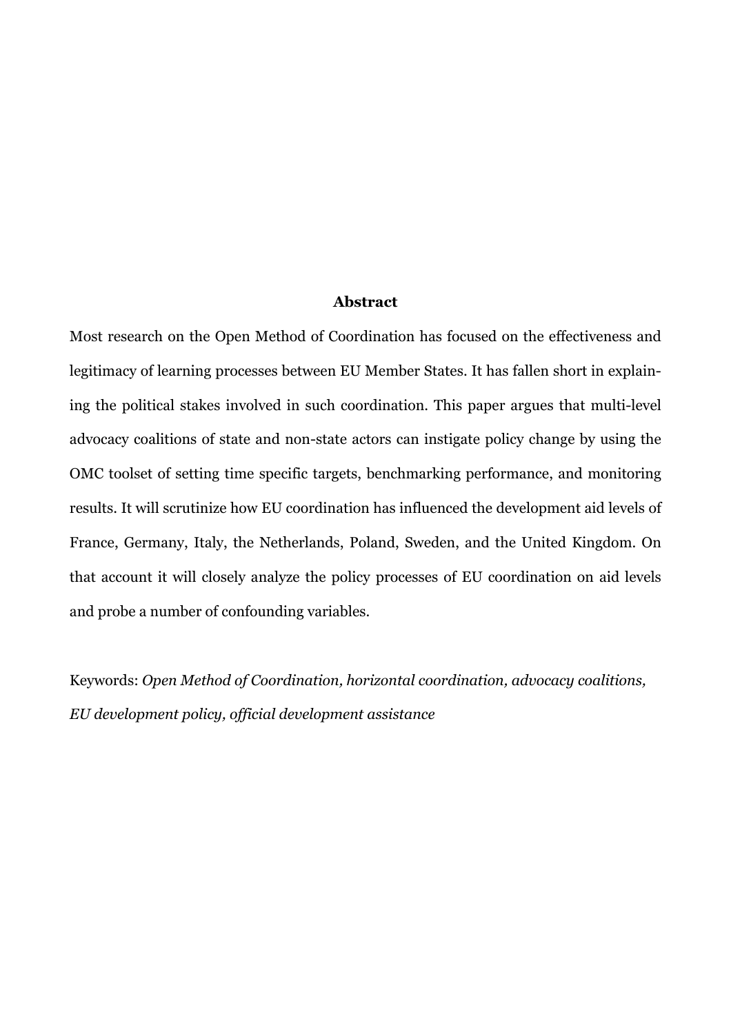**Abstract**

Most research on the Open Method of Coordination has focused on the effectiveness and legitimacy of learning processes between EU Member States. It has fallen short in explaining the political stakes involved in such coordination. This paper argues that multi-level advocacy coalitions of state and non-state actors can instigate policy change by using the OMC toolset of setting time specific targets, benchmarking performance, and monitoring results. It will scrutinize how EU coordination has influenced the development aid levels of France, Germany, Italy, the Netherlands, Poland, Sweden, and the United Kingdom. On that account it will closely analyze the policy processes of EU coordination on aid levels and probe a number of confounding variables.

Keywords: *Open Method of Coordination, horizontal coordination, advocacy coalitions, EU development policy, official development assistance*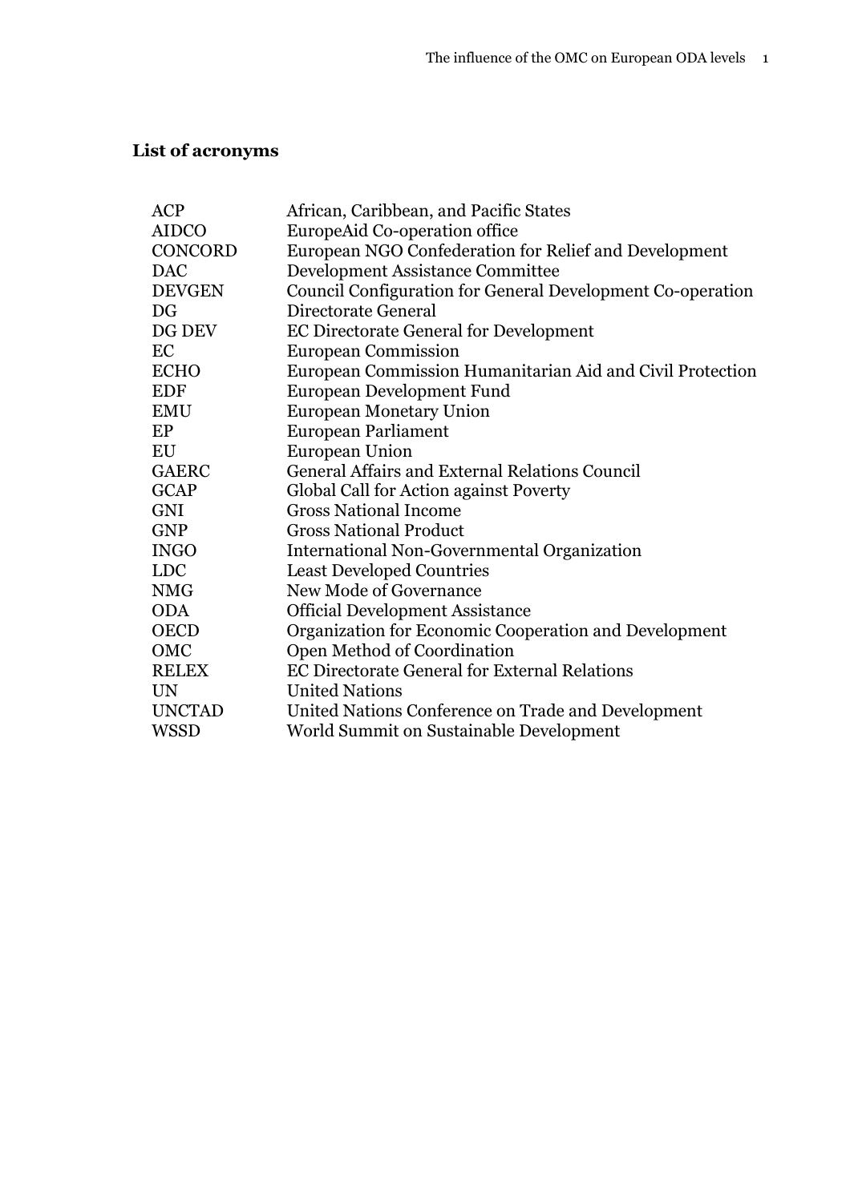### List of acronyms

| | |
|---|---|
| ACP | African, Caribbean, and Pacific States |
| AIDCO | EuropeAid Co-operation office |
| CONCORD | European NGO Confederation for Relief and Development |
| DAC | Development Assistance Committee |
| DEVGEN | Council Configuration for General Development Co-operation |
| DG | Directorate General |
| DG DEV | EC Directorate General for Development |
| EC | European Commission |
| ECHO | European Commission Humanitarian Aid and Civil Protection |
| EDF | European Development Fund |
| EMU | European Monetary Union |
| EP | European Parliament |
| EU | European Union |
| GAERC | General Affairs and External Relations Council |
| GCAP | Global Call for Action against Poverty |
| GNI | Gross National Income |
| GNP | Gross National Product |
| INGO | International Non-Governmental Organization |
| LDC | Least Developed Countries |
| NMG | New Mode of Governance |
| ODA | Official Development Assistance |
| OECD | Organization for Economic Cooperation and Development |
| OMC | Open Method of Coordination |
| RELEX | EC Directorate General for External Relations |
| UN | United Nations |
| UNCTAD | United Nations Conference on Trade and Development |
| WSSD | World Summit on Sustainable Development |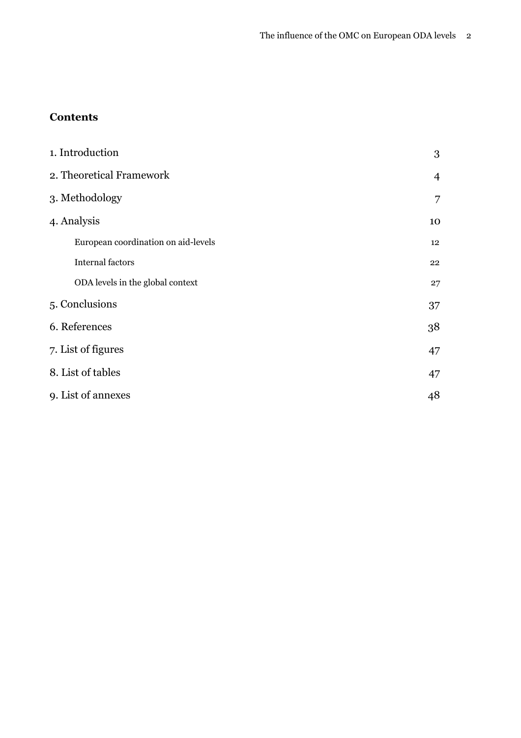## Contents

| | |
|---|---|
| 1. Introduction | 3 |
| 2. Theoretical Framework | 4 |
| 3. Methodology | 7 |
| 4. Analysis | 10 |
| European coordination on aid-levels | 12 |
| Internal factors | 22 |
| ODA levels in the global context | 27 |
| 5. Conclusions | 37 |
| 6. References | 38 |
| 7. List of figures | 47 |
| 8. List of tables | 47 |
| 9. List of annexes | 48 |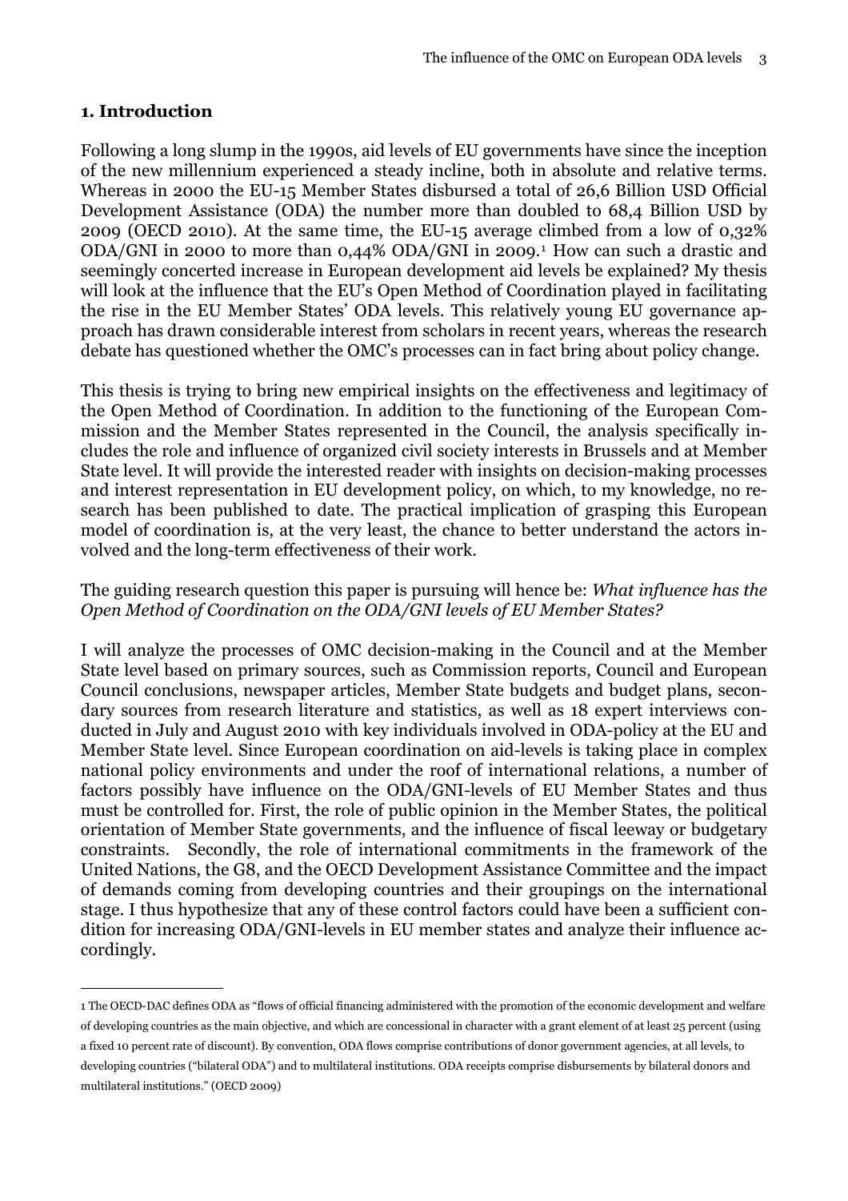### 1. Introduction

Following a long slump in the 1990s, aid levels of EU governments have since the inception of the new millennium experienced a steady incline, both in absolute and relative terms. Whereas in 2000 the EU-15 Member States disbursed a total of 26,6 Billion USD Official Development Assistance (ODA) the number more than doubled to 68,4 Billion USD by 2009 (OECD 2010). At the same time, the EU-15 average climbed from a low of 0,32% ODA/GNI in 2000 to more than 0,44% ODA/GNI in 2009.[1] How can such a drastic and seemingly concerted increase in European development aid levels be explained? My thesis will look at the influence that the EU's Open Method of Coordination played in facilitating the rise in the EU Member States' ODA levels. This relatively young EU governance approach has drawn considerable interest from scholars in recent years, whereas the research debate has questioned whether the OMC's processes can in fact bring about policy change.

This thesis is trying to bring new empirical insights on the effectiveness and legitimacy of the Open Method of Coordination. In addition to the functioning of the European Commission and the Member States represented in the Council, the analysis specifically includes the role and influence of organized civil society interests in Brussels and at Member State level. It will provide the interested reader with insights on decision-making processes and interest representation in EU development policy, on which, to my knowledge, no research has been published to date. The practical implication of grasping this European model of coordination is, at the very least, the chance to better understand the actors involved and the long-term effectiveness of their work.

The guiding research question this paper is pursuing will hence be: *What influence has the Open Method of Coordination on the ODA/GNI levels of EU Member States?*

I will analyze the processes of OMC decision-making in the Council and at the Member State level based on primary sources, such as Commission reports, Council and European Council conclusions, newspaper articles, Member State budgets and budget plans, secondary sources from research literature and statistics, as well as 18 expert interviews conducted in July and August 2010 with key individuals involved in ODA-policy at the EU and Member State level. Since European coordination on aid-levels is taking place in complex national policy environments and under the roof of international relations, a number of factors possibly have influence on the ODA/GNI-levels of EU Member States and thus must be controlled for. First, the role of public opinion in the Member States, the political orientation of Member State governments, and the influence of fiscal leeway or budgetary constraints. Secondly, the role of international commitments in the framework of the United Nations, the G8, and the OECD Development Assistance Committee and the impact of demands coming from developing countries and their groupings on the international stage. I thus hypothesize that any of these control factors could have been a sufficient condition for increasing ODA/GNI-levels in EU member states and analyze their influence accordingly.

---

[1] The OECD-DAC defines ODA as "flows of official financing administered with the promotion of the economic development and welfare of developing countries as the main objective, and which are concessional in character with a grant element of at least 25 percent (using a fixed 10 percent rate of discount). By convention, ODA flows comprise contributions of donor government agencies, at all levels, to developing countries ("bilateral ODA") and to multilateral institutions. ODA receipts comprise disbursements by bilateral donors and multilateral institutions." (OECD 2009)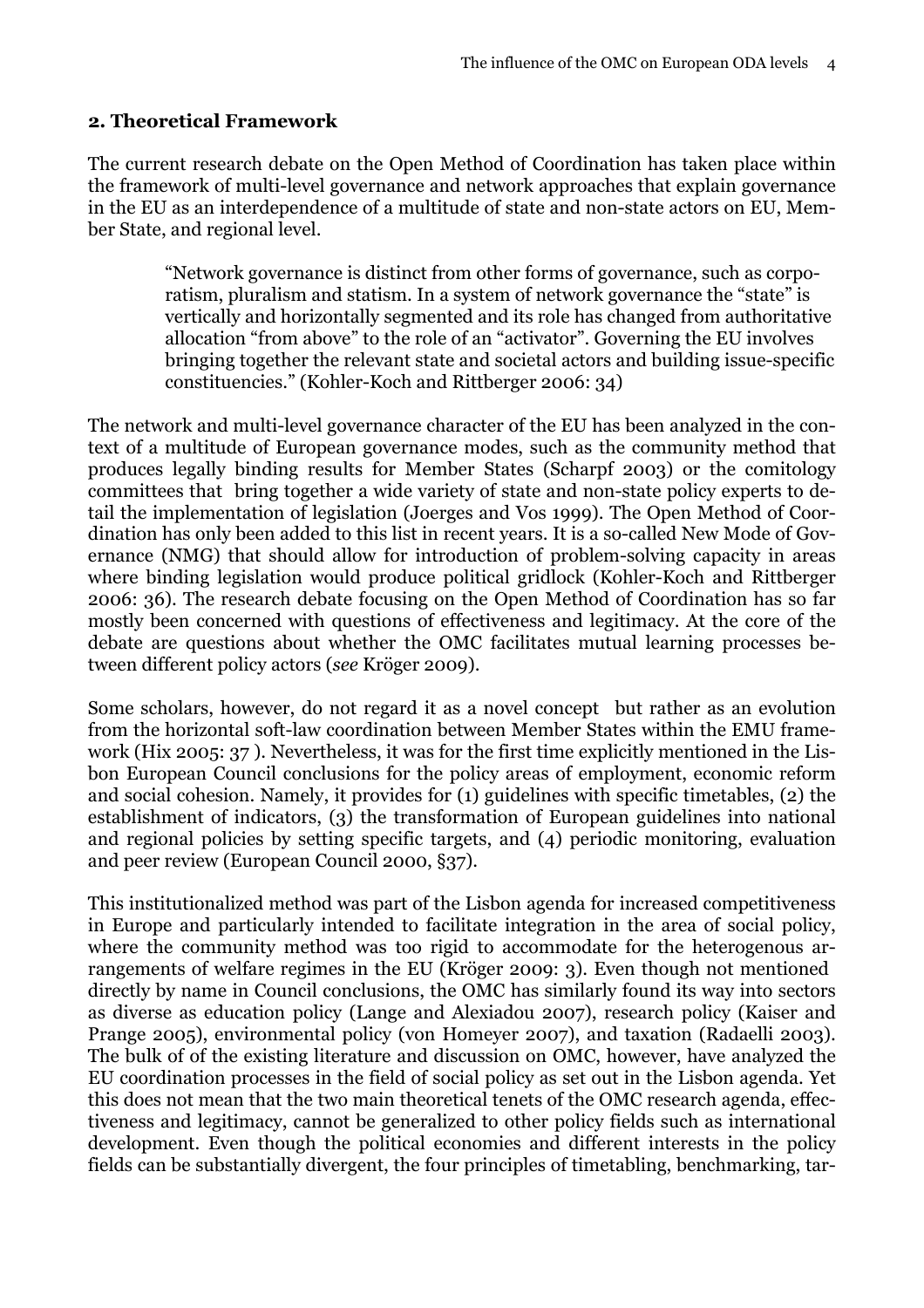## 2. Theoretical Framework

The current research debate on the Open Method of Coordination has taken place within the framework of multi-level governance and network approaches that explain governance in the EU as an interdependence of a multitude of state and non-state actors on EU, Member State, and regional level.

> "Network governance is distinct from other forms of governance, such as corporatism, pluralism and statism. In a system of network governance the "state" is vertically and horizontally segmented and its role has changed from authoritative allocation "from above" to the role of an "activator". Governing the EU involves bringing together the relevant state and societal actors and building issue-specific constituencies." (Kohler-Koch and Rittberger 2006: 34)

The network and multi-level governance character of the EU has been analyzed in the context of a multitude of European governance modes, such as the community method that produces legally binding results for Member States (Scharpf 2003) or the comitology committees that bring together a wide variety of state and non-state policy experts to detail the implementation of legislation (Joerges and Vos 1999). The Open Method of Coordination has only been added to this list in recent years. It is a so-called New Mode of Governance (NMG) that should allow for introduction of problem-solving capacity in areas where binding legislation would produce political gridlock (Kohler-Koch and Rittberger 2006: 36). The research debate focusing on the Open Method of Coordination has so far mostly been concerned with questions of effectiveness and legitimacy. At the core of the debate are questions about whether the OMC facilitates mutual learning processes between different policy actors (*see* Kröger 2009).

Some scholars, however, do not regard it as a novel concept but rather as an evolution from the horizontal soft-law coordination between Member States within the EMU framework (Hix 2005: 37 ). Nevertheless, it was for the first time explicitly mentioned in the Lisbon European Council conclusions for the policy areas of employment, economic reform and social cohesion. Namely, it provides for (1) guidelines with specific timetables, (2) the establishment of indicators, (3) the transformation of European guidelines into national and regional policies by setting specific targets, and (4) periodic monitoring, evaluation and peer review (European Council 2000, §37).

This institutionalized method was part of the Lisbon agenda for increased competitiveness in Europe and particularly intended to facilitate integration in the area of social policy, where the community method was too rigid to accommodate for the heterogenous arrangements of welfare regimes in the EU (Kröger 2009: 3). Even though not mentioned directly by name in Council conclusions, the OMC has similarly found its way into sectors as diverse as education policy (Lange and Alexiadou 2007), research policy (Kaiser and Prange 2005), environmental policy (von Homeyer 2007), and taxation (Radaelli 2003). The bulk of of the existing literature and discussion on OMC, however, have analyzed the EU coordination processes in the field of social policy as set out in the Lisbon agenda. Yet this does not mean that the two main theoretical tenets of the OMC research agenda, effectiveness and legitimacy, cannot be generalized to other policy fields such as international development. Even though the political economies and different interests in the policy fields can be substantially divergent, the four principles of timetabling, benchmarking, tar-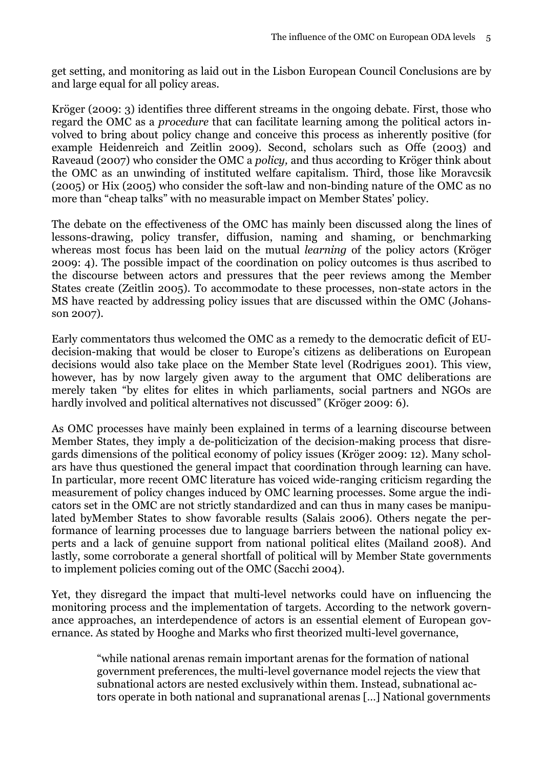get setting, and monitoring as laid out in the Lisbon European Council Conclusions are by and large equal for all policy areas.

Kröger (2009: 3) identifies three different streams in the ongoing debate. First, those who regard the OMC as a *procedure* that can facilitate learning among the political actors involved to bring about policy change and conceive this process as inherently positive (for example Heidenreich and Zeitlin 2009). Second, scholars such as Offe (2003) and Raveaud (2007) who consider the OMC a *policy,* and thus according to Kröger think about the OMC as an unwinding of instituted welfare capitalism. Third, those like Moravcsik (2005) or Hix (2005) who consider the soft-law and non-binding nature of the OMC as no more than "cheap talks" with no measurable impact on Member States' policy.

The debate on the effectiveness of the OMC has mainly been discussed along the lines of lessons-drawing, policy transfer, diffusion, naming and shaming, or benchmarking whereas most focus has been laid on the mutual *learning* of the policy actors (Kröger 2009: 4). The possible impact of the coordination on policy outcomes is thus ascribed to the discourse between actors and pressures that the peer reviews among the Member States create (Zeitlin 2005). To accommodate to these processes, non-state actors in the MS have reacted by addressing policy issues that are discussed within the OMC (Johansson 2007).

Early commentators thus welcomed the OMC as a remedy to the democratic deficit of EU-decision-making that would be closer to Europe's citizens as deliberations on European decisions would also take place on the Member State level (Rodrigues 2001). This view, however, has by now largely given away to the argument that OMC deliberations are merely taken "by elites for elites in which parliaments, social partners and NGOs are hardly involved and political alternatives not discussed" (Kröger 2009: 6).

As OMC processes have mainly been explained in terms of a learning discourse between Member States, they imply a de-politicization of the decision-making process that disregards dimensions of the political economy of policy issues (Kröger 2009: 12). Many scholars have thus questioned the general impact that coordination through learning can have. In particular, more recent OMC literature has voiced wide-ranging criticism regarding the measurement of policy changes induced by OMC learning processes. Some argue the indicators set in the OMC are not strictly standardized and can thus in many cases be manipulated byMember States to show favorable results (Salais 2006). Others negate the performance of learning processes due to language barriers between the national policy experts and a lack of genuine support from national political elites (Mailand 2008). And lastly, some corroborate a general shortfall of political will by Member State governments to implement policies coming out of the OMC (Sacchi 2004).

Yet, they disregard the impact that multi-level networks could have on influencing the monitoring process and the implementation of targets. According to the network governance approaches, an interdependence of actors is an essential element of European governance. As stated by Hooghe and Marks who first theorized multi-level governance,

> "while national arenas remain important arenas for the formation of national government preferences, the multi-level governance model rejects the view that subnational actors are nested exclusively within them. Instead, subnational actors operate in both national and supranational arenas [...] National governments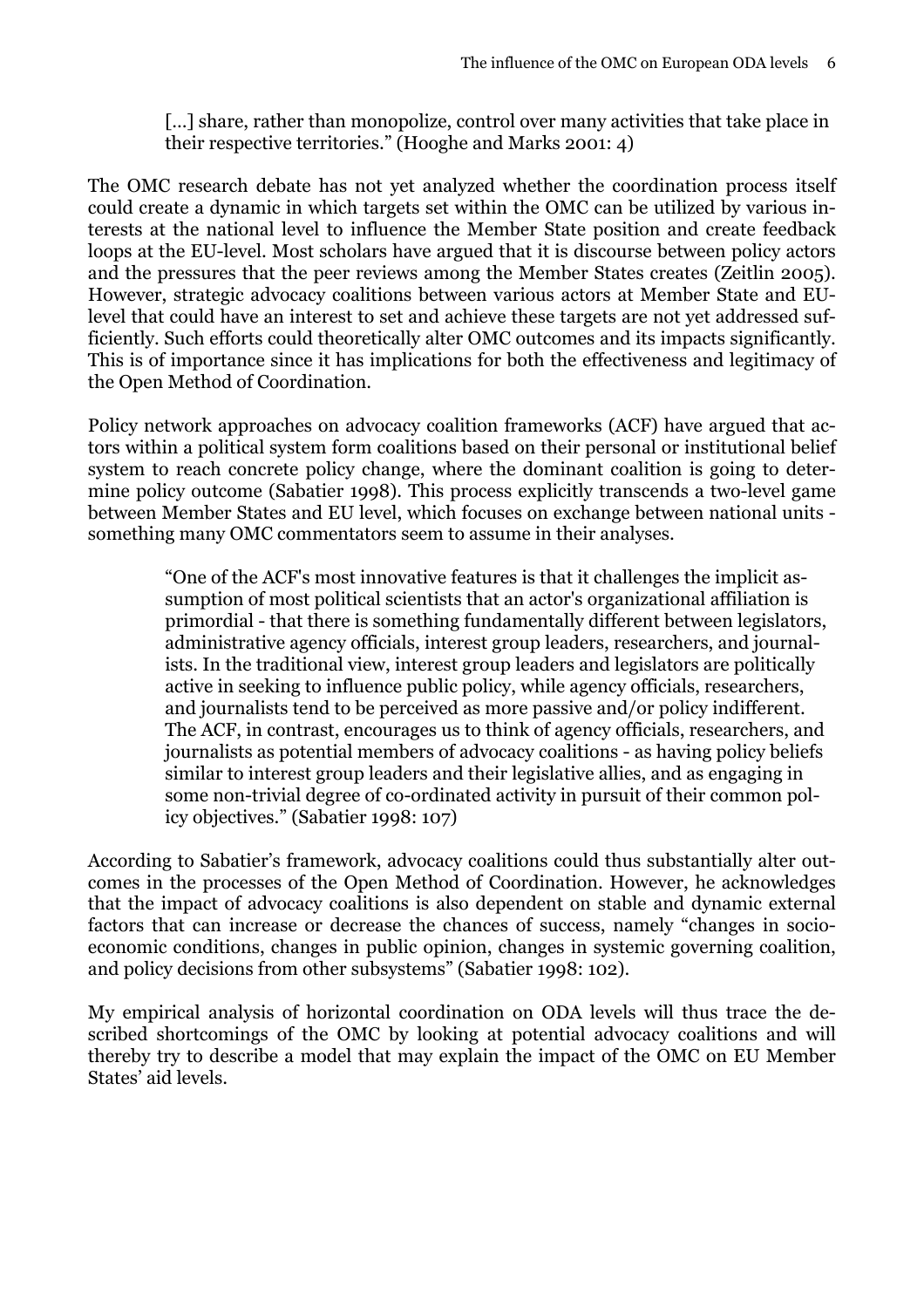> [...] share, rather than monopolize, control over many activities that take place in their respective territories." (Hooghe and Marks 2001: 4)

The OMC research debate has not yet analyzed whether the coordination process itself could create a dynamic in which targets set within the OMC can be utilized by various interests at the national level to influence the Member State position and create feedback loops at the EU-level. Most scholars have argued that it is discourse between policy actors and the pressures that the peer reviews among the Member States creates (Zeitlin 2005). However, strategic advocacy coalitions between various actors at Member State and EU-level that could have an interest to set and achieve these targets are not yet addressed sufficiently. Such efforts could theoretically alter OMC outcomes and its impacts significantly. This is of importance since it has implications for both the effectiveness and legitimacy of the Open Method of Coordination.

Policy network approaches on advocacy coalition frameworks (ACF) have argued that actors within a political system form coalitions based on their personal or institutional belief system to reach concrete policy change, where the dominant coalition is going to determine policy outcome (Sabatier 1998). This process explicitly transcends a two-level game between Member States and EU level, which focuses on exchange between national units - something many OMC commentators seem to assume in their analyses.

> "One of the ACF's most innovative features is that it challenges the implicit assumption of most political scientists that an actor's organizational affiliation is primordial - that there is something fundamentally different between legislators, administrative agency officials, interest group leaders, researchers, and journalists. In the traditional view, interest group leaders and legislators are politically active in seeking to influence public policy, while agency officials, researchers, and journalists tend to be perceived as more passive and/or policy indifferent. The ACF, in contrast, encourages us to think of agency officials, researchers, and journalists as potential members of advocacy coalitions - as having policy beliefs similar to interest group leaders and their legislative allies, and as engaging in some non-trivial degree of co-ordinated activity in pursuit of their common policy objectives." (Sabatier 1998: 107)

According to Sabatier's framework, advocacy coalitions could thus substantially alter outcomes in the processes of the Open Method of Coordination. However, he acknowledges that the impact of advocacy coalitions is also dependent on stable and dynamic external factors that can increase or decrease the chances of success, namely "changes in socio-economic conditions, changes in public opinion, changes in systemic governing coalition, and policy decisions from other subsystems" (Sabatier 1998: 102).

My empirical analysis of horizontal coordination on ODA levels will thus trace the described shortcomings of the OMC by looking at potential advocacy coalitions and will thereby try to describe a model that may explain the impact of the OMC on EU Member States' aid levels.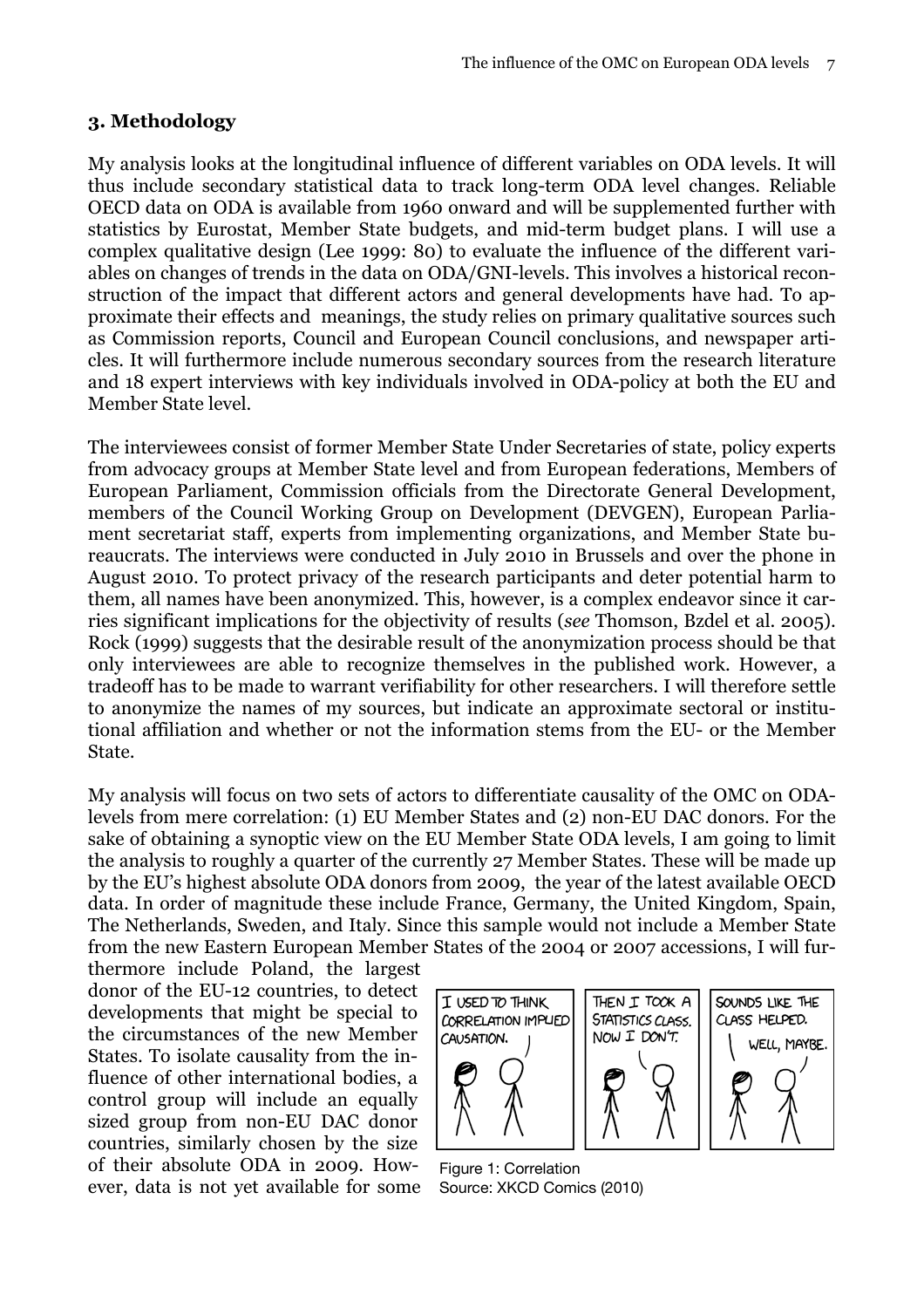## 3. Methodology

My analysis looks at the longitudinal influence of different variables on ODA levels. It will thus include secondary statistical data to track long-term ODA level changes. Reliable OECD data on ODA is available from 1960 onward and will be supplemented further with statistics by Eurostat, Member State budgets, and mid-term budget plans. I will use a complex qualitative design (Lee 1999: 80) to evaluate the influence of the different variables on changes of trends in the data on ODA/GNI-levels. This involves a historical reconstruction of the impact that different actors and general developments have had. To approximate their effects and meanings, the study relies on primary qualitative sources such as Commission reports, Council and European Council conclusions, and newspaper articles. It will furthermore include numerous secondary sources from the research literature and 18 expert interviews with key individuals involved in ODA-policy at both the EU and Member State level.

The interviewees consist of former Member State Under Secretaries of state, policy experts from advocacy groups at Member State level and from European federations, Members of European Parliament, Commission officials from the Directorate General Development, members of the Council Working Group on Development (DEVGEN), European Parliament secretariat staff, experts from implementing organizations, and Member State bureaucrats. The interviews were conducted in July 2010 in Brussels and over the phone in August 2010. To protect privacy of the research participants and deter potential harm to them, all names have been anonymized. This, however, is a complex endeavor since it carries significant implications for the objectivity of results (*see* Thomson, Bzdel et al. 2005). Rock (1999) suggests that the desirable result of the anonymization process should be that only interviewees are able to recognize themselves in the published work. However, a tradeoff has to be made to warrant verifiability for other researchers. I will therefore settle to anonymize the names of my sources, but indicate an approximate sectoral or institutional affiliation and whether or not the information stems from the EU- or the Member State.

My analysis will focus on two sets of actors to differentiate causality of the OMC on ODA-levels from mere correlation: (1) EU Member States and (2) non-EU DAC donors. For the sake of obtaining a synoptic view on the EU Member State ODA levels, I am going to limit the analysis to roughly a quarter of the currently 27 Member States. These will be made up by the EU's highest absolute ODA donors from 2009, the year of the latest available OECD data. In order of magnitude these include France, Germany, the United Kingdom, Spain, The Netherlands, Sweden, and Italy. Since this sample would not include a Member State from the new Eastern European Member States of the 2004 or 2007 accessions, I will furthermore include Poland, the largest donor of the EU-12 countries, to detect developments that might be special to the circumstances of the new Member States. To isolate causality from the influence of other international bodies, a control group will include an equally sized group from non-EU DAC donor countries, similarly chosen by the size of their absolute ODA in 2009. However, data is not yet available for some

Figure 1: Correlation
Source: XKCD Comics (2010)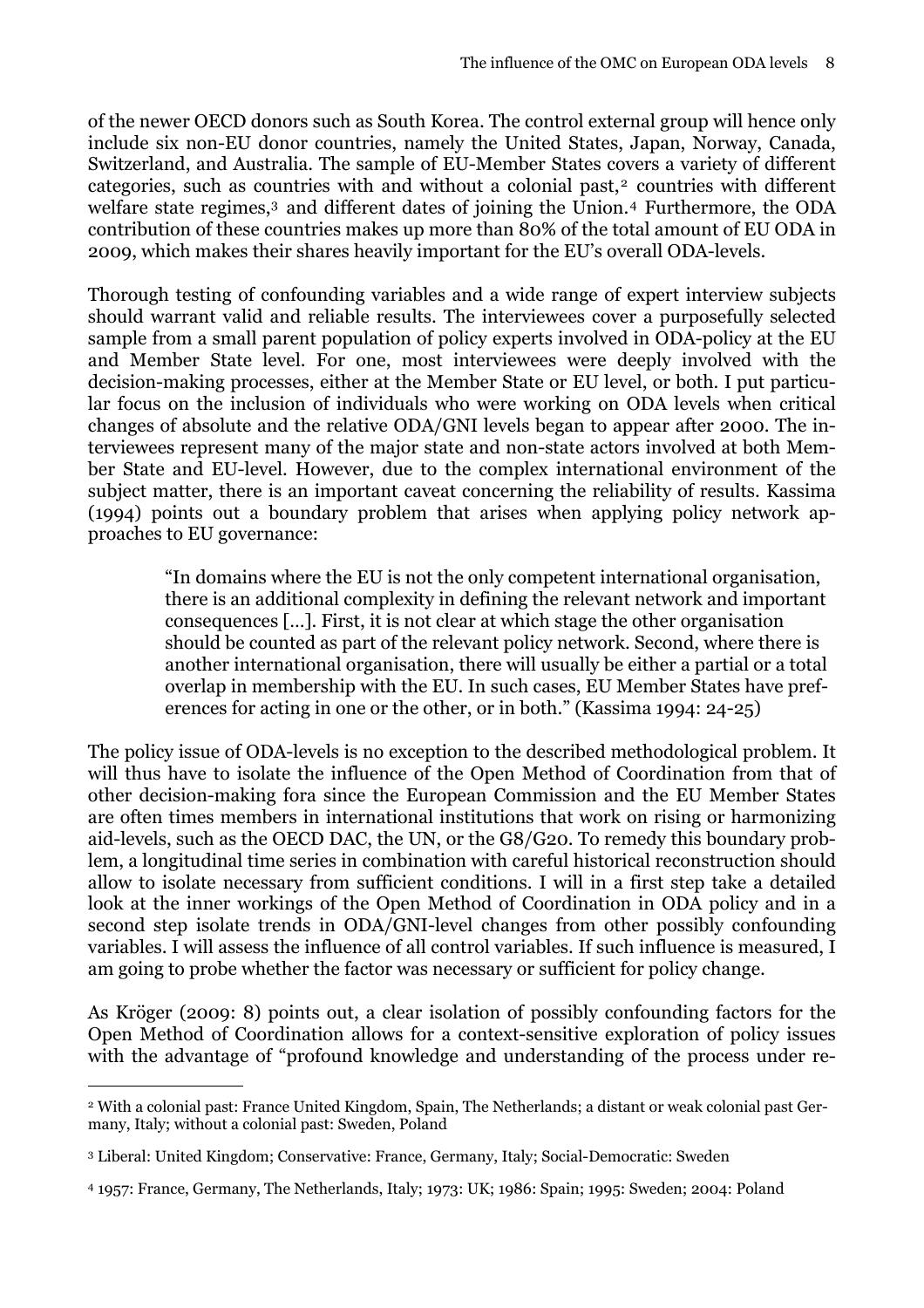of the newer OECD donors such as South Korea. The control external group will hence only include six non-EU donor countries, namely the United States, Japan, Norway, Canada, Switzerland, and Australia. The sample of EU-Member States covers a variety of different categories, such as countries with and without a colonial past,[2] countries with different welfare state regimes,[3] and different dates of joining the Union.[4] Furthermore, the ODA contribution of these countries makes up more than 80% of the total amount of EU ODA in 2009, which makes their shares heavily important for the EU's overall ODA-levels.

Thorough testing of confounding variables and a wide range of expert interview subjects should warrant valid and reliable results. The interviewees cover a purposefully selected sample from a small parent population of policy experts involved in ODA-policy at the EU and Member State level. For one, most interviewees were deeply involved with the decision-making processes, either at the Member State or EU level, or both. I put particular focus on the inclusion of individuals who were working on ODA levels when critical changes of absolute and the relative ODA/GNI levels began to appear after 2000. The interviewees represent many of the major state and non-state actors involved at both Member State and EU-level. However, due to the complex international environment of the subject matter, there is an important caveat concerning the reliability of results. Kassima (1994) points out a boundary problem that arises when applying policy network approaches to EU governance:

> "In domains where the EU is not the only competent international organisation, there is an additional complexity in defining the relevant network and important consequences [...]. First, it is not clear at which stage the other organisation should be counted as part of the relevant policy network. Second, where there is another international organisation, there will usually be either a partial or a total overlap in membership with the EU. In such cases, EU Member States have preferences for acting in one or the other, or in both." (Kassima 1994: 24-25)

The policy issue of ODA-levels is no exception to the described methodological problem. It will thus have to isolate the influence of the Open Method of Coordination from that of other decision-making fora since the European Commission and the EU Member States are often times members in international institutions that work on rising or harmonizing aid-levels, such as the OECD DAC, the UN, or the G8/G20. To remedy this boundary problem, a longitudinal time series in combination with careful historical reconstruction should allow to isolate necessary from sufficient conditions. I will in a first step take a detailed look at the inner workings of the Open Method of Coordination in ODA policy and in a second step isolate trends in ODA/GNI-level changes from other possibly confounding variables. I will assess the influence of all control variables. If such influence is measured, I am going to probe whether the factor was necessary or sufficient for policy change.

As Kröger (2009: 8) points out, a clear isolation of possibly confounding factors for the Open Method of Coordination allows for a context-sensitive exploration of policy issues with the advantage of "profound knowledge and understanding of the process under re-

---

[2] With a colonial past: France United Kingdom, Spain, The Netherlands; a distant or weak colonial past Germany, Italy; without a colonial past: Sweden, Poland

[3] Liberal: United Kingdom; Conservative: France, Germany, Italy; Social-Democratic: Sweden

[4] 1957: France, Germany, The Netherlands, Italy; 1973: UK; 1986: Spain; 1995: Sweden; 2004: Poland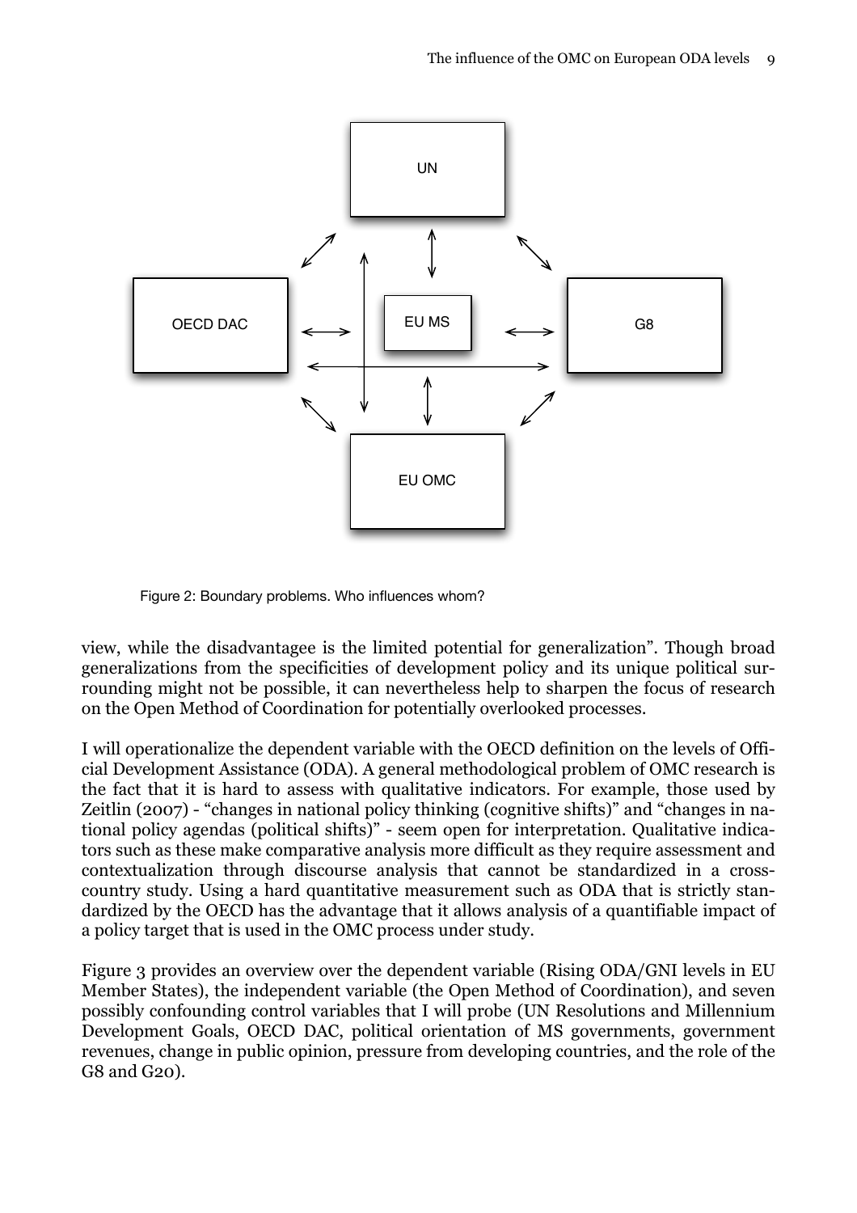Figure 2: Boundary problems. Who influences whom?

view, while the disadvantagee is the limited potential for generalization". Though broad generalizations from the specificities of development policy and its unique political surrounding might not be possible, it can nevertheless help to sharpen the focus of research on the Open Method of Coordination for potentially overlooked processes.

I will operationalize the dependent variable with the OECD definition on the levels of Official Development Assistance (ODA). A general methodological problem of OMC research is the fact that it is hard to assess with qualitative indicators. For example, those used by Zeitlin (2007) - "changes in national policy thinking (cognitive shifts)" and "changes in national policy agendas (political shifts)" - seem open for interpretation. Qualitative indicators such as these make comparative analysis more difficult as they require assessment and contextualization through discourse analysis that cannot be standardized in a cross-country study. Using a hard quantitative measurement such as ODA that is strictly standardized by the OECD has the advantage that it allows analysis of a quantifiable impact of a policy target that is used in the OMC process under study.

Figure 3 provides an overview over the dependent variable (Rising ODA/GNI levels in EU Member States), the independent variable (the Open Method of Coordination), and seven possibly confounding control variables that I will probe (UN Resolutions and Millennium Development Goals, OECD DAC, political orientation of MS governments, government revenues, change in public opinion, pressure from developing countries, and the role of the G8 and G20).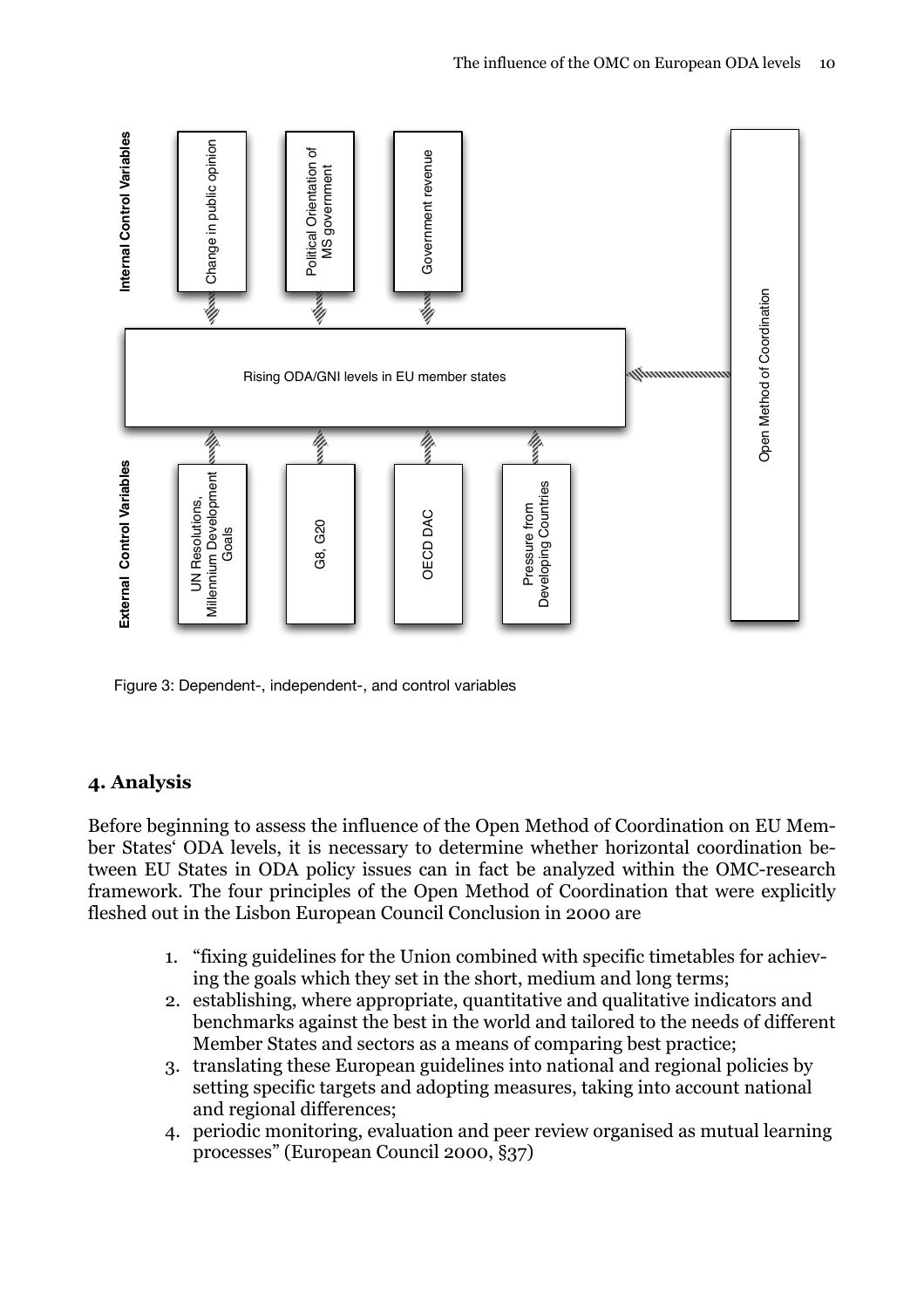Figure 3: Dependent-, independent-, and control variables

## 4. Analysis

Before beginning to assess the influence of the Open Method of Coordination on EU Member States' ODA levels, it is necessary to determine whether horizontal coordination between EU States in ODA policy issues can in fact be analyzed within the OMC-research framework. The four principles of the Open Method of Coordination that were explicitly fleshed out in the Lisbon European Council Conclusion in 2000 are

1. "fixing guidelines for the Union combined with specific timetables for achieving the goals which they set in the short, medium and long terms;
2. establishing, where appropriate, quantitative and qualitative indicators and benchmarks against the best in the world and tailored to the needs of different Member States and sectors as a means of comparing best practice;
3. translating these European guidelines into national and regional policies by setting specific targets and adopting measures, taking into account national and regional differences;
4. periodic monitoring, evaluation and peer review organised as mutual learning processes" (European Council 2000, §37)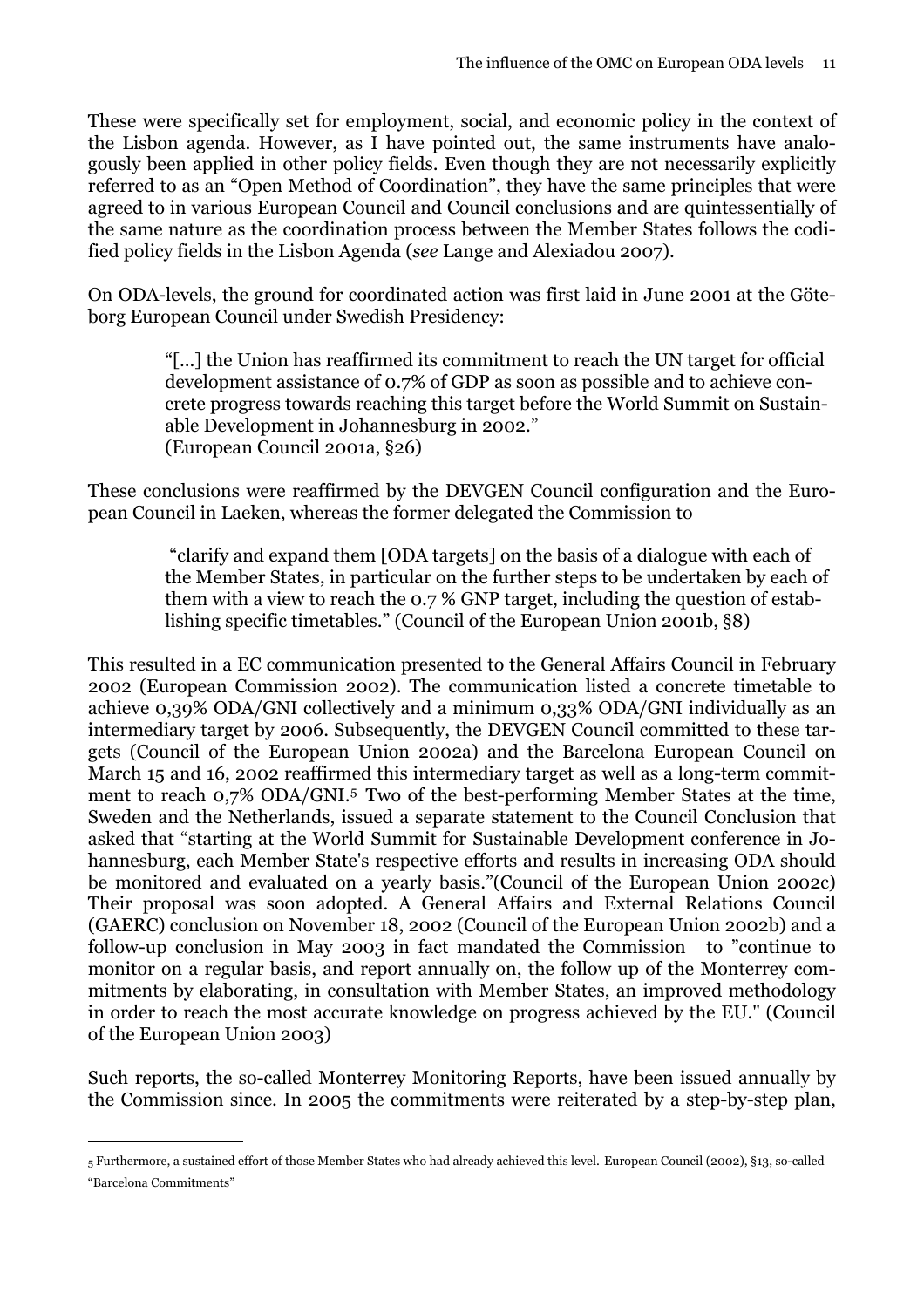These were specifically set for employment, social, and economic policy in the context of the Lisbon agenda. However, as I have pointed out, the same instruments have analogously been applied in other policy fields. Even though they are not necessarily explicitly referred to as an "Open Method of Coordination", they have the same principles that were agreed to in various European Council and Council conclusions and are quintessentially of the same nature as the coordination process between the Member States follows the codified policy fields in the Lisbon Agenda (*see* Lange and Alexiadou 2007).

On ODA-levels, the ground for coordinated action was first laid in June 2001 at the Göteborg European Council under Swedish Presidency:

> "[...] the Union has reaffirmed its commitment to reach the UN target for official development assistance of 0.7% of GDP as soon as possible and to achieve concrete progress towards reaching this target before the World Summit on Sustainable Development in Johannesburg in 2002."
> (European Council 2001a, §26)

These conclusions were reaffirmed by the DEVGEN Council configuration and the European Council in Laeken, whereas the former delegated the Commission to

> "clarify and expand them [ODA targets] on the basis of a dialogue with each of the Member States, in particular on the further steps to be undertaken by each of them with a view to reach the 0.7 % GNP target, including the question of establishing specific timetables." (Council of the European Union 2001b, §8)

This resulted in a EC communication presented to the General Affairs Council in February 2002 (European Commission 2002). The communication listed a concrete timetable to achieve 0,39% ODA/GNI collectively and a minimum 0,33% ODA/GNI individually as an intermediary target by 2006. Subsequently, the DEVGEN Council committed to these targets (Council of the European Union 2002a) and the Barcelona European Council on March 15 and 16, 2002 reaffirmed this intermediary target as well as a long-term commitment to reach 0,7% ODA/GNI.[5] Two of the best-performing Member States at the time, Sweden and the Netherlands, issued a separate statement to the Council Conclusion that asked that "starting at the World Summit for Sustainable Development conference in Johannesburg, each Member State's respective efforts and results in increasing ODA should be monitored and evaluated on a yearly basis."(Council of the European Union 2002c) Their proposal was soon adopted. A General Affairs and External Relations Council (GAERC) conclusion on November 18, 2002 (Council of the European Union 2002b) and a follow-up conclusion in May 2003 in fact mandated the Commission to "continue to monitor on a regular basis, and report annually on, the follow up of the Monterrey commitments by elaborating, in consultation with Member States, an improved methodology in order to reach the most accurate knowledge on progress achieved by the EU." (Council of the European Union 2003)

Such reports, the so-called Monterrey Monitoring Reports, have been issued annually by the Commission since. In 2005 the commitments were reiterated by a step-by-step plan,

---

[5] Furthermore, a sustained effort of those Member States who had already achieved this level. European Council (2002), §13, so-called "Barcelona Commitments"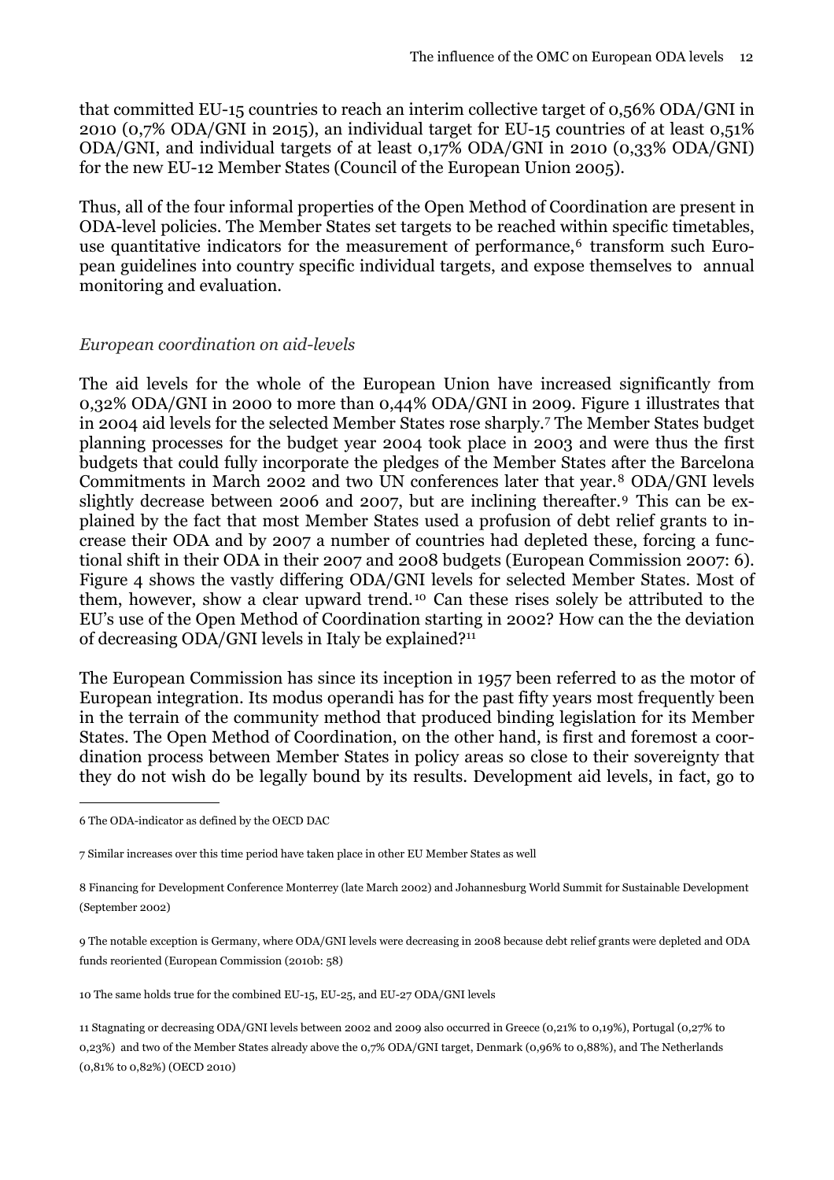that committed EU-15 countries to reach an interim collective target of 0,56% ODA/GNI in 2010 (0,7% ODA/GNI in 2015), an individual target for EU-15 countries of at least 0,51% ODA/GNI, and individual targets of at least 0,17% ODA/GNI in 2010 (0,33% ODA/GNI) for the new EU-12 Member States (Council of the European Union 2005).

Thus, all of the four informal properties of the Open Method of Coordination are present in ODA-level policies. The Member States set targets to be reached within specific timetables, use quantitative indicators for the measurement of performance,[6] transform such European guidelines into country specific individual targets, and expose themselves to annual monitoring and evaluation.

*European coordination on aid-levels*

The aid levels for the whole of the European Union have increased significantly from 0,32% ODA/GNI in 2000 to more than 0,44% ODA/GNI in 2009. Figure 1 illustrates that in 2004 aid levels for the selected Member States rose sharply.[7] The Member States budget planning processes for the budget year 2004 took place in 2003 and were thus the first budgets that could fully incorporate the pledges of the Member States after the Barcelona Commitments in March 2002 and two UN conferences later that year.[8] ODA/GNI levels slightly decrease between 2006 and 2007, but are inclining thereafter.[9] This can be explained by the fact that most Member States used a profusion of debt relief grants to increase their ODA and by 2007 a number of countries had depleted these, forcing a functional shift in their ODA in their 2007 and 2008 budgets (European Commission 2007: 6). Figure 4 shows the vastly differing ODA/GNI levels for selected Member States. Most of them, however, show a clear upward trend.[10] Can these rises solely be attributed to the EU's use of the Open Method of Coordination starting in 2002? How can the the deviation of decreasing ODA/GNI levels in Italy be explained?[11]

The European Commission has since its inception in 1957 been referred to as the motor of European integration. Its modus operandi has for the past fifty years most frequently been in the terrain of the community method that produced binding legislation for its Member States. The Open Method of Coordination, on the other hand, is first and foremost a coordination process between Member States in policy areas so close to their sovereignty that they do not wish do be legally bound by its results. Development aid levels, in fact, go to

6 The ODA-indicator as defined by the OECD DAC

7 Similar increases over this time period have taken place in other EU Member States as well

8 Financing for Development Conference Monterrey (late March 2002) and Johannesburg World Summit for Sustainable Development (September 2002)

9 The notable exception is Germany, where ODA/GNI levels were decreasing in 2008 because debt relief grants were depleted and ODA funds reoriented (European Commission (2010b: 58)

10 The same holds true for the combined EU-15, EU-25, and EU-27 ODA/GNI levels

11 Stagnating or decreasing ODA/GNI levels between 2002 and 2009 also occurred in Greece (0,21% to 0,19%), Portugal (0,27% to 0,23%) and two of the Member States already above the 0,7% ODA/GNI target, Denmark (0,96% to 0,88%), and The Netherlands (0,81% to 0,82%) (OECD 2010)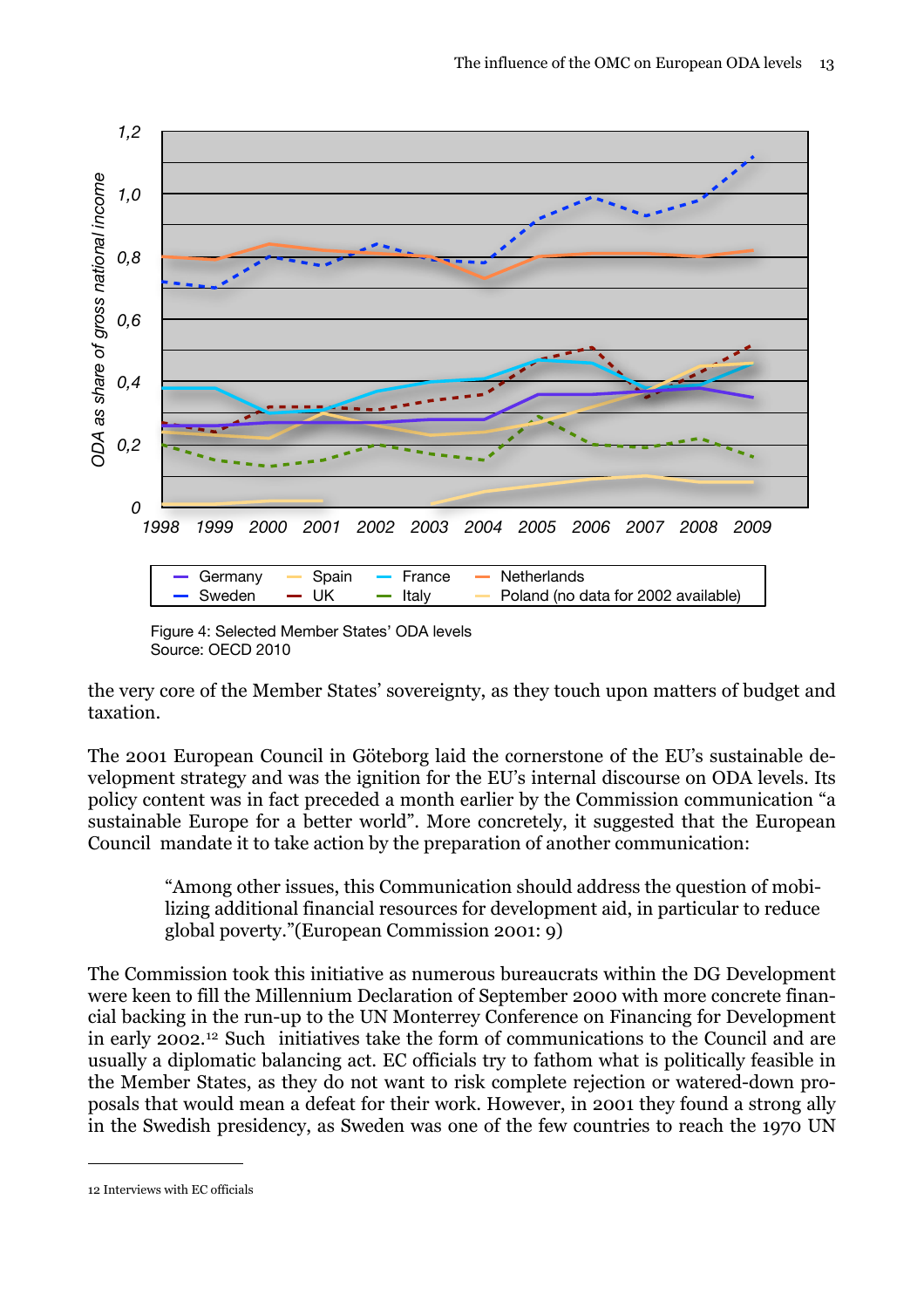Figure 4: Selected Member States' ODA levels
Source: OECD 2010

the very core of the Member States' sovereignty, as they touch upon matters of budget and taxation.

The 2001 European Council in Göteborg laid the cornerstone of the EU's sustainable development strategy and was the ignition for the EU's internal discourse on ODA levels. Its policy content was in fact preceded a month earlier by the Commission communication "a sustainable Europe for a better world". More concretely, it suggested that the European Council mandate it to take action by the preparation of another communication:

> "Among other issues, this Communication should address the question of mobilizing additional financial resources for development aid, in particular to reduce global poverty."(European Commission 2001: 9)

The Commission took this initiative as numerous bureaucrats within the DG Development were keen to fill the Millennium Declaration of September 2000 with more concrete financial backing in the run-up to the UN Monterrey Conference on Financing for Development in early 2002.[12] Such initiatives take the form of communications to the Council and are usually a diplomatic balancing act. EC officials try to fathom what is politically feasible in the Member States, as they do not want to risk complete rejection or watered-down proposals that would mean a defeat for their work. However, in 2001 they found a strong ally in the Swedish presidency, as Sweden was one of the few countries to reach the 1970 UN

12 Interviews with EC officials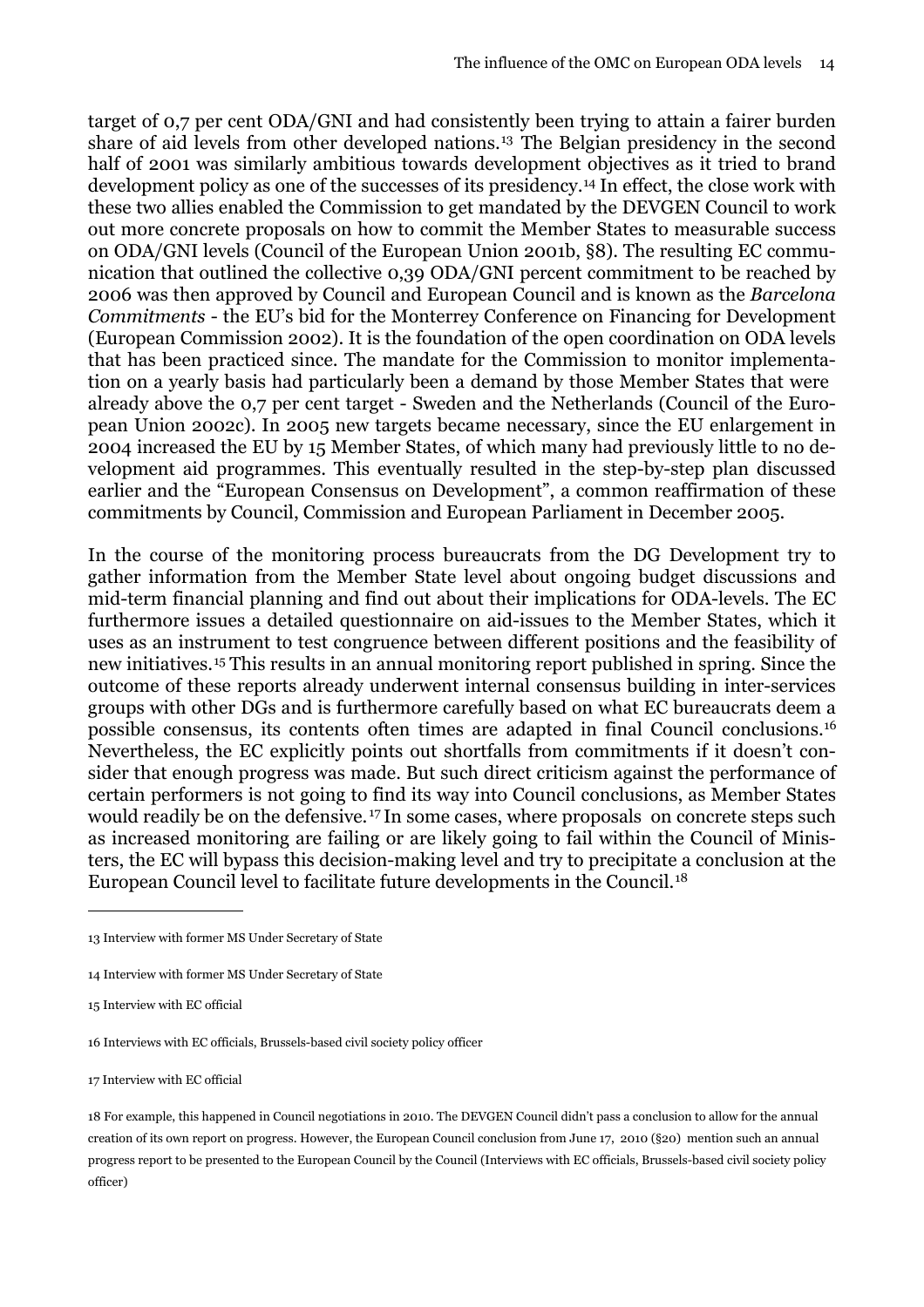target of 0,7 per cent ODA/GNI and had consistently been trying to attain a fairer burden share of aid levels from other developed nations.[13] The Belgian presidency in the second half of 2001 was similarly ambitious towards development objectives as it tried to brand development policy as one of the successes of its presidency.[14] In effect, the close work with these two allies enabled the Commission to get mandated by the DEVGEN Council to work out more concrete proposals on how to commit the Member States to measurable success on ODA/GNI levels (Council of the European Union 2001b, §8). The resulting EC communication that outlined the collective 0,39 ODA/GNI percent commitment to be reached by 2006 was then approved by Council and European Council and is known as the *Barcelona Commitments* - the EU's bid for the Monterrey Conference on Financing for Development (European Commission 2002). It is the foundation of the open coordination on ODA levels that has been practiced since. The mandate for the Commission to monitor implementation on a yearly basis had particularly been a demand by those Member States that were already above the 0,7 per cent target - Sweden and the Netherlands (Council of the European Union 2002c). In 2005 new targets became necessary, since the EU enlargement in 2004 increased the EU by 15 Member States, of which many had previously little to no development aid programmes. This eventually resulted in the step-by-step plan discussed earlier and the "European Consensus on Development", a common reaffirmation of these commitments by Council, Commission and European Parliament in December 2005.

In the course of the monitoring process bureaucrats from the DG Development try to gather information from the Member State level about ongoing budget discussions and mid-term financial planning and find out about their implications for ODA-levels. The EC furthermore issues a detailed questionnaire on aid-issues to the Member States, which it uses as an instrument to test congruence between different positions and the feasibility of new initiatives.[15] This results in an annual monitoring report published in spring. Since the outcome of these reports already underwent internal consensus building in inter-services groups with other DGs and is furthermore carefully based on what EC bureaucrats deem a possible consensus, its contents often times are adapted in final Council conclusions.[16] Nevertheless, the EC explicitly points out shortfalls from commitments if it doesn't consider that enough progress was made. But such direct criticism against the performance of certain performers is not going to find its way into Council conclusions, as Member States would readily be on the defensive.[17] In some cases, where proposals on concrete steps such as increased monitoring are failing or are likely going to fail within the Council of Ministers, the EC will bypass this decision-making level and try to precipitate a conclusion at the European Council level to facilitate future developments in the Council.[18]

---

13 Interview with former MS Under Secretary of State

14 Interview with former MS Under Secretary of State

15 Interview with EC official

16 Interviews with EC officials, Brussels-based civil society policy officer

17 Interview with EC official

18 For example, this happened in Council negotiations in 2010. The DEVGEN Council didn't pass a conclusion to allow for the annual creation of its own report on progress. However, the European Council conclusion from June 17, 2010 (§20) mention such an annual progress report to be presented to the European Council by the Council (Interviews with EC officials, Brussels-based civil society policy officer)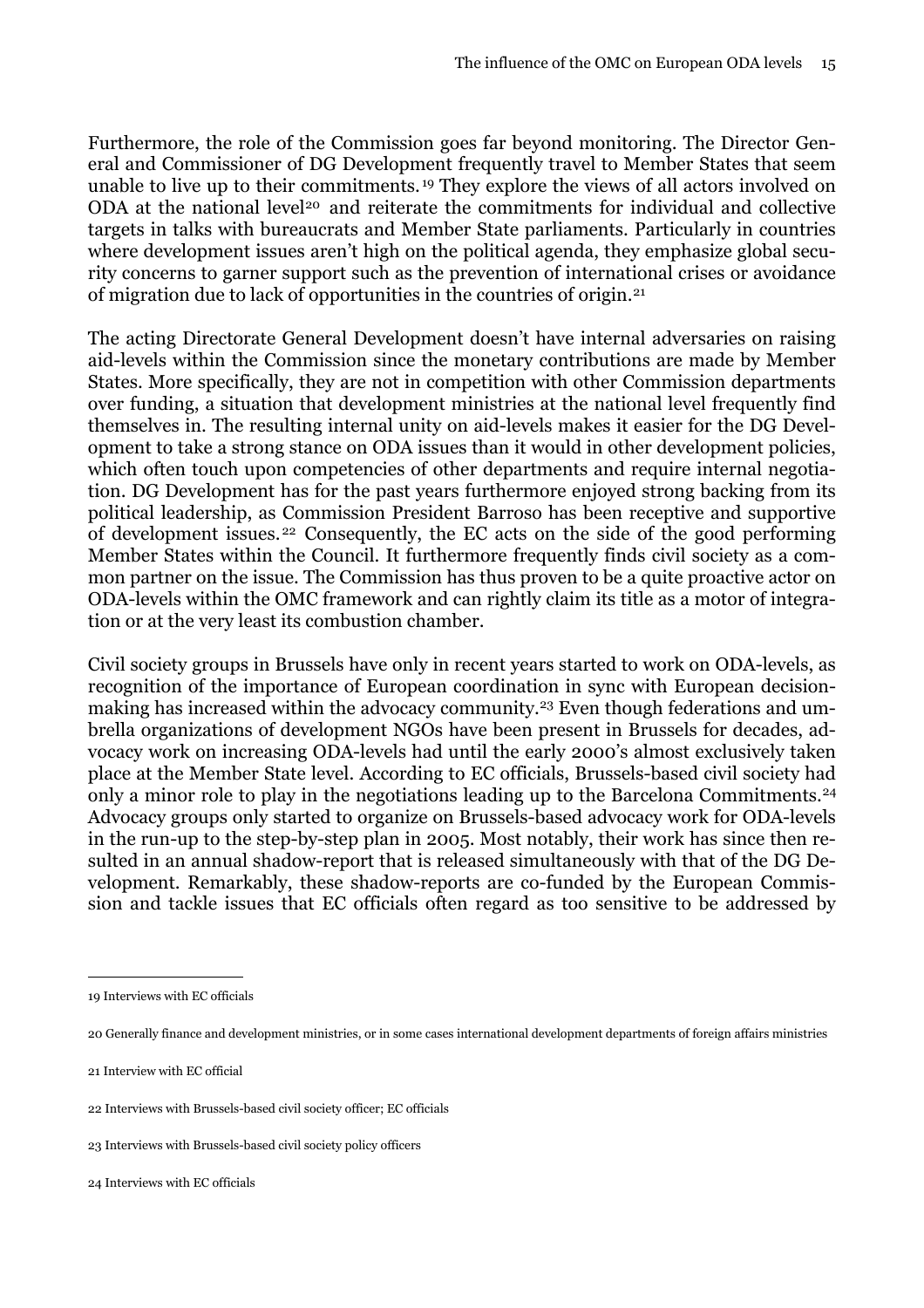Furthermore, the role of the Commission goes far beyond monitoring. The Director General and Commissioner of DG Development frequently travel to Member States that seem unable to live up to their commitments.[19] They explore the views of all actors involved on ODA at the national level[20] and reiterate the commitments for individual and collective targets in talks with bureaucrats and Member State parliaments. Particularly in countries where development issues aren't high on the political agenda, they emphasize global security concerns to garner support such as the prevention of international crises or avoidance of migration due to lack of opportunities in the countries of origin.[21]

The acting Directorate General Development doesn't have internal adversaries on raising aid-levels within the Commission since the monetary contributions are made by Member States. More specifically, they are not in competition with other Commission departments over funding, a situation that development ministries at the national level frequently find themselves in. The resulting internal unity on aid-levels makes it easier for the DG Development to take a strong stance on ODA issues than it would in other development policies, which often touch upon competencies of other departments and require internal negotiation. DG Development has for the past years furthermore enjoyed strong backing from its political leadership, as Commission President Barroso has been receptive and supportive of development issues.[22] Consequently, the EC acts on the side of the good performing Member States within the Council. It furthermore frequently finds civil society as a common partner on the issue. The Commission has thus proven to be a quite proactive actor on ODA-levels within the OMC framework and can rightly claim its title as a motor of integration or at the very least its combustion chamber.

Civil society groups in Brussels have only in recent years started to work on ODA-levels, as recognition of the importance of European coordination in sync with European decision-making has increased within the advocacy community.[23] Even though federations and umbrella organizations of development NGOs have been present in Brussels for decades, advocacy work on increasing ODA-levels had until the early 2000's almost exclusively taken place at the Member State level. According to EC officials, Brussels-based civil society had only a minor role to play in the negotiations leading up to the Barcelona Commitments.[24] Advocacy groups only started to organize on Brussels-based advocacy work for ODA-levels in the run-up to the step-by-step plan in 2005. Most notably, their work has since then resulted in an annual shadow-report that is released simultaneously with that of the DG Development. Remarkably, these shadow-reports are co-funded by the European Commission and tackle issues that EC officials often regard as too sensitive to be addressed by

---

19 Interviews with EC officials

20 Generally finance and development ministries, or in some cases international development departments of foreign affairs ministries

21 Interview with EC official

22 Interviews with Brussels-based civil society officer; EC officials

23 Interviews with Brussels-based civil society policy officers

24 Interviews with EC officials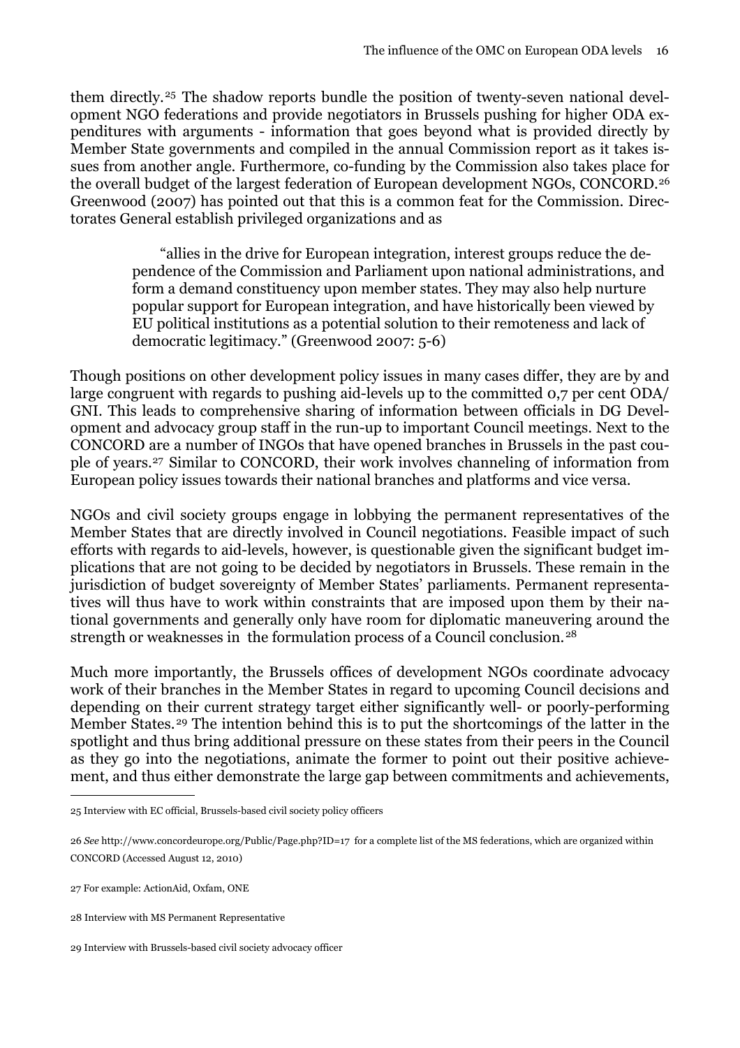them directly.[25] The shadow reports bundle the position of twenty-seven national development NGO federations and provide negotiators in Brussels pushing for higher ODA expenditures with arguments - information that goes beyond what is provided directly by Member State governments and compiled in the annual Commission report as it takes issues from another angle. Furthermore, co-funding by the Commission also takes place for the overall budget of the largest federation of European development NGOs, CONCORD.[26] Greenwood (2007) has pointed out that this is a common feat for the Commission. Directorates General establish privileged organizations and as

> "allies in the drive for European integration, interest groups reduce the dependence of the Commission and Parliament upon national administrations, and form a demand constituency upon member states. They may also help nurture popular support for European integration, and have historically been viewed by EU political institutions as a potential solution to their remoteness and lack of democratic legitimacy." (Greenwood 2007: 5-6)

Though positions on other development policy issues in many cases differ, they are by and large congruent with regards to pushing aid-levels up to the committed 0,7 per cent ODA/GNI. This leads to comprehensive sharing of information between officials in DG Development and advocacy group staff in the run-up to important Council meetings. Next to the CONCORD are a number of INGOs that have opened branches in Brussels in the past couple of years.[27] Similar to CONCORD, their work involves channeling of information from European policy issues towards their national branches and platforms and vice versa.

NGOs and civil society groups engage in lobbying the permanent representatives of the Member States that are directly involved in Council negotiations. Feasible impact of such efforts with regards to aid-levels, however, is questionable given the significant budget implications that are not going to be decided by negotiators in Brussels. These remain in the jurisdiction of budget sovereignty of Member States' parliaments. Permanent representatives will thus have to work within constraints that are imposed upon them by their national governments and generally only have room for diplomatic maneuvering around the strength or weaknesses in the formulation process of a Council conclusion.[28]

Much more importantly, the Brussels offices of development NGOs coordinate advocacy work of their branches in the Member States in regard to upcoming Council decisions and depending on their current strategy target either significantly well- or poorly-performing Member States.[29] The intention behind this is to put the shortcomings of the latter in the spotlight and thus bring additional pressure on these states from their peers in the Council as they go into the negotiations, animate the former to point out their positive achievement, and thus either demonstrate the large gap between commitments and achievements,

---

25 Interview with EC official, Brussels-based civil society policy officers

26 *See* http://www.concordeurope.org/Public/Page.php?ID=17 for a complete list of the MS federations, which are organized within CONCORD (Accessed August 12, 2010)

27 For example: ActionAid, Oxfam, ONE

28 Interview with MS Permanent Representative

29 Interview with Brussels-based civil society advocacy officer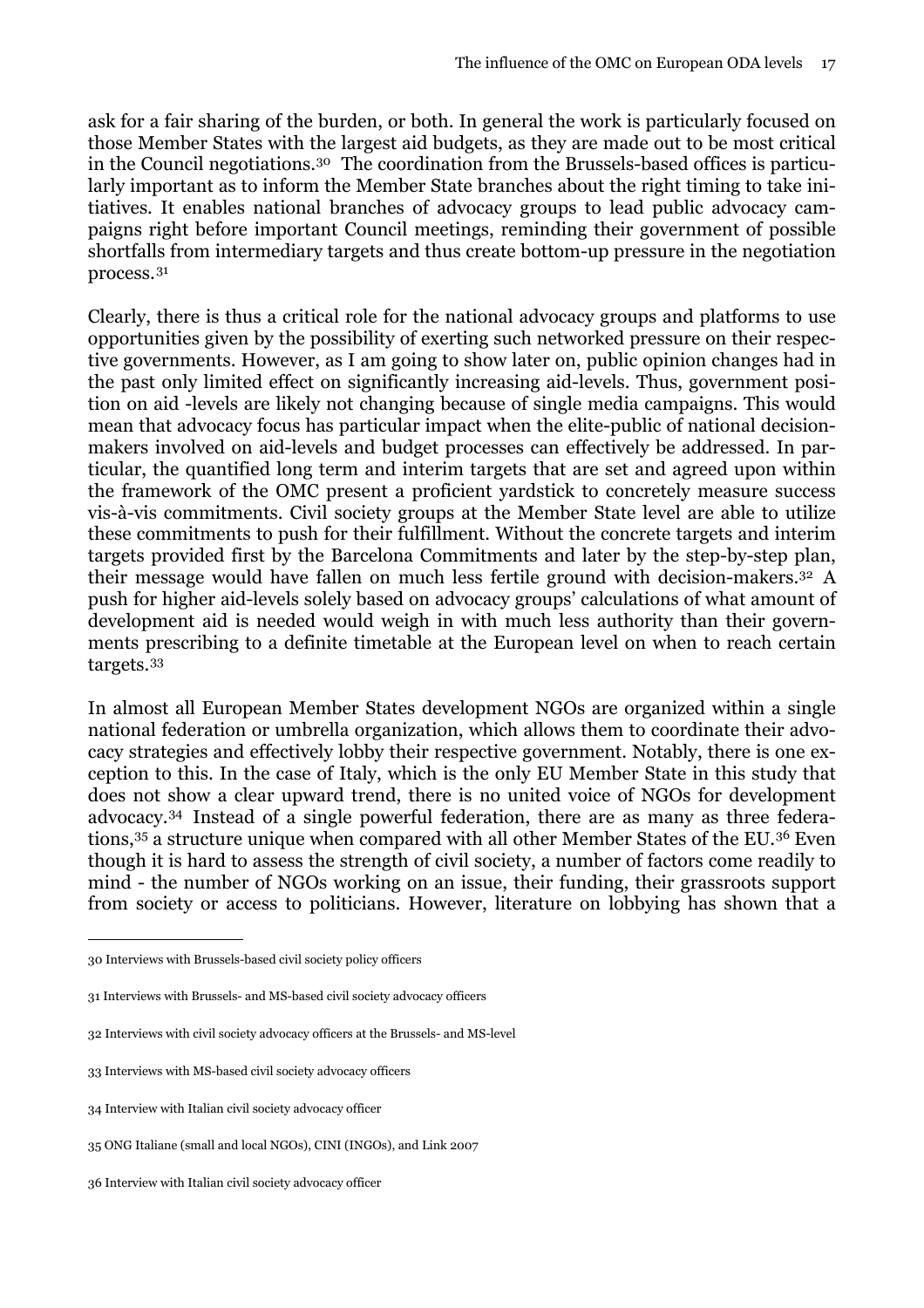ask for a fair sharing of the burden, or both. In general the work is particularly focused on those Member States with the largest aid budgets, as they are made out to be most critical in the Council negotiations.[30] The coordination from the Brussels-based offices is particularly important as to inform the Member State branches about the right timing to take initiatives. It enables national branches of advocacy groups to lead public advocacy campaigns right before important Council meetings, reminding their government of possible shortfalls from intermediary targets and thus create bottom-up pressure in the negotiation process.[31]

Clearly, there is thus a critical role for the national advocacy groups and platforms to use opportunities given by the possibility of exerting such networked pressure on their respective governments. However, as I am going to show later on, public opinion changes had in the past only limited effect on significantly increasing aid-levels. Thus, government position on aid -levels are likely not changing because of single media campaigns. This would mean that advocacy focus has particular impact when the elite-public of national decision-makers involved on aid-levels and budget processes can effectively be addressed. In particular, the quantified long term and interim targets that are set and agreed upon within the framework of the OMC present a proficient yardstick to concretely measure success vis-à-vis commitments. Civil society groups at the Member State level are able to utilize these commitments to push for their fulfillment. Without the concrete targets and interim targets provided first by the Barcelona Commitments and later by the step-by-step plan, their message would have fallen on much less fertile ground with decision-makers.[32] A push for higher aid-levels solely based on advocacy groups' calculations of what amount of development aid is needed would weigh in with much less authority than their governments prescribing to a definite timetable at the European level on when to reach certain targets.[33]

In almost all European Member States development NGOs are organized within a single national federation or umbrella organization, which allows them to coordinate their advocacy strategies and effectively lobby their respective government. Notably, there is one exception to this. In the case of Italy, which is the only EU Member State in this study that does not show a clear upward trend, there is no united voice of NGOs for development advocacy.[34] Instead of a single powerful federation, there are as many as three federations,[35] a structure unique when compared with all other Member States of the EU.[36] Even though it is hard to assess the strength of civil society, a number of factors come readily to mind - the number of NGOs working on an issue, their funding, their grassroots support from society or access to politicians. However, literature on lobbying has shown that a

---

30 Interviews with Brussels-based civil society policy officers

31 Interviews with Brussels- and MS-based civil society advocacy officers

32 Interviews with civil society advocacy officers at the Brussels- and MS-level

33 Interviews with MS-based civil society advocacy officers

34 Interview with Italian civil society advocacy officer

35 ONG Italiane (small and local NGOs), CINI (INGOs), and Link 2007

36 Interview with Italian civil society advocacy officer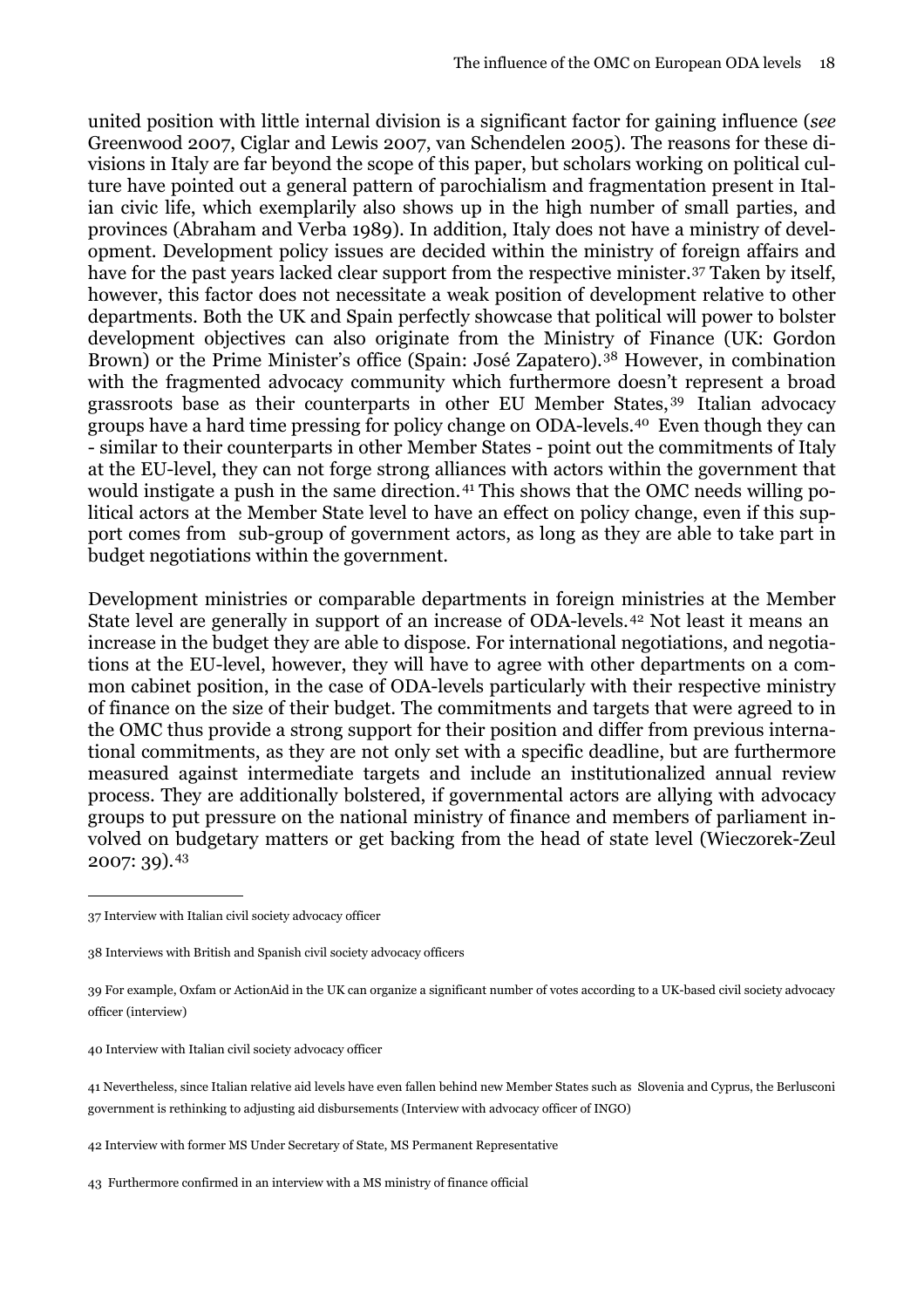united position with little internal division is a significant factor for gaining influence (*see* Greenwood 2007, Ciglar and Lewis 2007, van Schendelen 2005). The reasons for these divisions in Italy are far beyond the scope of this paper, but scholars working on political culture have pointed out a general pattern of parochialism and fragmentation present in Italian civic life, which exemplarily also shows up in the high number of small parties, and provinces (Abraham and Verba 1989). In addition, Italy does not have a ministry of development. Development policy issues are decided within the ministry of foreign affairs and have for the past years lacked clear support from the respective minister.[37] Taken by itself, however, this factor does not necessitate a weak position of development relative to other departments. Both the UK and Spain perfectly showcase that political will power to bolster development objectives can also originate from the Ministry of Finance (UK: Gordon Brown) or the Prime Minister's office (Spain: José Zapatero).[38] However, in combination with the fragmented advocacy community which furthermore doesn't represent a broad grassroots base as their counterparts in other EU Member States,[39] Italian advocacy groups have a hard time pressing for policy change on ODA-levels.[40] Even though they can - similar to their counterparts in other Member States - point out the commitments of Italy at the EU-level, they can not forge strong alliances with actors within the government that would instigate a push in the same direction.[41] This shows that the OMC needs willing political actors at the Member State level to have an effect on policy change, even if this support comes from sub-group of government actors, as long as they are able to take part in budget negotiations within the government.

Development ministries or comparable departments in foreign ministries at the Member State level are generally in support of an increase of ODA-levels.[42] Not least it means an increase in the budget they are able to dispose. For international negotiations, and negotiations at the EU-level, however, they will have to agree with other departments on a common cabinet position, in the case of ODA-levels particularly with their respective ministry of finance on the size of their budget. The commitments and targets that were agreed to in the OMC thus provide a strong support for their position and differ from previous international commitments, as they are not only set with a specific deadline, but are furthermore measured against intermediate targets and include an institutionalized annual review process. They are additionally bolstered, if governmental actors are allying with advocacy groups to put pressure on the national ministry of finance and members of parliament involved on budgetary matters or get backing from the head of state level (Wieczorek-Zeul 2007: 39).[43]

---

37 Interview with Italian civil society advocacy officer

38 Interviews with British and Spanish civil society advocacy officers

39 For example, Oxfam or ActionAid in the UK can organize a significant number of votes according to a UK-based civil society advocacy officer (interview)

40 Interview with Italian civil society advocacy officer

41 Nevertheless, since Italian relative aid levels have even fallen behind new Member States such as Slovenia and Cyprus, the Berlusconi government is rethinking to adjusting aid disbursements (Interview with advocacy officer of INGO)

42 Interview with former MS Under Secretary of State, MS Permanent Representative

43 Furthermore confirmed in an interview with a MS ministry of finance official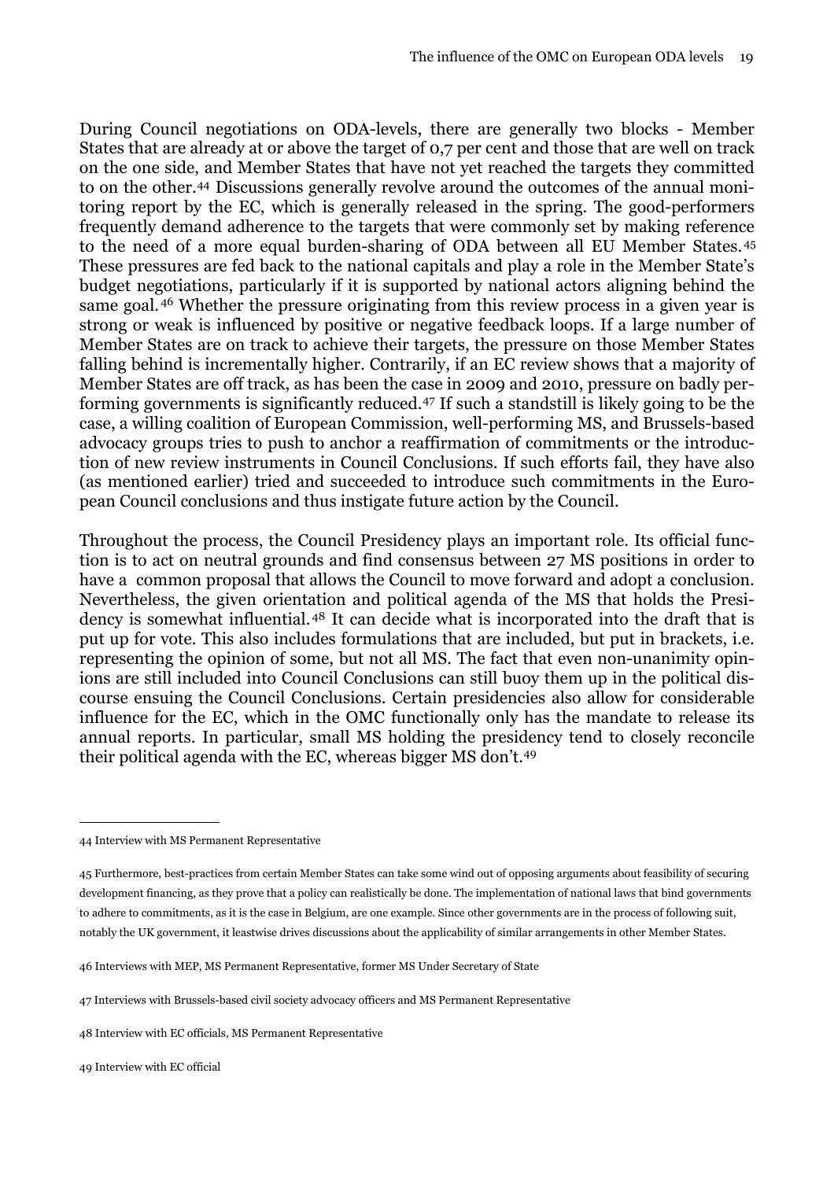During Council negotiations on ODA-levels, there are generally two blocks - Member States that are already at or above the target of 0,7 per cent and those that are well on track on the one side, and Member States that have not yet reached the targets they committed to on the other.[44] Discussions generally revolve around the outcomes of the annual monitoring report by the EC, which is generally released in the spring. The good-performers frequently demand adherence to the targets that were commonly set by making reference to the need of a more equal burden-sharing of ODA between all EU Member States.[45] These pressures are fed back to the national capitals and play a role in the Member State's budget negotiations, particularly if it is supported by national actors aligning behind the same goal.[46] Whether the pressure originating from this review process in a given year is strong or weak is influenced by positive or negative feedback loops. If a large number of Member States are on track to achieve their targets, the pressure on those Member States falling behind is incrementally higher. Contrarily, if an EC review shows that a majority of Member States are off track, as has been the case in 2009 and 2010, pressure on badly performing governments is significantly reduced.[47] If such a standstill is likely going to be the case, a willing coalition of European Commission, well-performing MS, and Brussels-based advocacy groups tries to push to anchor a reaffirmation of commitments or the introduction of new review instruments in Council Conclusions. If such efforts fail, they have also (as mentioned earlier) tried and succeeded to introduce such commitments in the European Council conclusions and thus instigate future action by the Council.

Throughout the process, the Council Presidency plays an important role. Its official function is to act on neutral grounds and find consensus between 27 MS positions in order to have a common proposal that allows the Council to move forward and adopt a conclusion. Nevertheless, the given orientation and political agenda of the MS that holds the Presidency is somewhat influential.[48] It can decide what is incorporated into the draft that is put up for vote. This also includes formulations that are included, but put in brackets, i.e. representing the opinion of some, but not all MS. The fact that even non-unanimity opinions are still included into Council Conclusions can still buoy them up in the political discourse ensuing the Council Conclusions. Certain presidencies also allow for considerable influence for the EC, which in the OMC functionally only has the mandate to release its annual reports. In particular, small MS holding the presidency tend to closely reconcile their political agenda with the EC, whereas bigger MS don't.[49]

---

44 Interview with MS Permanent Representative

45 Furthermore, best-practices from certain Member States can take some wind out of opposing arguments about feasibility of securing development financing, as they prove that a policy can realistically be done. The implementation of national laws that bind governments to adhere to commitments, as it is the case in Belgium, are one example. Since other governments are in the process of following suit, notably the UK government, it leastwise drives discussions about the applicability of similar arrangements in other Member States.

46 Interviews with MEP, MS Permanent Representative, former MS Under Secretary of State

47 Interviews with Brussels-based civil society advocacy officers and MS Permanent Representative

48 Interview with EC officials, MS Permanent Representative

49 Interview with EC official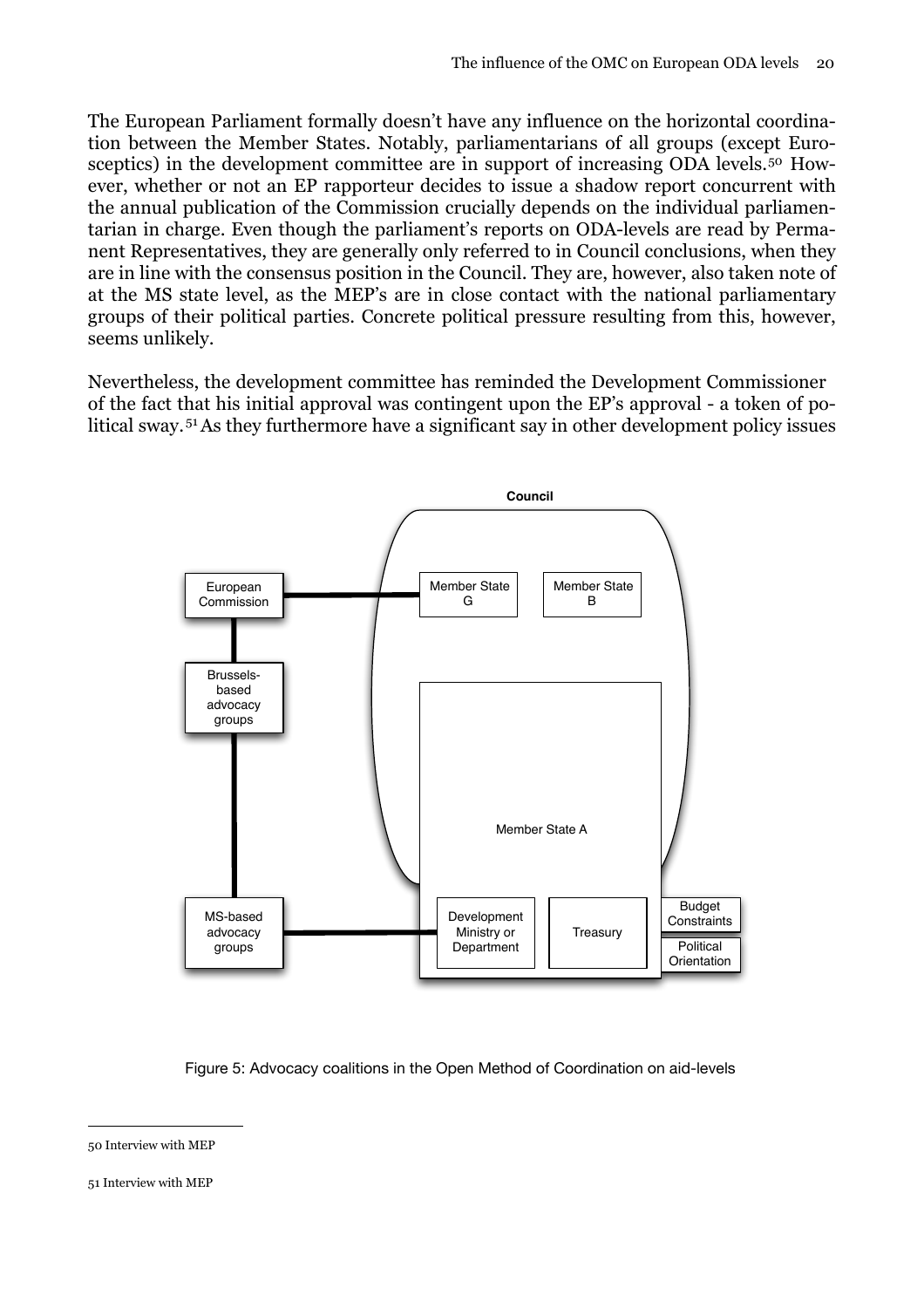The European Parliament formally doesn't have any influence on the horizontal coordination between the Member States. Notably, parliamentarians of all groups (except Eurosceptics) in the development committee are in support of increasing ODA levels.[50] However, whether or not an EP rapporteur decides to issue a shadow report concurrent with the annual publication of the Commission crucially depends on the individual parliamentarian in charge. Even though the parliament's reports on ODA-levels are read by Permanent Representatives, they are generally only referred to in Council conclusions, when they are in line with the consensus position in the Council. They are, however, also taken note of at the MS state level, as the MEP's are in close contact with the national parliamentary groups of their political parties. Concrete political pressure resulting from this, however, seems unlikely.

Nevertheless, the development committee has reminded the Development Commissioner of the fact that his initial approval was contingent upon the EP's approval - a token of political sway.[51] As they furthermore have a significant say in other development policy issues

Council

European Commission

Member State G

Member State B

Brussels-based advocacy groups

Member State A

MS-based advocacy groups

Development Ministry or Department

Treasury

Budget Constraints

Political Orientation

Figure 5: Advocacy coalitions in the Open Method of Coordination on aid-levels

---

50 Interview with MEP

51 Interview with MEP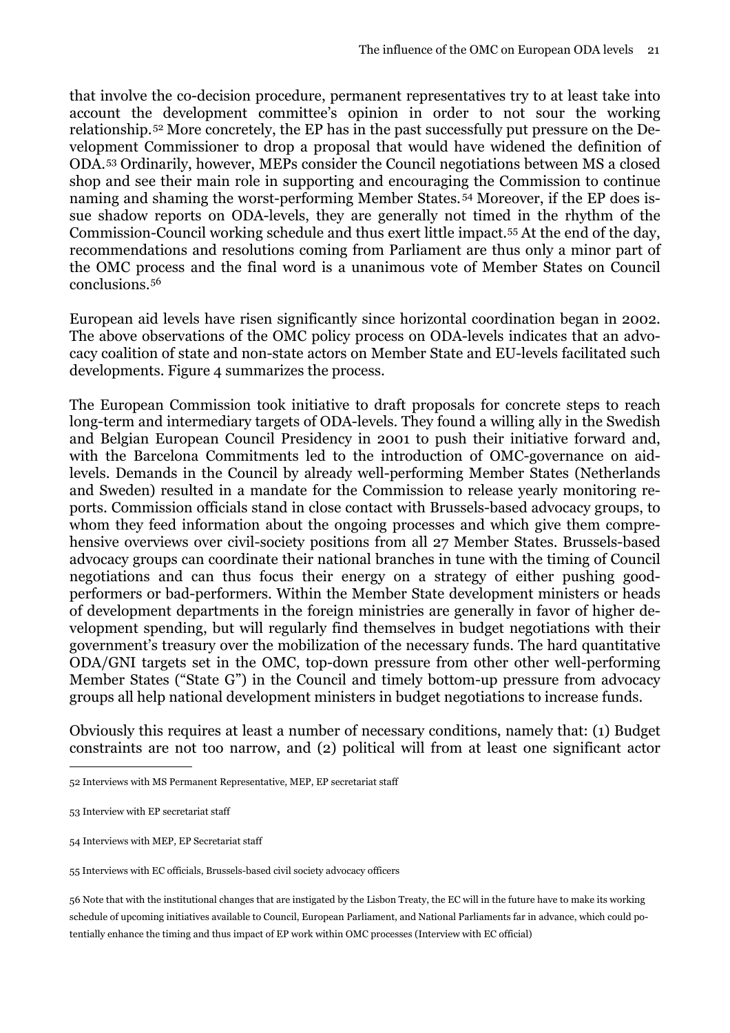that involve the co-decision procedure, permanent representatives try to at least take into account the development committee's opinion in order to not sour the working relationship.[52] More concretely, the EP has in the past successfully put pressure on the Development Commissioner to drop a proposal that would have widened the definition of ODA.[53] Ordinarily, however, MEPs consider the Council negotiations between MS a closed shop and see their main role in supporting and encouraging the Commission to continue naming and shaming the worst-performing Member States.[54] Moreover, if the EP does issue shadow reports on ODA-levels, they are generally not timed in the rhythm of the Commission-Council working schedule and thus exert little impact.[55] At the end of the day, recommendations and resolutions coming from Parliament are thus only a minor part of the OMC process and the final word is a unanimous vote of Member States on Council conclusions.[56]

European aid levels have risen significantly since horizontal coordination began in 2002. The above observations of the OMC policy process on ODA-levels indicates that an advocacy coalition of state and non-state actors on Member State and EU-levels facilitated such developments. Figure 4 summarizes the process.

The European Commission took initiative to draft proposals for concrete steps to reach long-term and intermediary targets of ODA-levels. They found a willing ally in the Swedish and Belgian European Council Presidency in 2001 to push their initiative forward and, with the Barcelona Commitments led to the introduction of OMC-governance on aid-levels. Demands in the Council by already well-performing Member States (Netherlands and Sweden) resulted in a mandate for the Commission to release yearly monitoring reports. Commission officials stand in close contact with Brussels-based advocacy groups, to whom they feed information about the ongoing processes and which give them comprehensive overviews over civil-society positions from all 27 Member States. Brussels-based advocacy groups can coordinate their national branches in tune with the timing of Council negotiations and can thus focus their energy on a strategy of either pushing good-performers or bad-performers. Within the Member State development ministers or heads of development departments in the foreign ministries are generally in favor of higher development spending, but will regularly find themselves in budget negotiations with their government's treasury over the mobilization of the necessary funds. The hard quantitative ODA/GNI targets set in the OMC, top-down pressure from other other well-performing Member States ("State G") in the Council and timely bottom-up pressure from advocacy groups all help national development ministers in budget negotiations to increase funds.

Obviously this requires at least a number of necessary conditions, namely that: (1) Budget constraints are not too narrow, and (2) political will from at least one significant actor

---

52 Interviews with MS Permanent Representative, MEP, EP secretariat staff

53 Interview with EP secretariat staff

54 Interviews with MEP, EP Secretariat staff

55 Interviews with EC officials, Brussels-based civil society advocacy officers

56 Note that with the institutional changes that are instigated by the Lisbon Treaty, the EC will in the future have to make its working schedule of upcoming initiatives available to Council, European Parliament, and National Parliaments far in advance, which could potentially enhance the timing and thus impact of EP work within OMC processes (Interview with EC official)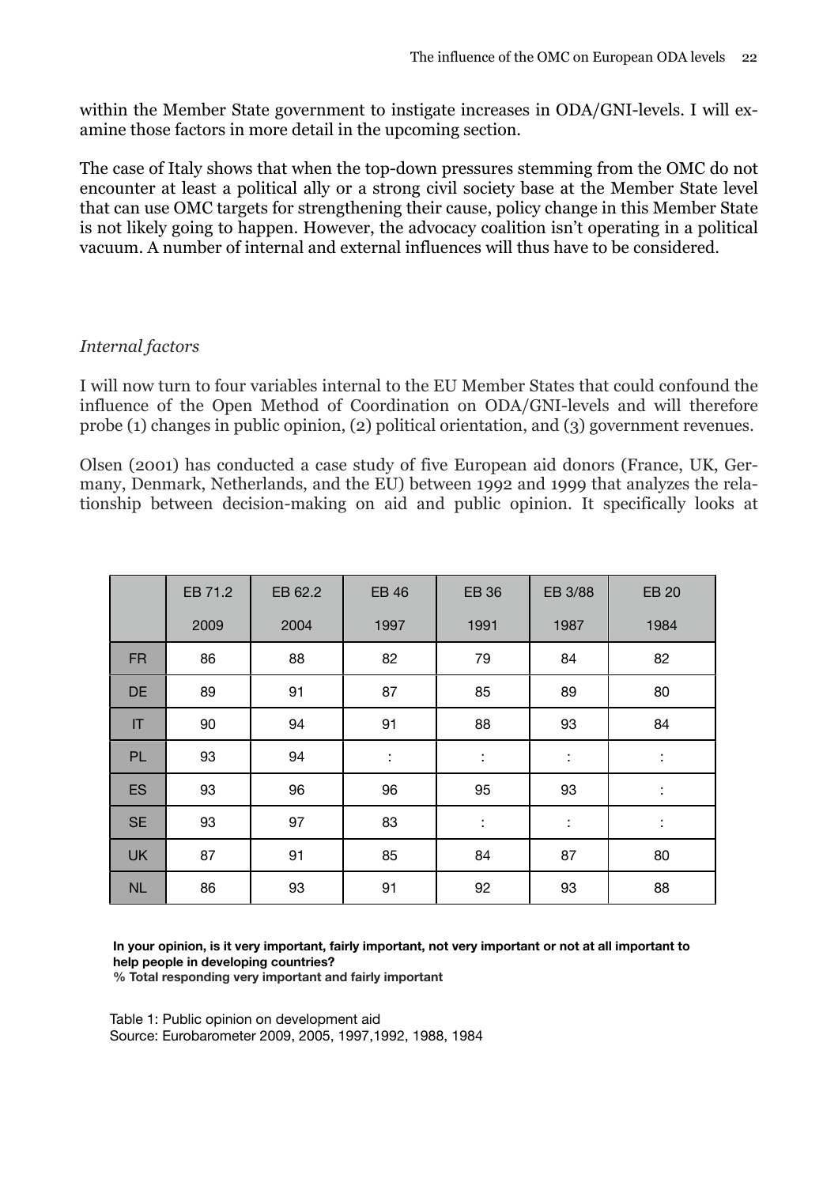within the Member State government to instigate increases in ODA/GNI-levels. I will examine those factors in more detail in the upcoming section.

The case of Italy shows that when the top-down pressures stemming from the OMC do not encounter at least a political ally or a strong civil society base at the Member State level that can use OMC targets for strengthening their cause, policy change in this Member State is not likely going to happen. However, the advocacy coalition isn't operating in a political vacuum. A number of internal and external influences will thus have to be considered.

*Internal factors*

I will now turn to four variables internal to the EU Member States that could confound the influence of the Open Method of Coordination on ODA/GNI-levels and will therefore probe (1) changes in public opinion, (2) political orientation, and (3) government revenues.

Olsen (2001) has conducted a case study of five European aid donors (France, UK, Germany, Denmark, Netherlands, and the EU) between 1992 and 1999 that analyzes the relationship between decision-making on aid and public opinion. It specifically looks at

| | EB 71.2<br>2009 | EB 62.2<br>2004 | EB 46<br>1997 | EB 36<br>1991 | EB 3/88<br>1987 | EB 20<br>1984 |
|---|---|---|---|---|---|---|
| FR | 86 | 88 | 82 | 79 | 84 | 82 |
| DE | 89 | 91 | 87 | 85 | 89 | 80 |
| IT | 90 | 94 | 91 | 88 | 93 | 84 |
| PL | 93 | 94 | : | : | : | : |
| ES | 93 | 96 | 96 | 95 | 93 | : |
| SE | 93 | 97 | 83 | : | : | : |
| UK | 87 | 91 | 85 | 84 | 87 | 80 |
| NL | 86 | 93 | 91 | 92 | 93 | 88 |

**In your opinion, is it very important, fairly important, not very important or not at all important to help people in developing countries?**
**% Total responding very important and fairly important**

Table 1: Public opinion on development aid
Source: Eurobarometer 2009, 2005, 1997,1992, 1988, 1984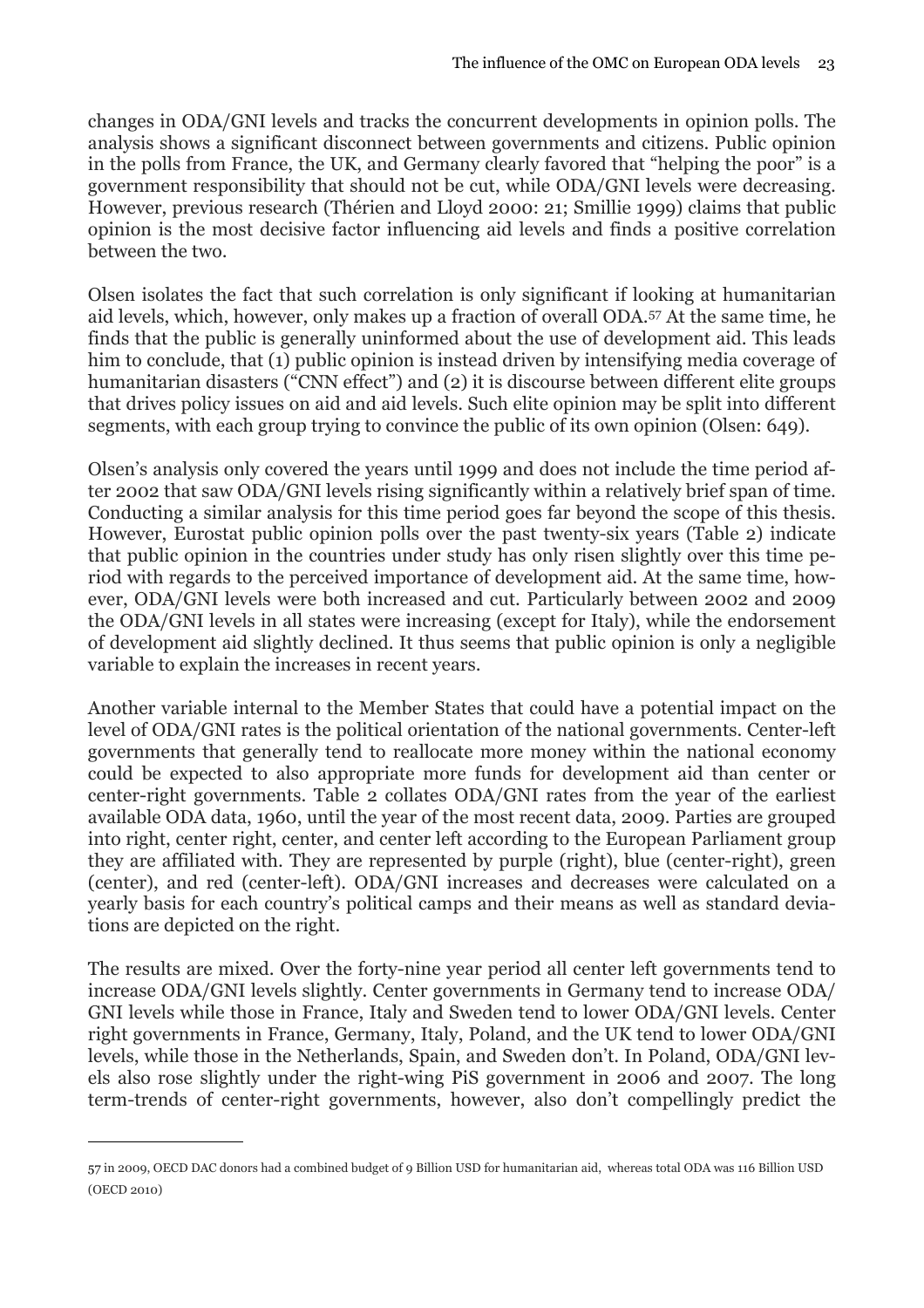changes in ODA/GNI levels and tracks the concurrent developments in opinion polls. The analysis shows a significant disconnect between governments and citizens. Public opinion in the polls from France, the UK, and Germany clearly favored that "helping the poor" is a government responsibility that should not be cut, while ODA/GNI levels were decreasing. However, previous research (Thérien and Lloyd 2000: 21; Smillie 1999) claims that public opinion is the most decisive factor influencing aid levels and finds a positive correlation between the two.

Olsen isolates the fact that such correlation is only significant if looking at humanitarian aid levels, which, however, only makes up a fraction of overall ODA.[57] At the same time, he finds that the public is generally uninformed about the use of development aid. This leads him to conclude, that (1) public opinion is instead driven by intensifying media coverage of humanitarian disasters ("CNN effect") and (2) it is discourse between different elite groups that drives policy issues on aid and aid levels. Such elite opinion may be split into different segments, with each group trying to convince the public of its own opinion (Olsen: 649).

Olsen's analysis only covered the years until 1999 and does not include the time period after 2002 that saw ODA/GNI levels rising significantly within a relatively brief span of time. Conducting a similar analysis for this time period goes far beyond the scope of this thesis. However, Eurostat public opinion polls over the past twenty-six years (Table 2) indicate that public opinion in the countries under study has only risen slightly over this time period with regards to the perceived importance of development aid. At the same time, however, ODA/GNI levels were both increased and cut. Particularly between 2002 and 2009 the ODA/GNI levels in all states were increasing (except for Italy), while the endorsement of development aid slightly declined. It thus seems that public opinion is only a negligible variable to explain the increases in recent years.

Another variable internal to the Member States that could have a potential impact on the level of ODA/GNI rates is the political orientation of the national governments. Center-left governments that generally tend to reallocate more money within the national economy could be expected to also appropriate more funds for development aid than center or center-right governments. Table 2 collates ODA/GNI rates from the year of the earliest available ODA data, 1960, until the year of the most recent data, 2009. Parties are grouped into right, center right, center, and center left according to the European Parliament group they are affiliated with. They are represented by purple (right), blue (center-right), green (center), and red (center-left). ODA/GNI increases and decreases were calculated on a yearly basis for each country's political camps and their means as well as standard deviations are depicted on the right.

The results are mixed. Over the forty-nine year period all center left governments tend to increase ODA/GNI levels slightly. Center governments in Germany tend to increase ODA/GNI levels while those in France, Italy and Sweden tend to lower ODA/GNI levels. Center right governments in France, Germany, Italy, Poland, and the UK tend to lower ODA/GNI levels, while those in the Netherlands, Spain, and Sweden don't. In Poland, ODA/GNI levels also rose slightly under the right-wing PiS government in 2006 and 2007. The long term-trends of center-right governments, however, also don't compellingly predict the

---

[57] in 2009, OECD DAC donors had a combined budget of 9 Billion USD for humanitarian aid, whereas total ODA was 116 Billion USD (OECD 2010)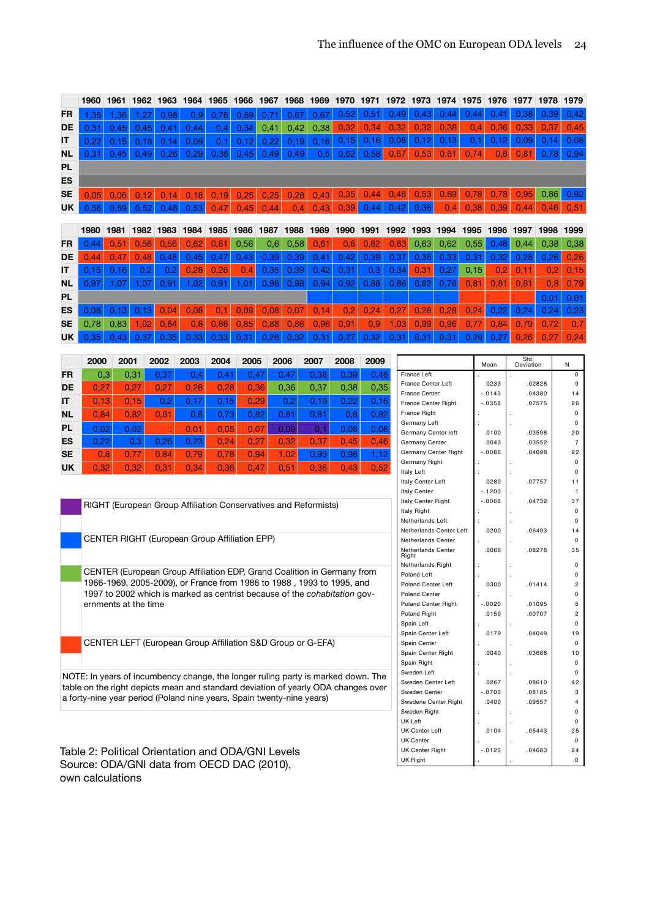| | 1960 | 1961 | 1962 | 1963 | 1964 | 1965 | 1966 | 1967 | 1968 | 1969 | 1970 | 1971 | 1972 | 1973 | 1974 | 1975 | 1976 | 1977 | 1978 | 1979 |
|---|---|---|---|---|---|---|---|---|---|---|---|---|---|---|---|---|---|---|---|---|
| FR | 1,35 | 1,36 | 1,27 | 0,98 | 0,9 | 0,76 | 0,69 | 0,71 | 0,67 | 0,67 | 0,52 | 0,51 | 0,49 | 0,43 | 0,44 | 0,44 | 0,41 | 0,38 | 0,39 | 0,42 |
| DE | 0,31 | 0,45 | 0,45 | 0,41 | 0,44 | 0,4 | 0,34 | 0,41 | 0,42 | 0,38 | 0,32 | 0,34 | 0,32 | 0,32 | 0,38 | 0,4 | 0,36 | 0,33 | 0,37 | 0,45 |
| IT | 0,22 | 0,15 | 0,18 | 0,14 | 0,09 | 0,1 | 0,12 | 0,22 | 0,19 | 0,16 | 0,15 | 0,16 | 0,08 | 0,12 | 0,13 | 0,1 | 0,12 | 0,09 | 0,14 | 0,08 |
| NL | 0,31 | 0,45 | 0,49 | 0,26 | 0,29 | 0,36 | 0,45 | 0,49 | 0,49 | 0,5 | 0,62 | 0,58 | 0,67 | 0,53 | 0,61 | 0,74 | 0,8 | 0,81 | 0,78 | 0,94 |
| PL | | | | | | | | | | | | | | | | | | | | |
| ES | | | | | | | | | | | | | | | | | | | | |
| SE | 0,05 | 0,06 | 0,12 | 0,14 | 0,18 | 0,19 | 0,25 | 0,25 | 0,28 | 0,43 | 0,35 | 0,44 | 0,46 | 0,53 | 0,69 | 0,78 | 0,78 | 0,95 | 0,86 | 0,92 |
| UK | 0,56 | 0,59 | 0,52 | 0,48 | 0,53 | 0,47 | 0,45 | 0,44 | 0,4 | 0,43 | 0,39 | 0,44 | 0,42 | 0,36 | 0,4 | 0,38 | 0,39 | 0,44 | 0,46 | 0,51 |

| | 1980 | 1981 | 1982 | 1983 | 1984 | 1985 | 1986 | 1987 | 1988 | 1989 | 1990 | 1991 | 1992 | 1993 | 1994 | 1995 | 1996 | 1997 | 1998 | 1999 |
|---|---|---|---|---|---|---|---|---|---|---|---|---|---|---|---|---|---|---|---|---|
| FR | 0,44 | 0,51 | 0,56 | 0,56 | 0,62 | 0,61 | 0,56 | 0,6 | 0,58 | 0,61 | 0,6 | 0,62 | 0,63 | 0,63 | 0,62 | 0,55 | 0,48 | 0,44 | 0,38 | 0,38 |
| DE | 0,44 | 0,47 | 0,48 | 0,48 | 0,45 | 0,47 | 0,43 | 0,39 | 0,39 | 0,41 | 0,42 | 0,39 | 0,37 | 0,35 | 0,33 | 0,31 | 0,32 | 0,28 | 0,26 | 0,26 |
| IT | 0,15 | 0,16 | 0,2 | 0,2 | 0,28 | 0,26 | 0,4 | 0,35 | 0,39 | 0,42 | 0,31 | 0,3 | 0,34 | 0,31 | 0,27 | 0,15 | 0,2 | 0,11 | 0,2 | 0,15 |
| NL | 0,97 | 1,07 | 1,07 | 0,91 | 1,02 | 0,91 | 1,01 | 0,98 | 0,98 | 0,94 | 0,92 | 0,88 | 0,86 | 0,82 | 0,76 | 0,81 | 0,81 | 0,81 | 0,8 | 0,79 |
| PL | | | | | | | | | | : | : | : | : | : | : | : | : | : | 0,01 | 0,01 |
| ES | 0,08 | 0,13 | 0,13 | 0,04 | 0,08 | 0,1 | 0,09 | 0,08 | 0,07 | 0,14 | 0,2 | 0,24 | 0,27 | 0,28 | 0,28 | 0,24 | 0,22 | 0,24 | 0,24 | 0,23 |
| SE | 0,78 | 0,83 | 1,02 | 0,84 | 0,8 | 0,86 | 0,85 | 0,88 | 0,86 | 0,96 | 0,91 | 0,9 | 1,03 | 0,99 | 0,96 | 0,77 | 0,84 | 0,79 | 0,72 | 0,7 |
| UK | 0,35 | 0,43 | 0,37 | 0,35 | 0,33 | 0,33 | 0,31 | 0,28 | 0,32 | 0,31 | 0,27 | 0,32 | 0,31 | 0,31 | 0,31 | 0,29 | 0,27 | 0,26 | 0,27 | 0,24 |

| | 2000 | 2001 | 2002 | 2003 | 2004 | 2005 | 2006 | 2007 | 2008 | 2009 |
|---|---|---|---|---|---|---|---|---|---|---|
| FR | 0,3 | 0,31 | 0,37 | 0,4 | 0,41 | 0,47 | 0,47 | 0,38 | 0,39 | 0,46 |
| DE | 0,27 | 0,27 | 0,27 | 0,28 | 0,28 | 0,36 | 0,36 | 0,37 | 0,38 | 0,35 |
| IT | 0,13 | 0,15 | 0,2 | 0,17 | 0,15 | 0,29 | 0,2 | 0,19 | 0,22 | 0,16 |
| NL | 0,84 | 0,82 | 0,81 | 0,8 | 0,73 | 0,82 | 0,81 | 0,81 | 0,8 | 0,82 |
| PL | 0,02 | 0,02 | : | 0,01 | 0,05 | 0,07 | 0,09 | 0,1 | 0,08 | 0,08 |
| ES | 0,22 | 0,3 | 0,26 | 0,23 | 0,24 | 0,27 | 0,32 | 0,37 | 0,45 | 0,46 |
| SE | 0,8 | 0,77 | 0,84 | 0,79 | 0,78 | 0,94 | 1,02 | 0,93 | 0,98 | 1,12 |
| UK | 0,32 | 0,32 | 0,31 | 0,34 | 0,36 | 0,47 | 0,51 | 0,36 | 0,43 | 0,52 |

| Legend colour | Meaning |
|---|---|
| Purple | RIGHT (European Group Affiliation Conservatives and Reformists) |
| Blue | CENTER RIGHT (European Group Affiliation EPP) |
| Green | CENTER (European Group Affiliation EDP, Grand Coalition in Germany from 1966-1969, 2005-2009), or France from 1986 to 1988 , 1993 to 1995, and 1997 to 2002 which is marked as centrist because of the *cohabitation* governments at the time |
| Red | CENTER LEFT (European Group Affiliation S&D Group or G-EFA) |

NOTE: In years of incumbency change, the longer ruling party is marked down. The table on the right depicts mean and standard deviation of yearly ODA changes over a forty-nine year period (Poland nine years, Spain twenty-nine years)

| | Mean | Std. Deviation | N |
|---|---|---|---|
| France Left | . | . | 0 |
| France Center Left | .0233 | .02828 | 9 |
| France Center | -.0143 | .04380 | 14 |
| France Center Right | -.0358 | .07575 | 26 |
| France Right | . | . | 0 |
| Germany Left | . | . | 0 |
| Germany Center left | .0100 | .03598 | 20 |
| Germany Center | .0043 | .03552 | 7 |
| Germany Center Right | -.0086 | .04098 | 22 |
| Germany Right | . | . | 0 |
| Italy Left | . | . | 0 |
| Italy Center Left | .0282 | .07757 | 11 |
| Italy Center | -.1200 | . | 1 |
| Italy Center Right | -.0068 | .04732 | 37 |
| Italy Right | . | . | 0 |
| Netherlands Left | . | . | 0 |
| Netherlands Center Left | .0200 | .06493 | 14 |
| Netherlands Center | . | . | 0 |
| Netherlands Center Right | .0066 | .08278 | 35 |
| Netherlands Right | . | . | 0 |
| Poland Left | . | . | 0 |
| Poland Center Left | .0300 | .01414 | 2 |
| Poland Center | . | . | 0 |
| Poland Center Right | -.0020 | .01095 | 5 |
| Poland Right | .0150 | .00707 | 2 |
| Spain Left | . | . | 0 |
| Spain Center Left | .0179 | .04049 | 19 |
| Spain Center | . | . | 0 |
| Spain Center Right | .0040 | .03688 | 10 |
| Spain Right | . | . | 0 |
| Sweden Left | . | . | 0 |
| Sweden Center Left | .0267 | .08610 | 42 |
| Sweden Center | -.0700 | .08185 | 3 |
| Swedene Center Right | .0400 | .09557 | 4 |
| Sweden Right | . | . | 0 |
| UK Left | . | . | 0 |
| UK Center Left | .0104 | .05443 | 25 |
| UK Center | . | . | 0 |
| UK Center Right | -.0125 | .04683 | 24 |
| UK Right | . | . | 0 |

Table 2: Political Orientation and ODA/GNI Levels
Source: ODA/GNI data from OECD DAC (2010), own calculations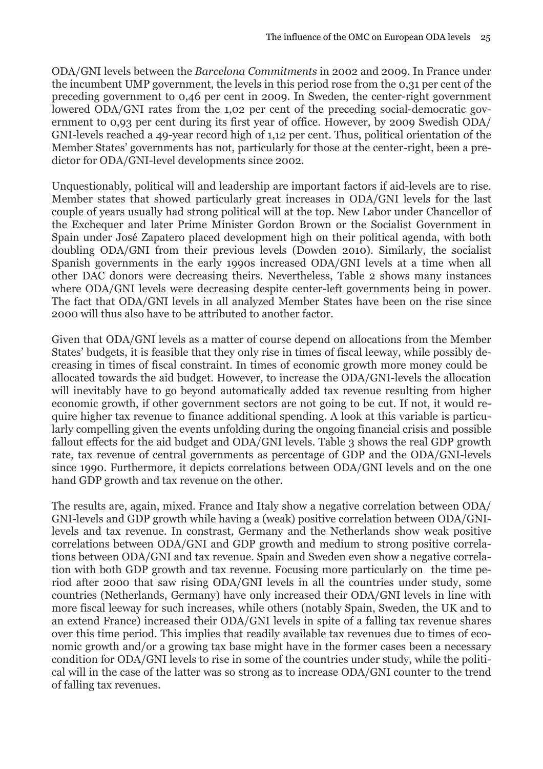ODA/GNI levels between the *Barcelona Commitments* in 2002 and 2009. In France under the incumbent UMP government, the levels in this period rose from the 0,31 per cent of the preceding government to 0,46 per cent in 2009. In Sweden, the center-right government lowered ODA/GNI rates from the 1,02 per cent of the preceding social-democratic government to 0,93 per cent during its first year of office. However, by 2009 Swedish ODA/GNI-levels reached a 49-year record high of 1,12 per cent. Thus, political orientation of the Member States' governments has not, particularly for those at the center-right, been a predictor for ODA/GNI-level developments since 2002.

Unquestionably, political will and leadership are important factors if aid-levels are to rise. Member states that showed particularly great increases in ODA/GNI levels for the last couple of years usually had strong political will at the top. New Labor under Chancellor of the Exchequer and later Prime Minister Gordon Brown or the Socialist Government in Spain under José Zapatero placed development high on their political agenda, with both doubling ODA/GNI from their previous levels (Dowden 2010). Similarly, the socialist Spanish governments in the early 1990s increased ODA/GNI levels at a time when all other DAC donors were decreasing theirs. Nevertheless, Table 2 shows many instances where ODA/GNI levels were decreasing despite center-left governments being in power. The fact that ODA/GNI levels in all analyzed Member States have been on the rise since 2000 will thus also have to be attributed to another factor.

Given that ODA/GNI levels as a matter of course depend on allocations from the Member States' budgets, it is feasible that they only rise in times of fiscal leeway, while possibly decreasing in times of fiscal constraint. In times of economic growth more money could be allocated towards the aid budget. However, to increase the ODA/GNI-levels the allocation will inevitably have to go beyond automatically added tax revenue resulting from higher economic growth, if other government sectors are not going to be cut. If not, it would require higher tax revenue to finance additional spending. A look at this variable is particularly compelling given the events unfolding during the ongoing financial crisis and possible fallout effects for the aid budget and ODA/GNI levels. Table 3 shows the real GDP growth rate, tax revenue of central governments as percentage of GDP and the ODA/GNI-levels since 1990. Furthermore, it depicts correlations between ODA/GNI levels and on the one hand GDP growth and tax revenue on the other.

The results are, again, mixed. France and Italy show a negative correlation between ODA/GNI-levels and GDP growth while having a (weak) positive correlation between ODA/GNI-levels and tax revenue. In constrast, Germany and the Netherlands show weak positive correlations between ODA/GNI and GDP growth and medium to strong positive correlations between ODA/GNI and tax revenue. Spain and Sweden even show a negative correlation with both GDP growth and tax revenue. Focusing more particularly on the time period after 2000 that saw rising ODA/GNI levels in all the countries under study, some countries (Netherlands, Germany) have only increased their ODA/GNI levels in line with more fiscal leeway for such increases, while others (notably Spain, Sweden, the UK and to an extend France) increased their ODA/GNI levels in spite of a falling tax revenue shares over this time period. This implies that readily available tax revenues due to times of economic growth and/or a growing tax base might have in the former cases been a necessary condition for ODA/GNI levels to rise in some of the countries under study, while the political will in the case of the latter was so strong as to increase ODA/GNI counter to the trend of falling tax revenues.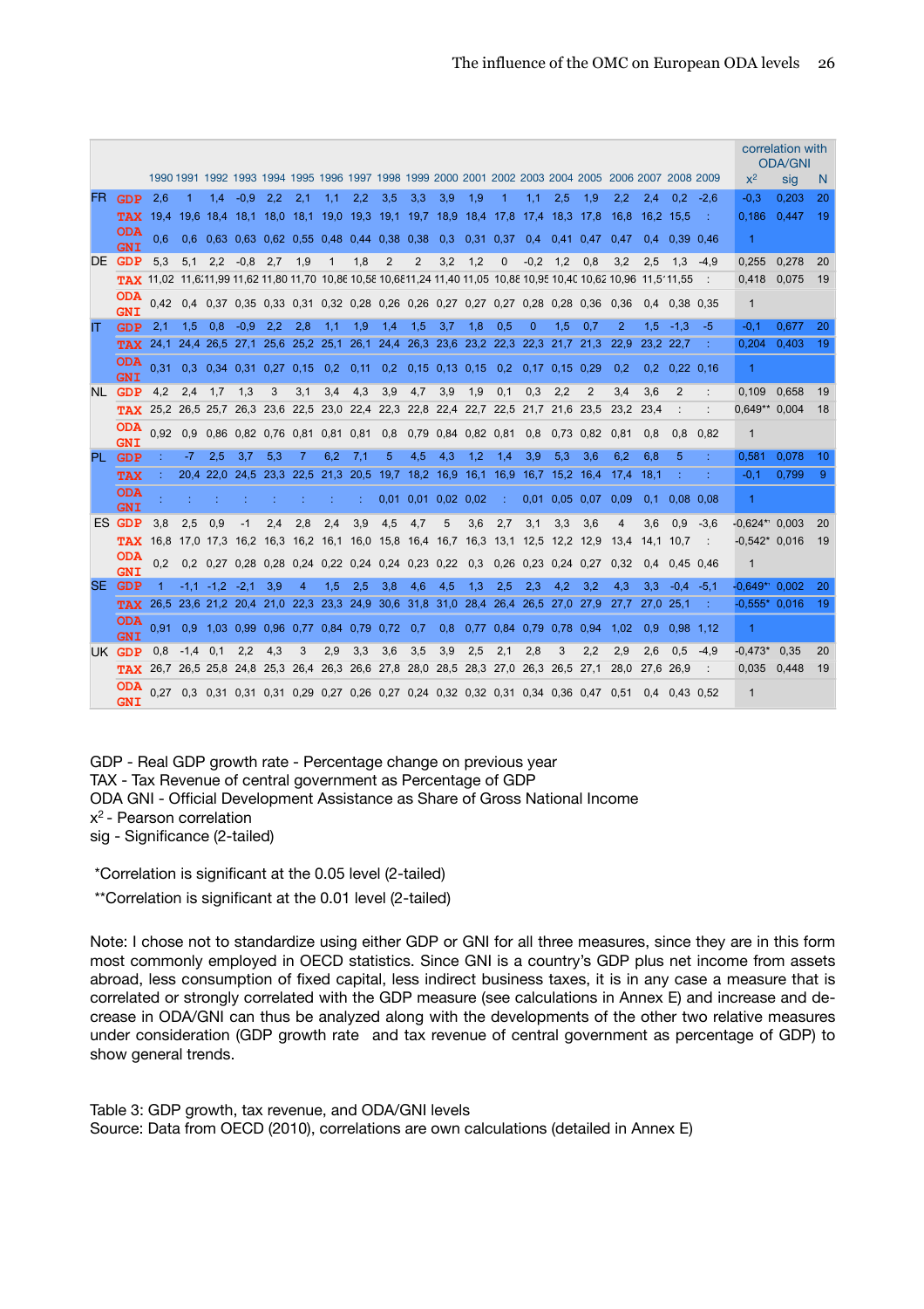| | | 1990 | 1991 | 1992 | 1993 | 1994 | 1995 | 1996 | 1997 | 1998 | 1999 | 2000 | 2001 | 2002 | 2003 | 2004 | 2005 | 2006 | 2007 | 2008 | 2009 | correlation with ODA/GNI $x^2$ | sig | N |
|---|---|---|---|---|---|---|---|---|---|---|---|---|---|---|---|---|---|---|---|---|---|---|---|---|
| FR | GDP | 2,6 | 1 | 1,4 | -0,9 | 2,2 | 2,1 | 1,1 | 2,2 | 3,5 | 3,3 | 3,9 | 1,9 | 1 | 1,1 | 2,5 | 1,9 | 2,2 | 2,4 | 0,2 | -2,6 | -0,3 | 0,203 | 20 |
| | TAX | 19,4 | 19,6 | 18,4 | 18,1 | 18,0 | 18,1 | 19,0 | 19,3 | 19,1 | 19,7 | 18,9 | 18,4 | 17,8 | 17,4 | 18,3 | 17,8 | 16,8 | 16,2 | 15,5 | : | 0,186 | 0,447 | 19 |
| | ODA GNI | 0,6 | 0,6 | 0,63 | 0,63 | 0,62 | 0,55 | 0,48 | 0,44 | 0,38 | 0,38 | 0,3 | 0,31 | 0,37 | 0,4 | 0,41 | 0,47 | 0,47 | 0,4 | 0,39 | 0,46 | 1 | | |
| DE | GDP | 5,3 | 5,1 | 2,2 | -0,8 | 2,7 | 1,9 | 1 | 1,8 | 2 | 2 | 3,2 | 1,2 | 0 | -0,2 | 1,2 | 0,8 | 3,2 | 2,5 | 1,3 | -4,9 | 0,255 | 0,278 | 20 |
| | TAX | 11,02 | 11,6 | 11,99 | 11,62 | 11,80 | 11,70 | 10,86 | 10,58 | 10,68 | 11,24 | 11,40 | 11,05 | 10,88 | 10,95 | 10,40 | 10,62 | 10,96 | 11,5 | 11,55 | : | 0,418 | 0,075 | 19 |
| | ODA GNI | 0,42 | 0,4 | 0,37 | 0,35 | 0,33 | 0,31 | 0,32 | 0,28 | 0,26 | 0,26 | 0,27 | 0,27 | 0,27 | 0,28 | 0,28 | 0,36 | 0,36 | 0,4 | 0,38 | 0,35 | 1 | | |
| IT | GDP | 2,1 | 1,5 | 0,8 | -0,9 | 2,2 | 2,8 | 1,1 | 1,9 | 1,4 | 1,5 | 3,7 | 1,8 | 0,5 | 0 | 1,5 | 0,7 | 2 | 1,5 | -1,3 | -5 | -0,1 | 0,677 | 20 |
| | TAX | 24,1 | 24,4 | 26,5 | 27,1 | 25,6 | 25,2 | 25,1 | 26,1 | 24,4 | 26,3 | 23,6 | 23,2 | 22,3 | 22,3 | 21,7 | 21,3 | 22,9 | 23,2 | 22,7 | : | 0,204 | 0,403 | 19 |
| | ODA GNI | 0,31 | 0,3 | 0,34 | 0,31 | 0,27 | 0,15 | 0,2 | 0,11 | 0,2 | 0,15 | 0,13 | 0,15 | 0,2 | 0,17 | 0,15 | 0,29 | 0,2 | 0,2 | 0,22 | 0,16 | 1 | | |
| NL | GDP | 4,2 | 2,4 | 1,7 | 1,3 | 3 | 3,1 | 3,4 | 4,3 | 3,9 | 4,7 | 3,9 | 1,9 | 0,1 | 0,3 | 2,2 | 2 | 3,4 | 3,6 | 2 | : | 0,109 | 0,658 | 19 |
| | TAX | 25,2 | 26,5 | 25,7 | 26,3 | 23,6 | 22,5 | 23,0 | 22,4 | 22,3 | 22,8 | 22,4 | 22,7 | 22,5 | 21,7 | 21,6 | 23,5 | 23,2 | 23,4 | : | : | 0,649** | 0,004 | 18 |
| | ODA GNI | 0,92 | 0,9 | 0,86 | 0,82 | 0,76 | 0,81 | 0,81 | 0,81 | 0,8 | 0,79 | 0,84 | 0,82 | 0,81 | 0,8 | 0,73 | 0,82 | 0,81 | 0,8 | 0,8 | 0,82 | 1 | | |
| PL | GDP | : | -7 | 2,5 | 3,7 | 5,3 | 7 | 6,2 | 7,1 | 5 | 4,5 | 4,3 | 1,2 | 1,4 | 3,9 | 5,3 | 3,6 | 6,2 | 6,8 | 5 | : | 0,581 | 0,078 | 10 |
| | TAX | : | 20,4 | 22,0 | 24,5 | 23,3 | 22,5 | 21,3 | 20,5 | 19,7 | 18,2 | 16,9 | 16,1 | 16,9 | 16,7 | 15,2 | 16,4 | 17,4 | 18,1 | : | : | -0,1 | 0,799 | 9 |
| | ODA GNI | : | : | : | : | : | : | : | : | 0,01 | 0,01 | 0,02 | 0,02 | : | 0,01 | 0,05 | 0,07 | 0,09 | 0,1 | 0,08 | 0,08 | 1 | | |
| ES | GDP | 3,8 | 2,5 | 0,9 | -1 | 2,4 | 2,8 | 2,4 | 3,9 | 4,5 | 4,7 | 5 | 3,6 | 2,7 | 3,1 | 3,3 | 3,6 | 4 | 3,6 | 0,9 | -3,6 | -0,624** | 0,003 | 20 |
| | TAX | 16,8 | 17,0 | 17,3 | 16,2 | 16,3 | 16,2 | 16,1 | 16,0 | 15,8 | 16,4 | 16,7 | 16,3 | 13,1 | 12,5 | 12,2 | 12,9 | 13,4 | 14,1 | 10,7 | : | -0,542* | 0,016 | 19 |
| | ODA GNI | 0,2 | 0,2 | 0,27 | 0,28 | 0,28 | 0,24 | 0,22 | 0,24 | 0,24 | 0,23 | 0,22 | 0,3 | 0,26 | 0,23 | 0,24 | 0,27 | 0,32 | 0,4 | 0,45 | 0,46 | 1 | | |
| SE | GDP | 1 | -1,1 | -1,2 | -2,1 | 3,9 | 4 | 1,5 | 2,5 | 3,8 | 4,6 | 4,5 | 1,3 | 2,5 | 2,3 | 4,2 | 3,2 | 4,3 | 3,3 | -0,4 | -5,1 | -0,649** | 0,002 | 20 |
| | TAX | 26,5 | 23,6 | 21,2 | 20,4 | 21,0 | 22,3 | 23,3 | 24,9 | 30,6 | 31,8 | 31,0 | 28,4 | 26,4 | 26,5 | 27,0 | 27,9 | 27,7 | 27,0 | 25,1 | : | -0,555* | 0,016 | 19 |
| | ODA GNI | 0,91 | 0,9 | 1,03 | 0,99 | 0,96 | 0,77 | 0,84 | 0,79 | 0,72 | 0,7 | 0,8 | 0,77 | 0,84 | 0,79 | 0,78 | 0,94 | 1,02 | 0,9 | 0,98 | 1,12 | 1 | | |
| UK | GDP | 0,8 | -1,4 | 0,1 | 2,2 | 4,3 | 3 | 2,9 | 3,3 | 3,6 | 3,5 | 3,9 | 2,5 | 2,1 | 2,8 | 3 | 2,2 | 2,9 | 2,6 | 0,5 | -4,9 | -0,473* | 0,35 | 20 |
| | TAX | 26,7 | 26,5 | 25,8 | 24,8 | 25,3 | 26,4 | 26,3 | 26,6 | 27,8 | 28,0 | 28,5 | 28,3 | 27,0 | 26,3 | 26,5 | 27,1 | 28,0 | 27,6 | 26,9 | : | 0,035 | 0,448 | 19 |
| | ODA GNI | 0,27 | 0,3 | 0,31 | 0,31 | 0,31 | 0,29 | 0,27 | 0,26 | 0,27 | 0,24 | 0,32 | 0,32 | 0,31 | 0,34 | 0,36 | 0,47 | 0,51 | 0,4 | 0,43 | 0,52 | 1 | | |

GDP - Real GDP growth rate - Percentage change on previous year
TAX - Tax Revenue of central government as Percentage of GDP
ODA GNI - Official Development Assistance as Share of Gross National Income
$x^2$ - Pearson correlation
sig - Significance (2-tailed)

*Correlation is significant at the 0.05 level (2-tailed)

**Correlation is significant at the 0.01 level (2-tailed)

Note: I chose not to standardize using either GDP or GNI for all three measures, since they are in this form most commonly employed in OECD statistics. Since GNI is a country's GDP plus net income from assets abroad, less consumption of fixed capital, less indirect business taxes, it is in any case a measure that is correlated or strongly correlated with the GDP measure (see calculations in Annex E) and increase and decrease in ODA/GNI can thus be analyzed along with the developments of the other two relative measures under consideration (GDP growth rate and tax revenue of central government as percentage of GDP) to show general trends.

Table 3: GDP growth, tax revenue, and ODA/GNI levels
Source: Data from OECD (2010), correlations are own calculations (detailed in Annex E)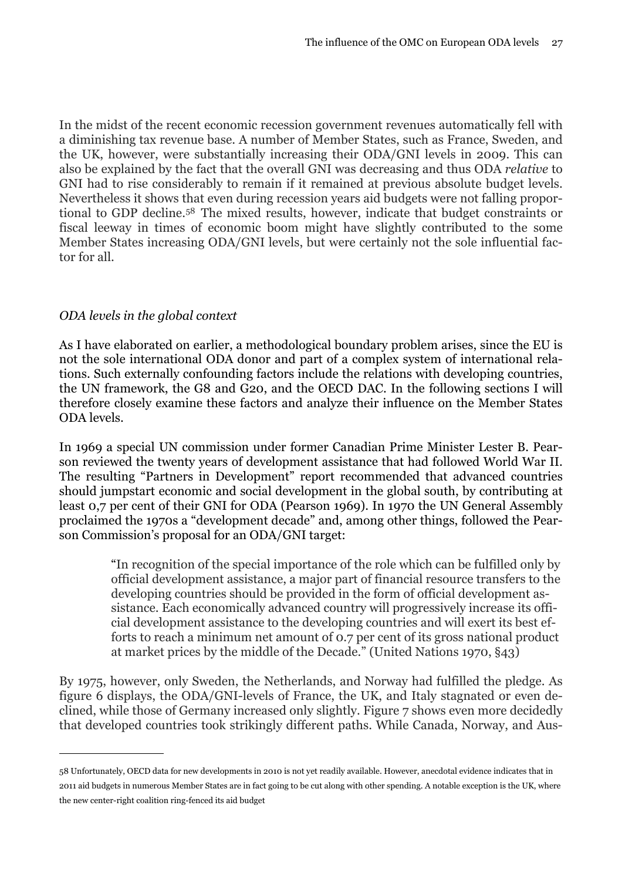In the midst of the recent economic recession government revenues automatically fell with a diminishing tax revenue base. A number of Member States, such as France, Sweden, and the UK, however, were substantially increasing their ODA/GNI levels in 2009. This can also be explained by the fact that the overall GNI was decreasing and thus ODA *relative* to GNI had to rise considerably to remain if it remained at previous absolute budget levels. Nevertheless it shows that even during recession years aid budgets were not falling proportional to GDP decline.[58] The mixed results, however, indicate that budget constraints or fiscal leeway in times of economic boom might have slightly contributed to the some Member States increasing ODA/GNI levels, but were certainly not the sole influential factor for all.

*ODA levels in the global context*

As I have elaborated on earlier, a methodological boundary problem arises, since the EU is not the sole international ODA donor and part of a complex system of international relations. Such externally confounding factors include the relations with developing countries, the UN framework, the G8 and G20, and the OECD DAC. In the following sections I will therefore closely examine these factors and analyze their influence on the Member States ODA levels.

In 1969 a special UN commission under former Canadian Prime Minister Lester B. Pearson reviewed the twenty years of development assistance that had followed World War II. The resulting "Partners in Development" report recommended that advanced countries should jumpstart economic and social development in the global south, by contributing at least 0,7 per cent of their GNI for ODA (Pearson 1969). In 1970 the UN General Assembly proclaimed the 1970s a "development decade" and, among other things, followed the Pearson Commission's proposal for an ODA/GNI target:

> "In recognition of the special importance of the role which can be fulfilled only by official development assistance, a major part of financial resource transfers to the developing countries should be provided in the form of official development assistance. Each economically advanced country will progressively increase its official development assistance to the developing countries and will exert its best efforts to reach a minimum net amount of 0.7 per cent of its gross national product at market prices by the middle of the Decade." (United Nations 1970, §43)

By 1975, however, only Sweden, the Netherlands, and Norway had fulfilled the pledge. As figure 6 displays, the ODA/GNI-levels of France, the UK, and Italy stagnated or even declined, while those of Germany increased only slightly. Figure 7 shows even more decidedly that developed countries took strikingly different paths. While Canada, Norway, and Aus-

---

58 Unfortunately, OECD data for new developments in 2010 is not yet readily available. However, anecdotal evidence indicates that in 2011 aid budgets in numerous Member States are in fact going to be cut along with other spending. A notable exception is the UK, where the new center-right coalition ring-fenced its aid budget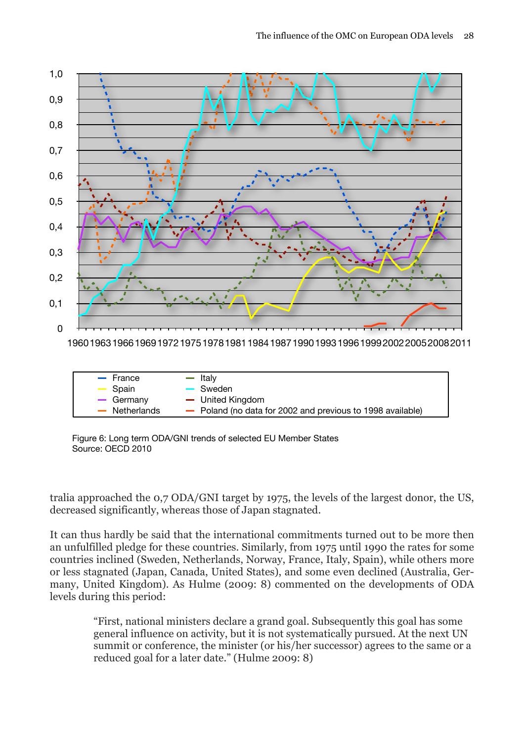Figure 6: Long term ODA/GNI trends of selected EU Member States
Source: OECD 2010

tralia approached the 0,7 ODA/GNI target by 1975, the levels of the largest donor, the US, decreased significantly, whereas those of Japan stagnated.

It can thus hardly be said that the international commitments turned out to be more then an unfulfilled pledge for these countries. Similarly, from 1975 until 1990 the rates for some countries inclined (Sweden, Netherlands, Norway, France, Italy, Spain), while others more or less stagnated (Japan, Canada, United States), and some even declined (Australia, Germany, United Kingdom). As Hulme (2009: 8) commented on the developments of ODA levels during this period:

> "First, national ministers declare a grand goal. Subsequently this goal has some general influence on activity, but it is not systematically pursued. At the next UN summit or conference, the minister (or his/her successor) agrees to the same or a reduced goal for a later date." (Hulme 2009: 8)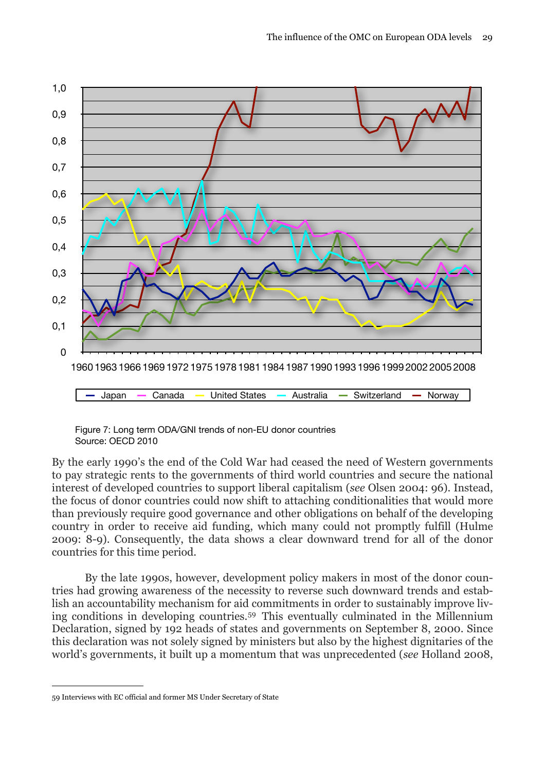Figure 7: Long term ODA/GNI trends of non-EU donor countries
Source: OECD 2010

By the early 1990's the end of the Cold War had ceased the need of Western governments to pay strategic rents to the governments of third world countries and secure the national interest of developed countries to support liberal capitalism (*see* Olsen 2004: 96). Instead, the focus of donor countries could now shift to attaching conditionalities that would more than previously require good governance and other obligations on behalf of the developing country in order to receive aid funding, which many could not promptly fulfill (Hulme 2009: 8-9). Consequently, the data shows a clear downward trend for all of the donor countries for this time period.

By the late 1990s, however, development policy makers in most of the donor countries had growing awareness of the necessity to reverse such downward trends and establish an accountability mechanism for aid commitments in order to sustainably improve living conditions in developing countries.[59] This eventually culminated in the Millennium Declaration, signed by 192 heads of states and governments on September 8, 2000. Since this declaration was not solely signed by ministers but also by the highest dignitaries of the world's governments, it built up a momentum that was unprecedented (*see* Holland 2008,

---

59 Interviews with EC official and former MS Under Secretary of State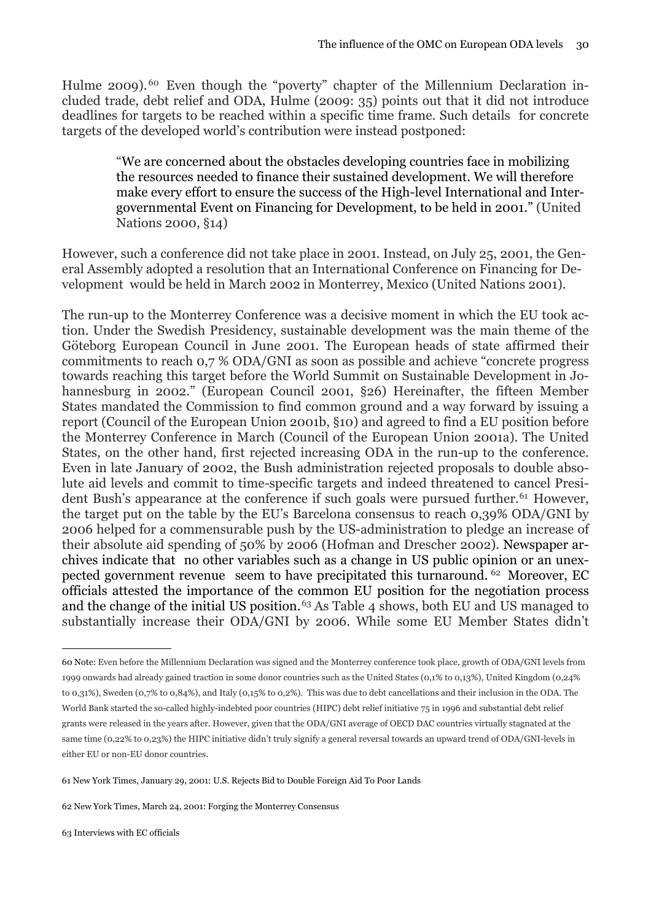Hulme 2009).[60] Even though the "poverty" chapter of the Millennium Declaration included trade, debt relief and ODA, Hulme (2009: 35) points out that it did not introduce deadlines for targets to be reached within a specific time frame. Such details for concrete targets of the developed world's contribution were instead postponed:

> "We are concerned about the obstacles developing countries face in mobilizing the resources needed to finance their sustained development. We will therefore make every effort to ensure the success of the High-level International and Intergovernmental Event on Financing for Development, to be held in 2001." (United Nations 2000, §14)

However, such a conference did not take place in 2001. Instead, on July 25, 2001, the General Assembly adopted a resolution that an International Conference on Financing for Development would be held in March 2002 in Monterrey, Mexico (United Nations 2001).

The run-up to the Monterrey Conference was a decisive moment in which the EU took action. Under the Swedish Presidency, sustainable development was the main theme of the Göteborg European Council in June 2001. The European heads of state affirmed their commitments to reach 0,7 % ODA/GNI as soon as possible and achieve "concrete progress towards reaching this target before the World Summit on Sustainable Development in Johannesburg in 2002." (European Council 2001, §26) Hereinafter, the fifteen Member States mandated the Commission to find common ground and a way forward by issuing a report (Council of the European Union 2001b, §10) and agreed to find a EU position before the Monterrey Conference in March (Council of the European Union 2001a). The United States, on the other hand, first rejected increasing ODA in the run-up to the conference. Even in late January of 2002, the Bush administration rejected proposals to double absolute aid levels and commit to time-specific targets and indeed threatened to cancel President Bush's appearance at the conference if such goals were pursued further.[61] However, the target put on the table by the EU's Barcelona consensus to reach 0,39% ODA/GNI by 2006 helped for a commensurable push by the US-administration to pledge an increase of their absolute aid spending of 50% by 2006 (Hofman and Drescher 2002). Newspaper archives indicate that no other variables such as a change in US public opinion or an unexpected government revenue seem to have precipitated this turnaround.[62] Moreover, EC officials attested the importance of the common EU position for the negotiation process and the change of the initial US position.[63] As Table 4 shows, both EU and US managed to substantially increase their ODA/GNI by 2006. While some EU Member States didn't

---

60 Note: Even before the Millennium Declaration was signed and the Monterrey conference took place, growth of ODA/GNI levels from 1999 onwards had already gained traction in some donor countries such as the United States (0,1% to 0,13%), United Kingdom (0,24% to 0,31%), Sweden (0,7% to 0,84%), and Italy (0,15% to 0,2%). This was due to debt cancellations and their inclusion in the ODA. The World Bank started the so-called highly-indebted poor countries (HIPC) debt relief initiative 75 in 1996 and substantial debt relief grants were released in the years after. However, given that the ODA/GNI average of OECD DAC countries virtually stagnated at the same time (0,22% to 0,23%) the HIPC initiative didn't truly signify a general reversal towards an upward trend of ODA/GNI-levels in either EU or non-EU donor countries.

61 New York Times, January 29, 2001: U.S. Rejects Bid to Double Foreign Aid To Poor Lands

62 New York Times, March 24, 2001: Forging the Monterrey Consensus

63 Interviews with EC officials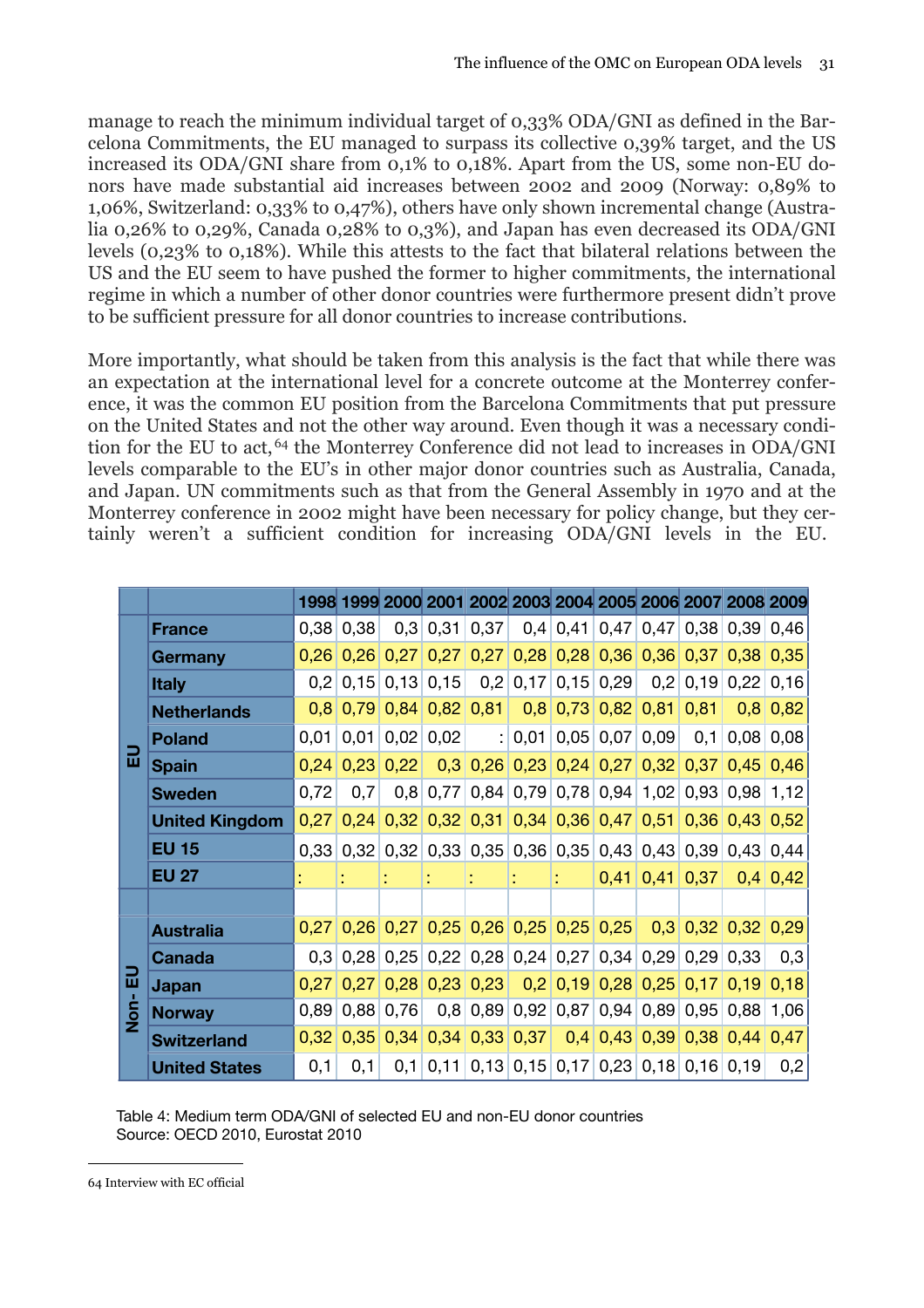manage to reach the minimum individual target of 0,33% ODA/GNI as defined in the Barcelona Commitments, the EU managed to surpass its collective 0,39% target, and the US increased its ODA/GNI share from 0,1% to 0,18%. Apart from the US, some non-EU donors have made substantial aid increases between 2002 and 2009 (Norway: 0,89% to 1,06%, Switzerland: 0,33% to 0,47%), others have only shown incremental change (Australia 0,26% to 0,29%, Canada 0,28% to 0,3%), and Japan has even decreased its ODA/GNI levels (0,23% to 0,18%). While this attests to the fact that bilateral relations between the US and the EU seem to have pushed the former to higher commitments, the international regime in which a number of other donor countries were furthermore present didn't prove to be sufficient pressure for all donor countries to increase contributions.

More importantly, what should be taken from this analysis is the fact that while there was an expectation at the international level for a concrete outcome at the Monterrey conference, it was the common EU position from the Barcelona Commitments that put pressure on the United States and not the other way around. Even though it was a necessary condition for the EU to act,[64] the Monterrey Conference did not lead to increases in ODA/GNI levels comparable to the EU's in other major donor countries such as Australia, Canada, and Japan. UN commitments such as that from the General Assembly in 1970 and at the Monterrey conference in 2002 might have been necessary for policy change, but they certainly weren't a sufficient condition for increasing ODA/GNI levels in the EU.

| | | 1998 | 1999 | 2000 | 2001 | 2002 | 2003 | 2004 | 2005 | 2006 | 2007 | 2008 | 2009 |
|---|---|---|---|---|---|---|---|---|---|---|---|---|---|
| EU | **France** | 0,38 | 0,38 | 0,3 | 0,31 | 0,37 | 0,4 | 0,41 | 0,47 | 0,47 | 0,38 | 0,39 | 0,46 |
| | **Germany** | 0,26 | 0,26 | 0,27 | 0,27 | 0,27 | 0,28 | 0,28 | 0,36 | 0,36 | 0,37 | 0,38 | 0,35 |
| | **Italy** | 0,2 | 0,15 | 0,13 | 0,15 | 0,2 | 0,17 | 0,15 | 0,29 | 0,2 | 0,19 | 0,22 | 0,16 |
| | **Netherlands** | 0,8 | 0,79 | 0,84 | 0,82 | 0,81 | 0,8 | 0,73 | 0,82 | 0,81 | 0,81 | 0,8 | 0,82 |
| | **Poland** | 0,01 | 0,01 | 0,02 | 0,02 | : | 0,01 | 0,05 | 0,07 | 0,09 | 0,1 | 0,08 | 0,08 |
| | **Spain** | 0,24 | 0,23 | 0,22 | 0,3 | 0,26 | 0,23 | 0,24 | 0,27 | 0,32 | 0,37 | 0,45 | 0,46 |
| | **Sweden** | 0,72 | 0,7 | 0,8 | 0,77 | 0,84 | 0,79 | 0,78 | 0,94 | 1,02 | 0,93 | 0,98 | 1,12 |
| | **United Kingdom** | 0,27 | 0,24 | 0,32 | 0,32 | 0,31 | 0,34 | 0,36 | 0,47 | 0,51 | 0,36 | 0,43 | 0,52 |
| | **EU 15** | 0,33 | 0,32 | 0,32 | 0,33 | 0,35 | 0,36 | 0,35 | 0,43 | 0,43 | 0,39 | 0,43 | 0,44 |
| | **EU 27** | : | : | : | : | : | : | : | 0,41 | 0,41 | 0,37 | 0,4 | 0,42 |
| | | | | | | | | | | | | | |
| Non-EU | **Australia** | 0,27 | 0,26 | 0,27 | 0,25 | 0,26 | 0,25 | 0,25 | 0,25 | 0,3 | 0,32 | 0,32 | 0,29 |
| | **Canada** | 0,3 | 0,28 | 0,25 | 0,22 | 0,28 | 0,24 | 0,27 | 0,34 | 0,29 | 0,29 | 0,33 | 0,3 |
| | **Japan** | 0,27 | 0,27 | 0,28 | 0,23 | 0,23 | 0,2 | 0,19 | 0,28 | 0,25 | 0,17 | 0,19 | 0,18 |
| | **Norway** | 0,89 | 0,88 | 0,76 | 0,8 | 0,89 | 0,92 | 0,87 | 0,94 | 0,89 | 0,95 | 0,88 | 1,06 |
| | **Switzerland** | 0,32 | 0,35 | 0,34 | 0,34 | 0,33 | 0,37 | 0,4 | 0,43 | 0,39 | 0,38 | 0,44 | 0,47 |
| | **United States** | 0,1 | 0,1 | 0,1 | 0,11 | 0,13 | 0,15 | 0,17 | 0,23 | 0,18 | 0,16 | 0,19 | 0,2 |

Table 4: Medium term ODA/GNI of selected EU and non-EU donor countries
Source: OECD 2010, Eurostat 2010

64 Interview with EC official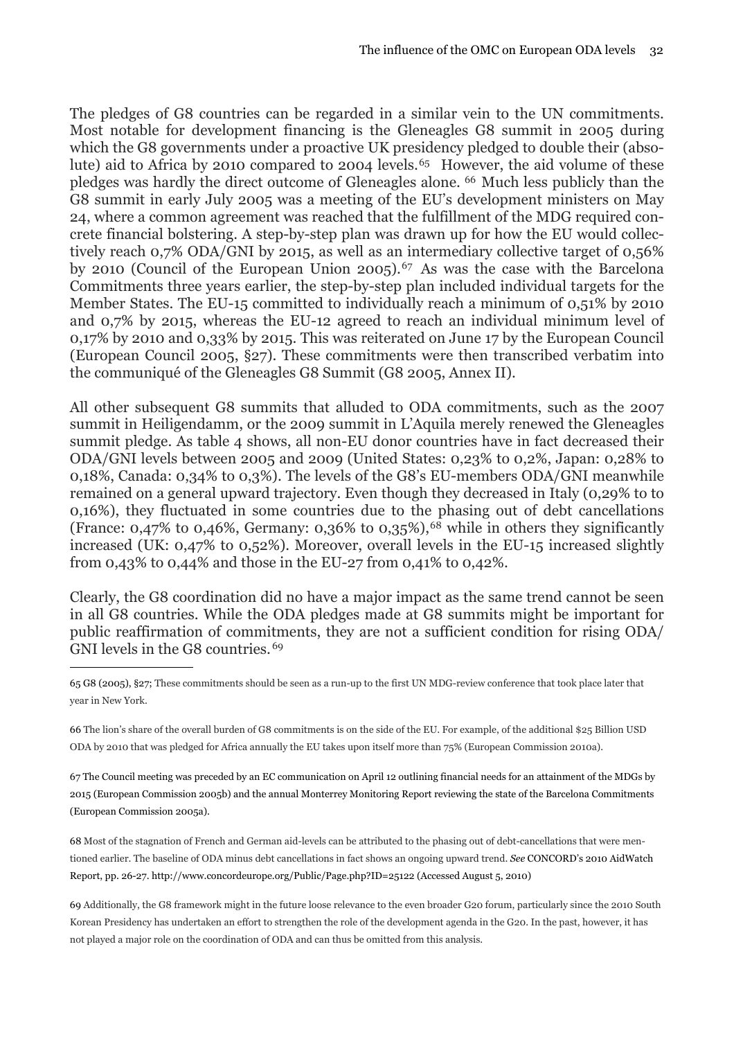The pledges of G8 countries can be regarded in a similar vein to the UN commitments. Most notable for development financing is the Gleneagles G8 summit in 2005 during which the G8 governments under a proactive UK presidency pledged to double their (absolute) aid to Africa by 2010 compared to 2004 levels.[65] However, the aid volume of these pledges was hardly the direct outcome of Gleneagles alone. [66] Much less publicly than the G8 summit in early July 2005 was a meeting of the EU's development ministers on May 24, where a common agreement was reached that the fulfillment of the MDG required concrete financial bolstering. A step-by-step plan was drawn up for how the EU would collectively reach 0,7% ODA/GNI by 2015, as well as an intermediary collective target of 0,56% by 2010 (Council of the European Union 2005).[67] As was the case with the Barcelona Commitments three years earlier, the step-by-step plan included individual targets for the Member States. The EU-15 committed to individually reach a minimum of 0,51% by 2010 and 0,7% by 2015, whereas the EU-12 agreed to reach an individual minimum level of 0,17% by 2010 and 0,33% by 2015. This was reiterated on June 17 by the European Council (European Council 2005, §27). These commitments were then transcribed verbatim into the communiqué of the Gleneagles G8 Summit (G8 2005, Annex II).

All other subsequent G8 summits that alluded to ODA commitments, such as the 2007 summit in Heiligendamm, or the 2009 summit in L'Aquila merely renewed the Gleneagles summit pledge. As table 4 shows, all non-EU donor countries have in fact decreased their ODA/GNI levels between 2005 and 2009 (United States: 0,23% to 0,2%, Japan: 0,28% to 0,18%, Canada: 0,34% to 0,3%). The levels of the G8's EU-members ODA/GNI meanwhile remained on a general upward trajectory. Even though they decreased in Italy (0,29% to to 0,16%), they fluctuated in some countries due to the phasing out of debt cancellations (France: 0,47% to 0,46%, Germany: 0,36% to 0,35%),[68] while in others they significantly increased (UK: 0,47% to 0,52%). Moreover, overall levels in the EU-15 increased slightly from 0,43% to 0,44% and those in the EU-27 from 0,41% to 0,42%.

Clearly, the G8 coordination did no have a major impact as the same trend cannot be seen in all G8 countries. While the ODA pledges made at G8 summits might be important for public reaffirmation of commitments, they are not a sufficient condition for rising ODA/GNI levels in the G8 countries.[69]

---

65 G8 (2005), §27; These commitments should be seen as a run-up to the first UN MDG-review conference that took place later that year in New York.

66 The lion's share of the overall burden of G8 commitments is on the side of the EU. For example, of the additional $25 Billion USD ODA by 2010 that was pledged for Africa annually the EU takes upon itself more than 75% (European Commission 2010a).

67 The Council meeting was preceded by an EC communication on April 12 outlining financial needs for an attainment of the MDGs by 2015 (European Commission 2005b) and the annual Monterrey Monitoring Report reviewing the state of the Barcelona Commitments (European Commission 2005a).

68 Most of the stagnation of French and German aid-levels can be attributed to the phasing out of debt-cancellations that were mentioned earlier. The baseline of ODA minus debt cancellations in fact shows an ongoing upward trend. *See* CONCORD's 2010 AidWatch Report, pp. 26-27. http://www.concordeurope.org/Public/Page.php?ID=25122 (Accessed August 5, 2010)

69 Additionally, the G8 framework might in the future loose relevance to the even broader G20 forum, particularly since the 2010 South Korean Presidency has undertaken an effort to strengthen the role of the development agenda in the G20. In the past, however, it has not played a major role on the coordination of ODA and can thus be omitted from this analysis.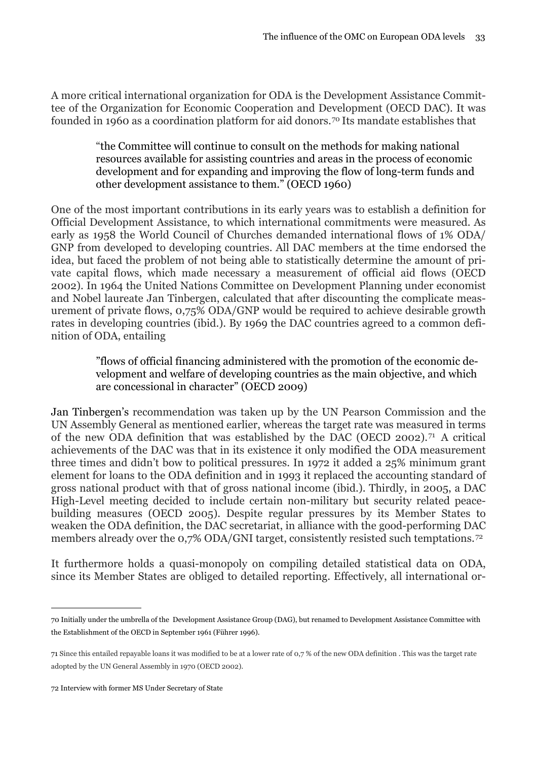A more critical international organization for ODA is the Development Assistance Committee of the Organization for Economic Cooperation and Development (OECD DAC). It was founded in 1960 as a coordination platform for aid donors.[70] Its mandate establishes that

> "the Committee will continue to consult on the methods for making national resources available for assisting countries and areas in the process of economic development and for expanding and improving the flow of long-term funds and other development assistance to them." (OECD 1960)

One of the most important contributions in its early years was to establish a definition for Official Development Assistance, to which international commitments were measured. As early as 1958 the World Council of Churches demanded international flows of 1% ODA/GNP from developed to developing countries. All DAC members at the time endorsed the idea, but faced the problem of not being able to statistically determine the amount of private capital flows, which made necessary a measurement of official aid flows (OECD 2002). In 1964 the United Nations Committee on Development Planning under economist and Nobel laureate Jan Tinbergen, calculated that after discounting the complicate measurement of private flows, 0,75% ODA/GNP would be required to achieve desirable growth rates in developing countries (ibid.). By 1969 the DAC countries agreed to a common definition of ODA, entailing

> "flows of official financing administered with the promotion of the economic development and welfare of developing countries as the main objective, and which are concessional in character" (OECD 2009)

Jan Tinbergen's recommendation was taken up by the UN Pearson Commission and the UN Assembly General as mentioned earlier, whereas the target rate was measured in terms of the new ODA definition that was established by the DAC (OECD 2002).[71] A critical achievements of the DAC was that in its existence it only modified the ODA measurement three times and didn't bow to political pressures. In 1972 it added a 25% minimum grant element for loans to the ODA definition and in 1993 it replaced the accounting standard of gross national product with that of gross national income (ibid.). Thirdly, in 2005, a DAC High-Level meeting decided to include certain non-military but security related peace-building measures (OECD 2005). Despite regular pressures by its Member States to weaken the ODA definition, the DAC secretariat, in alliance with the good-performing DAC members already over the 0,7% ODA/GNI target, consistently resisted such temptations.[72]

It furthermore holds a quasi-monopoly on compiling detailed statistical data on ODA, since its Member States are obliged to detailed reporting. Effectively, all international or-

---

70 Initially under the umbrella of the Development Assistance Group (DAG), but renamed to Development Assistance Committee with the Establishment of the OECD in September 1961 (Führer 1996).

71 Since this entailed repayable loans it was modified to be at a lower rate of 0,7 % of the new ODA definition . This was the target rate adopted by the UN General Assembly in 1970 (OECD 2002).

72 Interview with former MS Under Secretary of State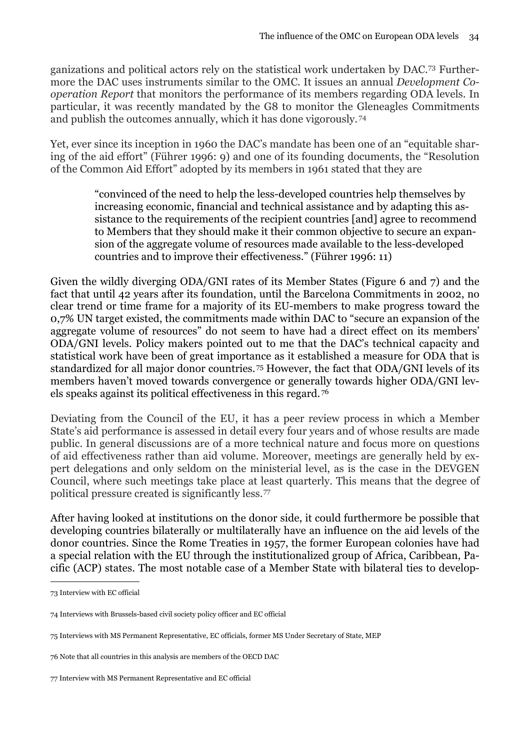ganizations and political actors rely on the statistical work undertaken by DAC.[73] Furthermore the DAC uses instruments similar to the OMC. It issues an annual *Development Co-operation Report* that monitors the performance of its members regarding ODA levels. In particular, it was recently mandated by the G8 to monitor the Gleneagles Commitments and publish the outcomes annually, which it has done vigorously.[74]

Yet, ever since its inception in 1960 the DAC's mandate has been one of an "equitable sharing of the aid effort" (Führer 1996: 9) and one of its founding documents, the "Resolution of the Common Aid Effort" adopted by its members in 1961 stated that they are

> "convinced of the need to help the less-developed countries help themselves by increasing economic, financial and technical assistance and by adapting this assistance to the requirements of the recipient countries [and] agree to recommend to Members that they should make it their common objective to secure an expansion of the aggregate volume of resources made available to the less-developed countries and to improve their effectiveness." (Führer 1996: 11)

Given the wildly diverging ODA/GNI rates of its Member States (Figure 6 and 7) and the fact that until 42 years after its foundation, until the Barcelona Commitments in 2002, no clear trend or time frame for a majority of its EU-members to make progress toward the 0,7% UN target existed, the commitments made within DAC to "secure an expansion of the aggregate volume of resources" do not seem to have had a direct effect on its members' ODA/GNI levels. Policy makers pointed out to me that the DAC's technical capacity and statistical work have been of great importance as it established a measure for ODA that is standardized for all major donor countries.[75] However, the fact that ODA/GNI levels of its members haven't moved towards convergence or generally towards higher ODA/GNI levels speaks against its political effectiveness in this regard.[76]

Deviating from the Council of the EU, it has a peer review process in which a Member State's aid performance is assessed in detail every four years and of whose results are made public. In general discussions are of a more technical nature and focus more on questions of aid effectiveness rather than aid volume. Moreover, meetings are generally held by expert delegations and only seldom on the ministerial level, as is the case in the DEVGEN Council, where such meetings take place at least quarterly. This means that the degree of political pressure created is significantly less.[77]

After having looked at institutions on the donor side, it could furthermore be possible that developing countries bilaterally or multilaterally have an influence on the aid levels of the donor countries. Since the Rome Treaties in 1957, the former European colonies have had a special relation with the EU through the institutionalized group of Africa, Caribbean, Pacific (ACP) states. The most notable case of a Member State with bilateral ties to develop-

---

73 Interview with EC official

74 Interviews with Brussels-based civil society policy officer and EC official

75 Interviews with MS Permanent Representative, EC officials, former MS Under Secretary of State, MEP

76 Note that all countries in this analysis are members of the OECD DAC

77 Interview with MS Permanent Representative and EC official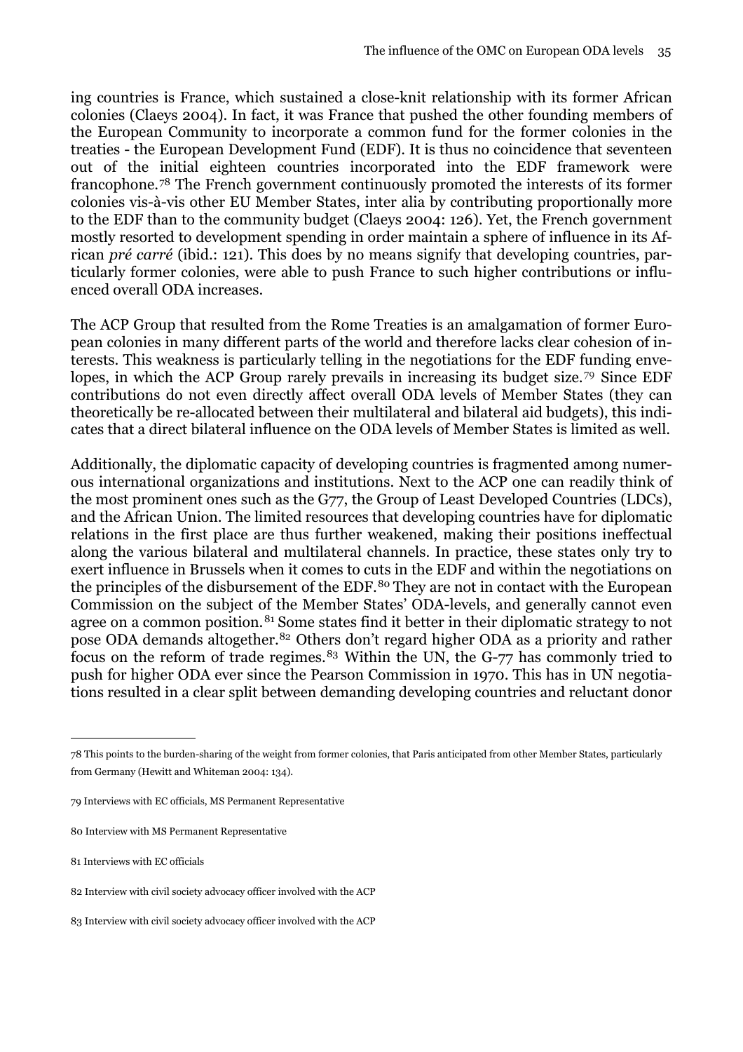ing countries is France, which sustained a close-knit relationship with its former African colonies (Claeys 2004). In fact, it was France that pushed the other founding members of the European Community to incorporate a common fund for the former colonies in the treaties - the European Development Fund (EDF). It is thus no coincidence that seventeen out of the initial eighteen countries incorporated into the EDF framework were francophone.[78] The French government continuously promoted the interests of its former colonies vis-à-vis other EU Member States, inter alia by contributing proportionally more to the EDF than to the community budget (Claeys 2004: 126). Yet, the French government mostly resorted to development spending in order maintain a sphere of influence in its African *pré carré* (ibid.: 121). This does by no means signify that developing countries, particularly former colonies, were able to push France to such higher contributions or influenced overall ODA increases.

The ACP Group that resulted from the Rome Treaties is an amalgamation of former European colonies in many different parts of the world and therefore lacks clear cohesion of interests. This weakness is particularly telling in the negotiations for the EDF funding envelopes, in which the ACP Group rarely prevails in increasing its budget size.[79] Since EDF contributions do not even directly affect overall ODA levels of Member States (they can theoretically be re-allocated between their multilateral and bilateral aid budgets), this indicates that a direct bilateral influence on the ODA levels of Member States is limited as well.

Additionally, the diplomatic capacity of developing countries is fragmented among numerous international organizations and institutions. Next to the ACP one can readily think of the most prominent ones such as the G77, the Group of Least Developed Countries (LDCs), and the African Union. The limited resources that developing countries have for diplomatic relations in the first place are thus further weakened, making their positions ineffectual along the various bilateral and multilateral channels. In practice, these states only try to exert influence in Brussels when it comes to cuts in the EDF and within the negotiations on the principles of the disbursement of the EDF.[80] They are not in contact with the European Commission on the subject of the Member States' ODA-levels, and generally cannot even agree on a common position.[81] Some states find it better in their diplomatic strategy to not pose ODA demands altogether.[82] Others don't regard higher ODA as a priority and rather focus on the reform of trade regimes.[83] Within the UN, the G-77 has commonly tried to push for higher ODA ever since the Pearson Commission in 1970. This has in UN negotiations resulted in a clear split between demanding developing countries and reluctant donor

---

78 This points to the burden-sharing of the weight from former colonies, that Paris anticipated from other Member States, particularly from Germany (Hewitt and Whiteman 2004: 134).

79 Interviews with EC officials, MS Permanent Representative

80 Interview with MS Permanent Representative

81 Interviews with EC officials

82 Interview with civil society advocacy officer involved with the ACP

83 Interview with civil society advocacy officer involved with the ACP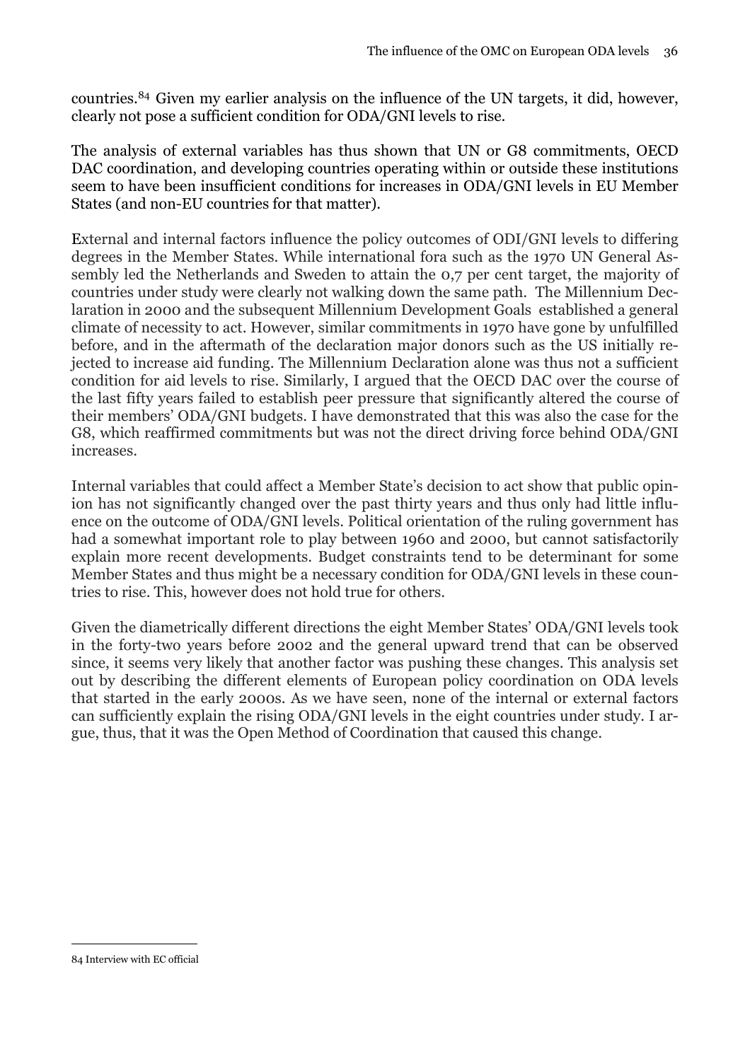countries.[84] Given my earlier analysis on the influence of the UN targets, it did, however, clearly not pose a sufficient condition for ODA/GNI levels to rise.

The analysis of external variables has thus shown that UN or G8 commitments, OECD DAC coordination, and developing countries operating within or outside these institutions seem to have been insufficient conditions for increases in ODA/GNI levels in EU Member States (and non-EU countries for that matter).

External and internal factors influence the policy outcomes of ODI/GNI levels to differing degrees in the Member States. While international fora such as the 1970 UN General Assembly led the Netherlands and Sweden to attain the 0,7 per cent target, the majority of countries under study were clearly not walking down the same path. The Millennium Declaration in 2000 and the subsequent Millennium Development Goals established a general climate of necessity to act. However, similar commitments in 1970 have gone by unfulfilled before, and in the aftermath of the declaration major donors such as the US initially rejected to increase aid funding. The Millennium Declaration alone was thus not a sufficient condition for aid levels to rise. Similarly, I argued that the OECD DAC over the course of the last fifty years failed to establish peer pressure that significantly altered the course of their members' ODA/GNI budgets. I have demonstrated that this was also the case for the G8, which reaffirmed commitments but was not the direct driving force behind ODA/GNI increases.

Internal variables that could affect a Member State's decision to act show that public opinion has not significantly changed over the past thirty years and thus only had little influence on the outcome of ODA/GNI levels. Political orientation of the ruling government has had a somewhat important role to play between 1960 and 2000, but cannot satisfactorily explain more recent developments. Budget constraints tend to be determinant for some Member States and thus might be a necessary condition for ODA/GNI levels in these countries to rise. This, however does not hold true for others.

Given the diametrically different directions the eight Member States' ODA/GNI levels took in the forty-two years before 2002 and the general upward trend that can be observed since, it seems very likely that another factor was pushing these changes. This analysis set out by describing the different elements of European policy coordination on ODA levels that started in the early 2000s. As we have seen, none of the internal or external factors can sufficiently explain the rising ODA/GNI levels in the eight countries under study. I argue, thus, that it was the Open Method of Coordination that caused this change.

---

[84] Interview with EC official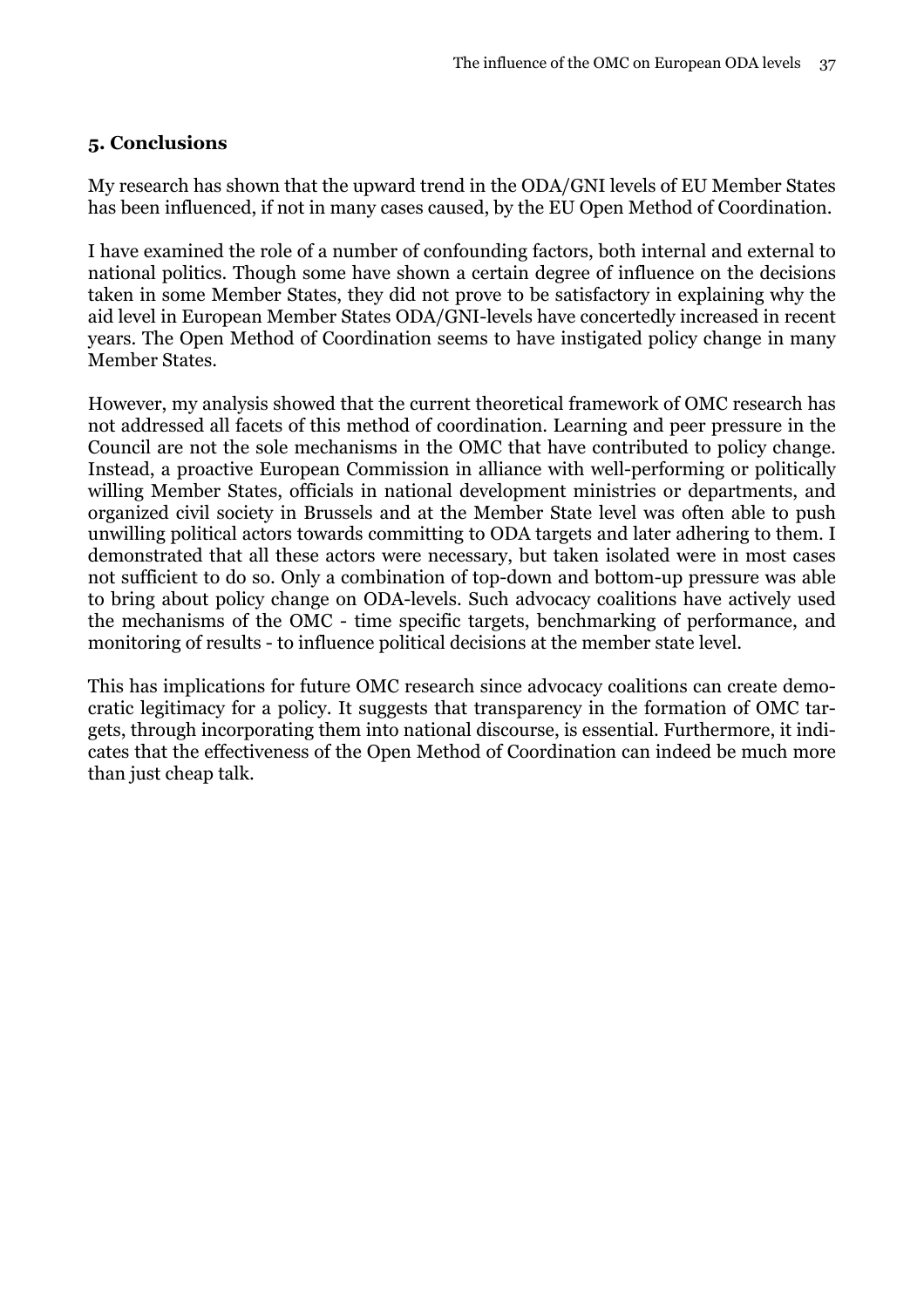## 5. Conclusions

My research has shown that the upward trend in the ODA/GNI levels of EU Member States has been influenced, if not in many cases caused, by the EU Open Method of Coordination.

I have examined the role of a number of confounding factors, both internal and external to national politics. Though some have shown a certain degree of influence on the decisions taken in some Member States, they did not prove to be satisfactory in explaining why the aid level in European Member States ODA/GNI-levels have concertedly increased in recent years. The Open Method of Coordination seems to have instigated policy change in many Member States.

However, my analysis showed that the current theoretical framework of OMC research has not addressed all facets of this method of coordination. Learning and peer pressure in the Council are not the sole mechanisms in the OMC that have contributed to policy change. Instead, a proactive European Commission in alliance with well-performing or politically willing Member States, officials in national development ministries or departments, and organized civil society in Brussels and at the Member State level was often able to push unwilling political actors towards committing to ODA targets and later adhering to them. I demonstrated that all these actors were necessary, but taken isolated were in most cases not sufficient to do so. Only a combination of top-down and bottom-up pressure was able to bring about policy change on ODA-levels. Such advocacy coalitions have actively used the mechanisms of the OMC - time specific targets, benchmarking of performance, and monitoring of results - to influence political decisions at the member state level.

This has implications for future OMC research since advocacy coalitions can create democratic legitimacy for a policy. It suggests that transparency in the formation of OMC targets, through incorporating them into national discourse, is essential. Furthermore, it indicates that the effectiveness of the Open Method of Coordination can indeed be much more than just cheap talk.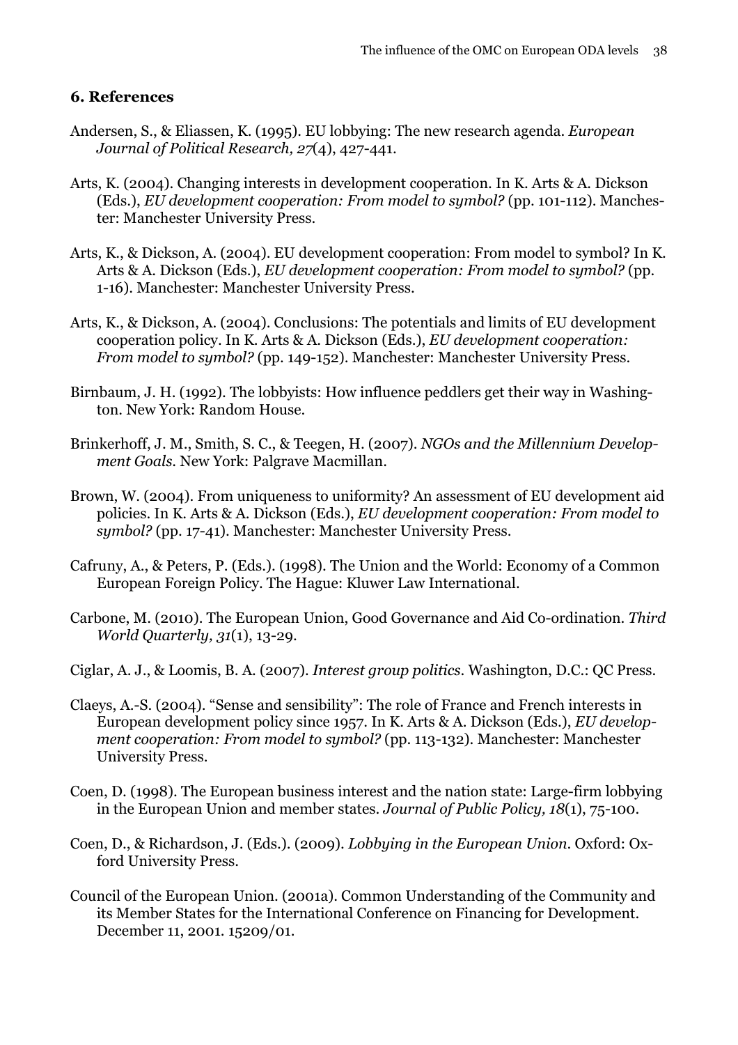## 6. References

Andersen, S., & Eliassen, K. (1995). EU lobbying: The new research agenda. *European Journal of Political Research, 27*(4), 427-441.

Arts, K. (2004). Changing interests in development cooperation. In K. Arts & A. Dickson (Eds.), *EU development cooperation: From model to symbol?* (pp. 101-112). Manchester: Manchester University Press.

Arts, K., & Dickson, A. (2004). EU development cooperation: From model to symbol? In K. Arts & A. Dickson (Eds.), *EU development cooperation: From model to symbol?* (pp. 1-16). Manchester: Manchester University Press.

Arts, K., & Dickson, A. (2004). Conclusions: The potentials and limits of EU development cooperation policy. In K. Arts & A. Dickson (Eds.), *EU development cooperation: From model to symbol?* (pp. 149-152). Manchester: Manchester University Press.

Birnbaum, J. H. (1992). The lobbyists: How influence peddlers get their way in Washington. New York: Random House.

Brinkerhoff, J. M., Smith, S. C., & Teegen, H. (2007). *NGOs and the Millennium Development Goals*. New York: Palgrave Macmillan.

Brown, W. (2004). From uniqueness to uniformity? An assessment of EU development aid policies. In K. Arts & A. Dickson (Eds.), *EU development cooperation: From model to symbol?* (pp. 17-41). Manchester: Manchester University Press.

Cafruny, A., & Peters, P. (Eds.). (1998). The Union and the World: Economy of a Common European Foreign Policy. The Hague: Kluwer Law International.

Carbone, M. (2010). The European Union, Good Governance and Aid Co-ordination. *Third World Quarterly, 31*(1), 13-29.

Ciglar, A. J., & Loomis, B. A. (2007). *Interest group politics*. Washington, D.C.: QC Press.

Claeys, A.-S. (2004). "Sense and sensibility": The role of France and French interests in European development policy since 1957. In K. Arts & A. Dickson (Eds.), *EU development cooperation: From model to symbol?* (pp. 113-132). Manchester: Manchester University Press.

Coen, D. (1998). The European business interest and the nation state: Large-firm lobbying in the European Union and member states. *Journal of Public Policy, 18*(1), 75-100.

Coen, D., & Richardson, J. (Eds.). (2009). *Lobbying in the European Union*. Oxford: Oxford University Press.

Council of the European Union. (2001a). Common Understanding of the Community and its Member States for the International Conference on Financing for Development. December 11, 2001. 15209/01.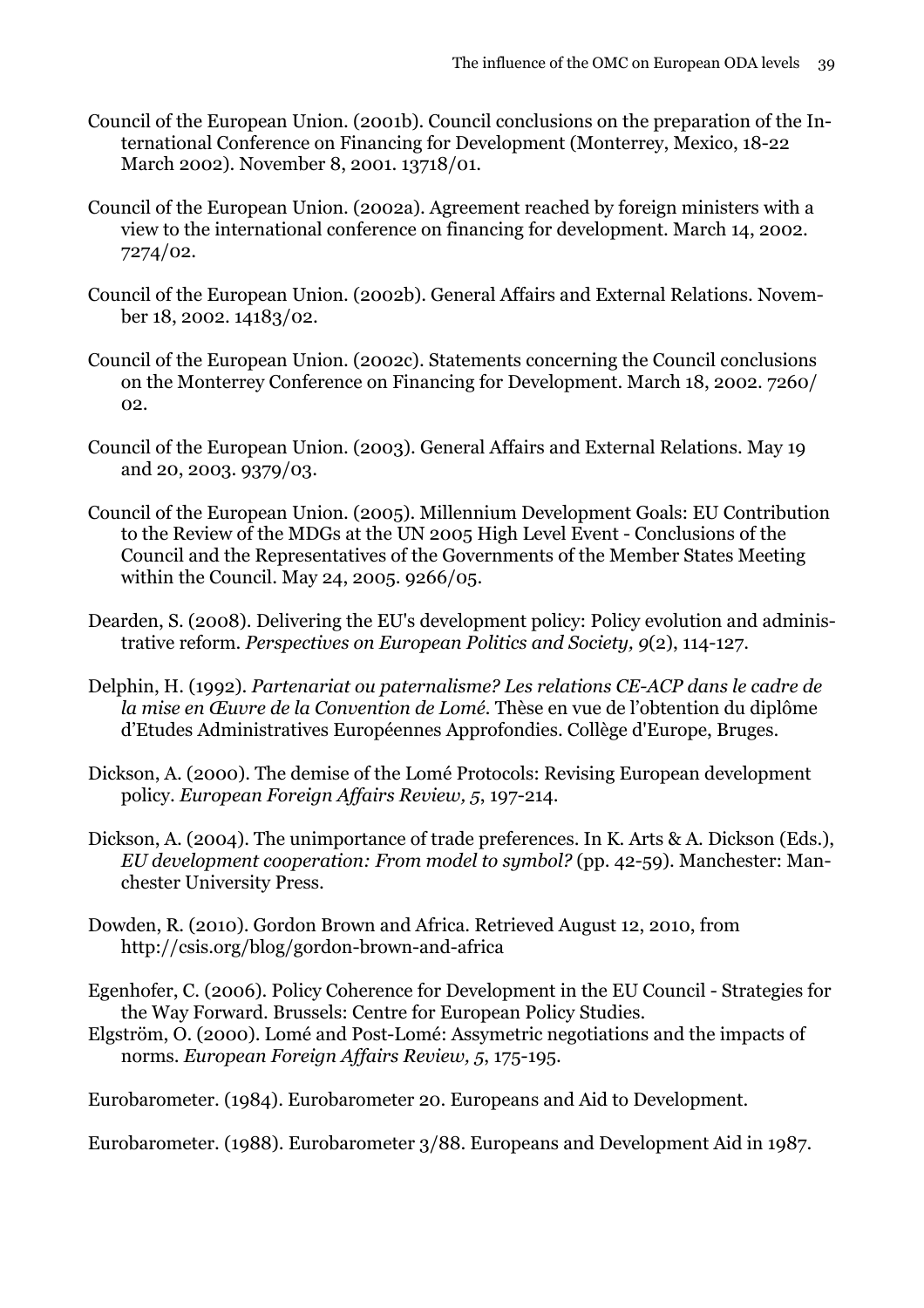Council of the European Union. (2001b). Council conclusions on the preparation of the International Conference on Financing for Development (Monterrey, Mexico, 18-22 March 2002). November 8, 2001. 13718/01.

Council of the European Union. (2002a). Agreement reached by foreign ministers with a view to the international conference on financing for development. March 14, 2002. 7274/02.

Council of the European Union. (2002b). General Affairs and External Relations. November 18, 2002. 14183/02.

Council of the European Union. (2002c). Statements concerning the Council conclusions on the Monterrey Conference on Financing for Development. March 18, 2002. 7260/02.

Council of the European Union. (2003). General Affairs and External Relations. May 19 and 20, 2003. 9379/03.

Council of the European Union. (2005). Millennium Development Goals: EU Contribution to the Review of the MDGs at the UN 2005 High Level Event - Conclusions of the Council and the Representatives of the Governments of the Member States Meeting within the Council. May 24, 2005. 9266/05.

Dearden, S. (2008). Delivering the EU's development policy: Policy evolution and administrative reform. *Perspectives on European Politics and Society, 9*(2), 114-127.

Delphin, H. (1992). *Partenariat ou paternalisme? Les relations CE-ACP dans le cadre de la mise en Œuvre de la Convention de Lomé.* Thèse en vue de l'obtention du diplôme d'Etudes Administratives Européennes Approfondies. Collège d'Europe, Bruges.

Dickson, A. (2000). The demise of the Lomé Protocols: Revising European development policy. *European Foreign Affairs Review, 5*, 197-214.

Dickson, A. (2004). The unimportance of trade preferences. In K. Arts & A. Dickson (Eds.), *EU development cooperation: From model to symbol?* (pp. 42-59). Manchester: Manchester University Press.

Dowden, R. (2010). Gordon Brown and Africa. Retrieved August 12, 2010, from http://csis.org/blog/gordon-brown-and-africa

Egenhofer, C. (2006). Policy Coherence for Development in the EU Council - Strategies for the Way Forward. Brussels: Centre for European Policy Studies.

Elgström, O. (2000). Lomé and Post-Lomé: Assymetric negotiations and the impacts of norms. *European Foreign Affairs Review, 5*, 175-195.

Eurobarometer. (1984). Eurobarometer 20. Europeans and Aid to Development.

Eurobarometer. (1988). Eurobarometer 3/88. Europeans and Development Aid in 1987.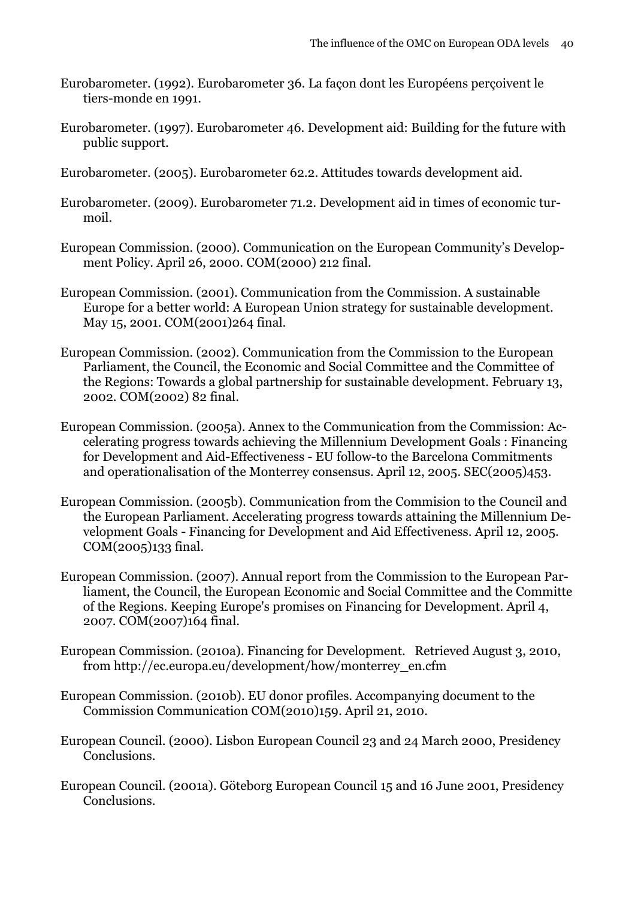Eurobarometer. (1992). Eurobarometer 36. La façon dont les Européens perçoivent le tiers-monde en 1991.

Eurobarometer. (1997). Eurobarometer 46. Development aid: Building for the future with public support.

Eurobarometer. (2005). Eurobarometer 62.2. Attitudes towards development aid.

Eurobarometer. (2009). Eurobarometer 71.2. Development aid in times of economic turmoil.

European Commission. (2000). Communication on the European Community's Development Policy. April 26, 2000. COM(2000) 212 final.

European Commission. (2001). Communication from the Commission. A sustainable Europe for a better world: A European Union strategy for sustainable development. May 15, 2001. COM(2001)264 final.

European Commission. (2002). Communication from the Commission to the European Parliament, the Council, the Economic and Social Committee and the Committee of the Regions: Towards a global partnership for sustainable development. February 13, 2002. COM(2002) 82 final.

European Commission. (2005a). Annex to the Communication from the Commission: Accelerating progress towards achieving the Millennium Development Goals : Financing for Development and Aid-Effectiveness - EU follow-to the Barcelona Commitments and operationalisation of the Monterrey consensus. April 12, 2005. SEC(2005)453.

European Commission. (2005b). Communication from the Commision to the Council and the European Parliament. Accelerating progress towards attaining the Millennium Development Goals - Financing for Development and Aid Effectiveness. April 12, 2005. COM(2005)133 final.

European Commission. (2007). Annual report from the Commission to the European Parliament, the Council, the European Economic and Social Committee and the Committe of the Regions. Keeping Europe's promises on Financing for Development. April 4, 2007. COM(2007)164 final.

European Commission. (2010a). Financing for Development. Retrieved August 3, 2010, from http://ec.europa.eu/development/how/monterrey_en.cfm

European Commission. (2010b). EU donor profiles. Accompanying document to the Commission Communication COM(2010)159. April 21, 2010.

European Council. (2000). Lisbon European Council 23 and 24 March 2000, Presidency Conclusions.

European Council. (2001a). Göteborg European Council 15 and 16 June 2001, Presidency Conclusions.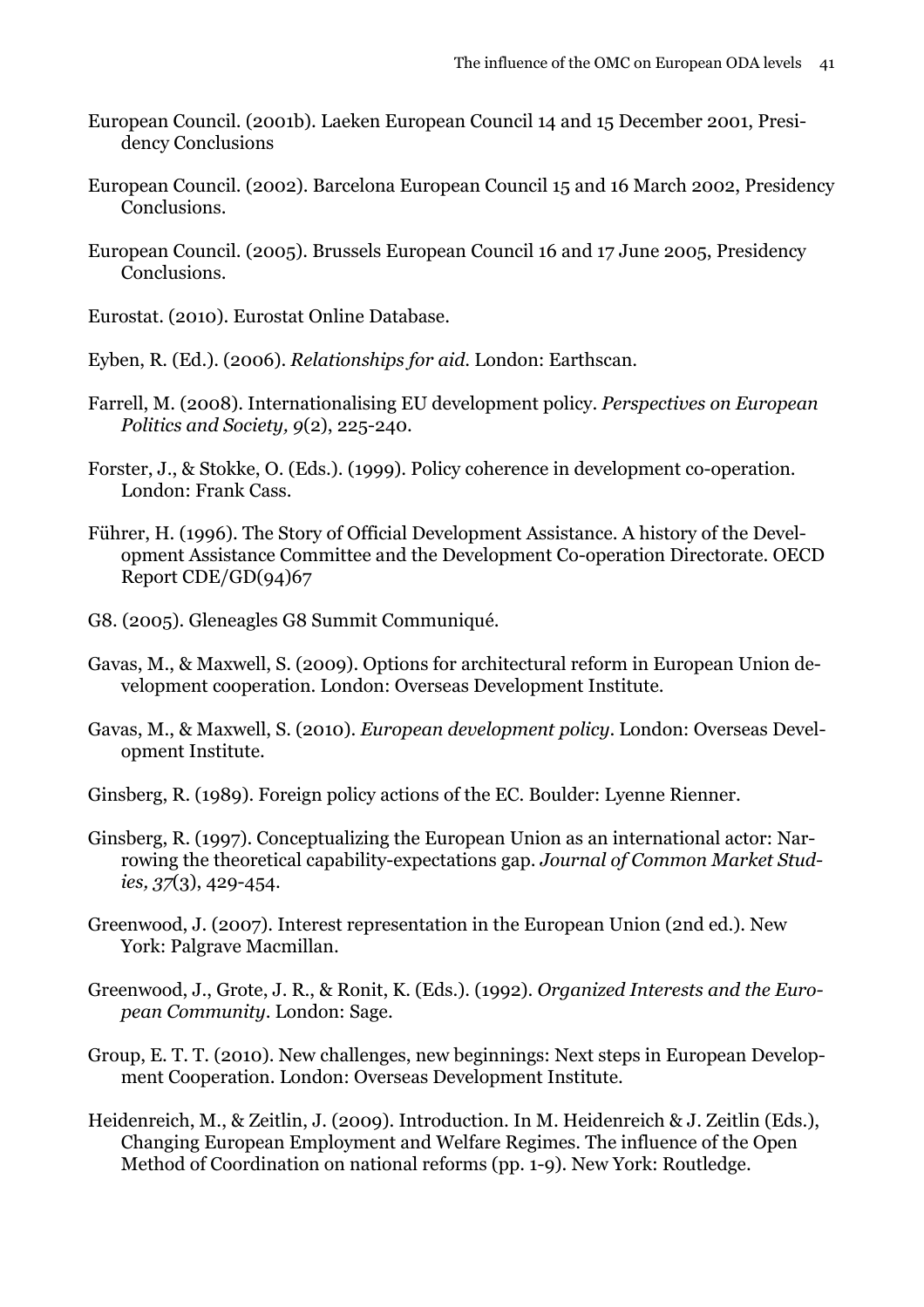European Council. (2001b). Laeken European Council 14 and 15 December 2001, Presidency Conclusions

European Council. (2002). Barcelona European Council 15 and 16 March 2002, Presidency Conclusions.

European Council. (2005). Brussels European Council 16 and 17 June 2005, Presidency Conclusions.

Eurostat. (2010). Eurostat Online Database.

Eyben, R. (Ed.). (2006). *Relationships for aid*. London: Earthscan.

Farrell, M. (2008). Internationalising EU development policy. *Perspectives on European Politics and Society, 9*(2), 225-240.

Forster, J., & Stokke, O. (Eds.). (1999). Policy coherence in development co-operation. London: Frank Cass.

Führer, H. (1996). The Story of Official Development Assistance. A history of the Development Assistance Committee and the Development Co-operation Directorate. OECD Report CDE/GD(94)67

G8. (2005). Gleneagles G8 Summit Communiqué.

Gavas, M., & Maxwell, S. (2009). Options for architectural reform in European Union development cooperation. London: Overseas Development Institute.

Gavas, M., & Maxwell, S. (2010). *European development policy*. London: Overseas Development Institute.

Ginsberg, R. (1989). Foreign policy actions of the EC. Boulder: Lyenne Rienner.

Ginsberg, R. (1997). Conceptualizing the European Union as an international actor: Narrowing the theoretical capability-expectations gap. *Journal of Common Market Studies, 37*(3), 429-454.

Greenwood, J. (2007). Interest representation in the European Union (2nd ed.). New York: Palgrave Macmillan.

Greenwood, J., Grote, J. R., & Ronit, K. (Eds.). (1992). *Organized Interests and the European Community*. London: Sage.

Group, E. T. T. (2010). New challenges, new beginnings: Next steps in European Development Cooperation. London: Overseas Development Institute.

Heidenreich, M., & Zeitlin, J. (2009). Introduction. In M. Heidenreich & J. Zeitlin (Eds.), Changing European Employment and Welfare Regimes. The influence of the Open Method of Coordination on national reforms (pp. 1-9). New York: Routledge.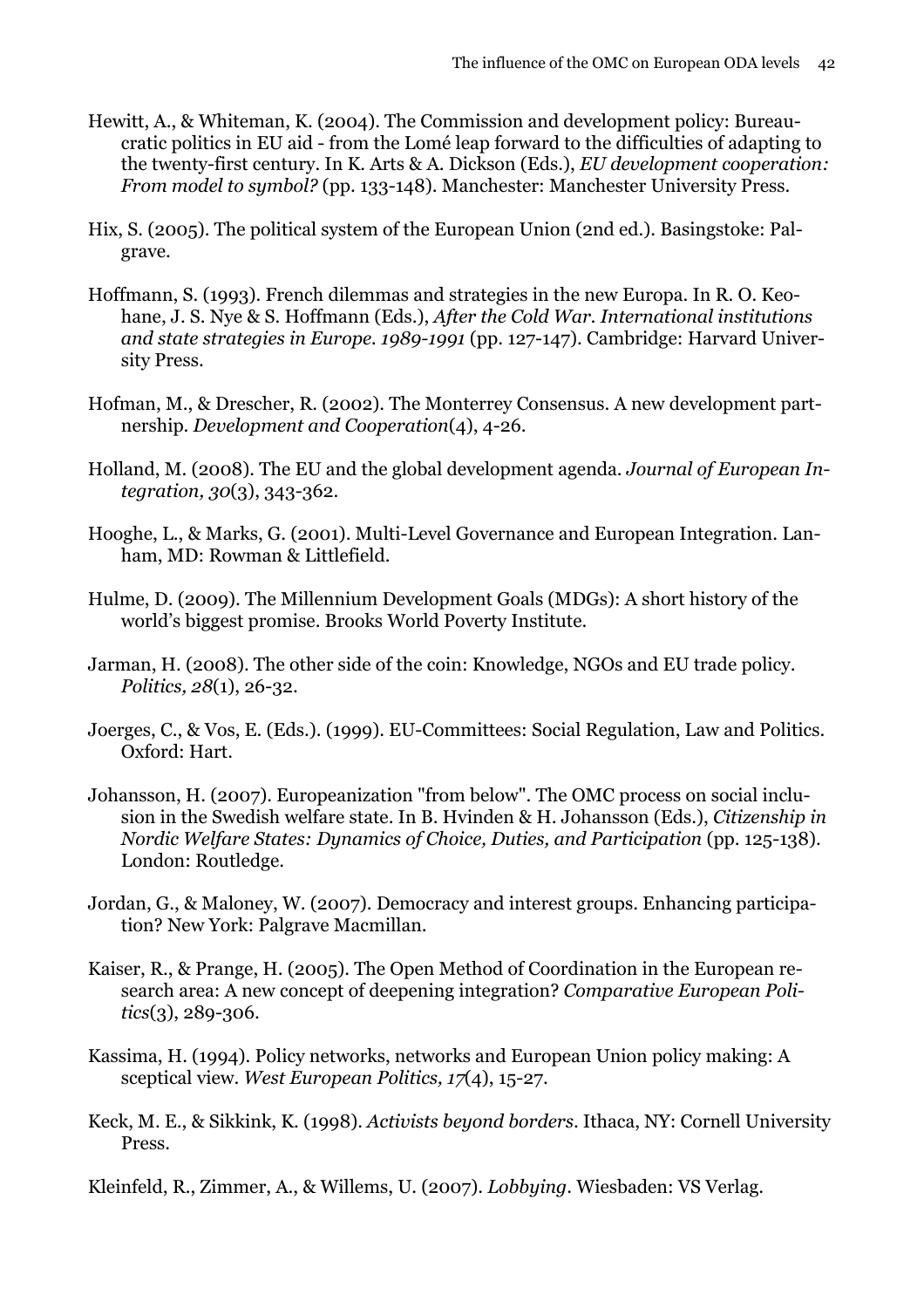Hewitt, A., & Whiteman, K. (2004). The Commission and development policy: Bureaucratic politics in EU aid - from the Lomé leap forward to the difficulties of adapting to the twenty-first century. In K. Arts & A. Dickson (Eds.), *EU development cooperation: From model to symbol?* (pp. 133-148). Manchester: Manchester University Press.

Hix, S. (2005). The political system of the European Union (2nd ed.). Basingstoke: Palgrave.

Hoffmann, S. (1993). French dilemmas and strategies in the new Europa. In R. O. Keohane, J. S. Nye & S. Hoffmann (Eds.), *After the Cold War. International institutions and state strategies in Europe. 1989-1991* (pp. 127-147). Cambridge: Harvard University Press.

Hofman, M., & Drescher, R. (2002). The Monterrey Consensus. A new development partnership. *Development and Cooperation*(4), 4-26.

Holland, M. (2008). The EU and the global development agenda. *Journal of European Integration, 30*(3), 343-362.

Hooghe, L., & Marks, G. (2001). Multi-Level Governance and European Integration. Lanham, MD: Rowman & Littlefield.

Hulme, D. (2009). The Millennium Development Goals (MDGs): A short history of the world's biggest promise. Brooks World Poverty Institute.

Jarman, H. (2008). The other side of the coin: Knowledge, NGOs and EU trade policy. *Politics, 28*(1), 26-32.

Joerges, C., & Vos, E. (Eds.). (1999). EU-Committees: Social Regulation, Law and Politics. Oxford: Hart.

Johansson, H. (2007). Europeanization "from below". The OMC process on social inclusion in the Swedish welfare state. In B. Hvinden & H. Johansson (Eds.), *Citizenship in Nordic Welfare States: Dynamics of Choice, Duties, and Participation* (pp. 125-138). London: Routledge.

Jordan, G., & Maloney, W. (2007). Democracy and interest groups. Enhancing participation? New York: Palgrave Macmillan.

Kaiser, R., & Prange, H. (2005). The Open Method of Coordination in the European research area: A new concept of deepening integration? *Comparative European Politics*(3), 289-306.

Kassima, H. (1994). Policy networks, networks and European Union policy making: A sceptical view. *West European Politics, 17*(4), 15-27.

Keck, M. E., & Sikkink, K. (1998). *Activists beyond borders*. Ithaca, NY: Cornell University Press.

Kleinfeld, R., Zimmer, A., & Willems, U. (2007). *Lobbying*. Wiesbaden: VS Verlag.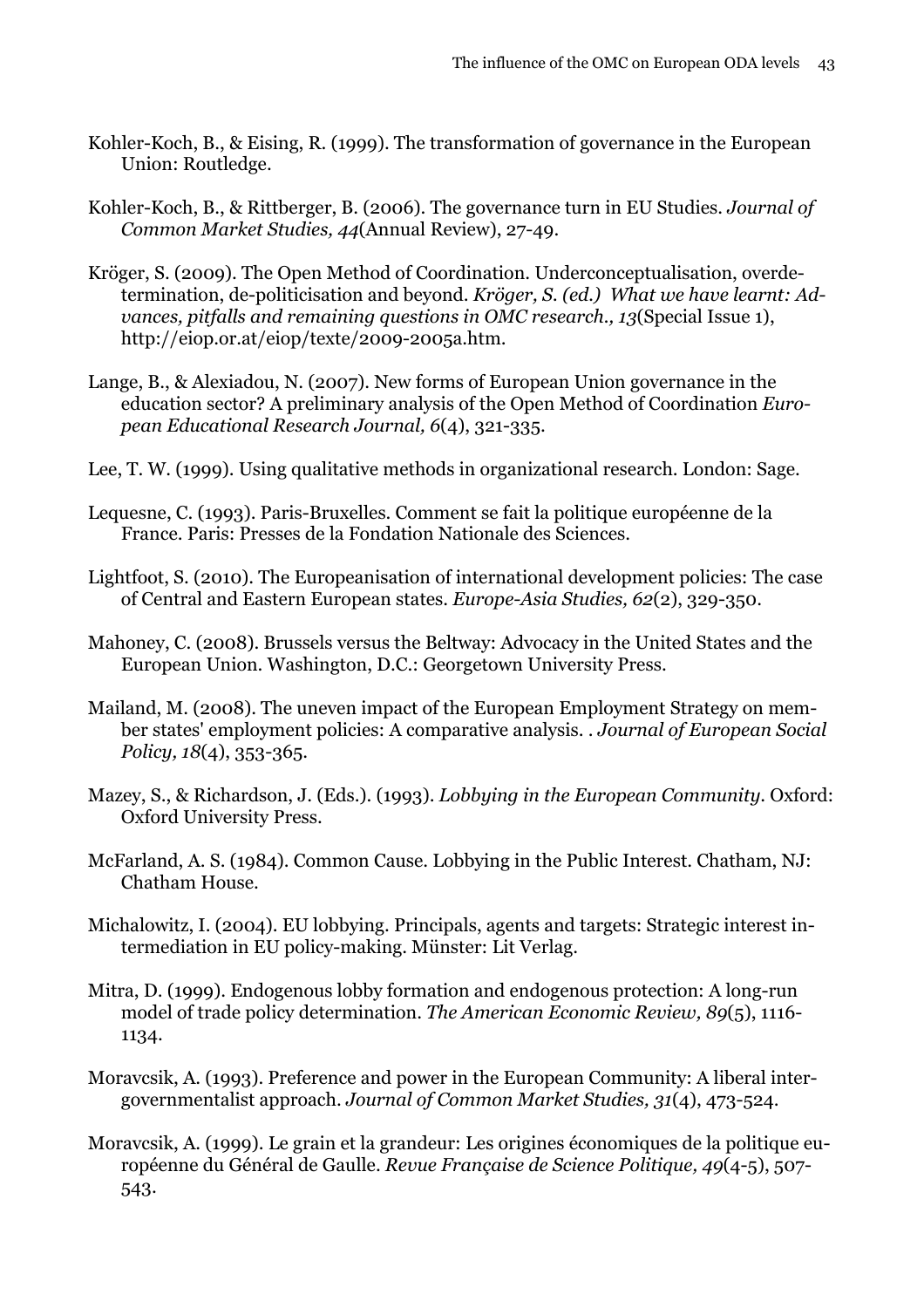Kohler-Koch, B., & Eising, R. (1999). The transformation of governance in the European Union: Routledge.

Kohler-Koch, B., & Rittberger, B. (2006). The governance turn in EU Studies. *Journal of Common Market Studies, 44*(Annual Review), 27-49.

Kröger, S. (2009). The Open Method of Coordination. Underconceptualisation, overdetermination, de-politicisation and beyond. *Kröger, S. (ed.) What we have learnt: Advances, pitfalls and remaining questions in OMC research., 13*(Special Issue 1), http://eiop.or.at/eiop/texte/2009-2005a.htm.

Lange, B., & Alexiadou, N. (2007). New forms of European Union governance in the education sector? A preliminary analysis of the Open Method of Coordination *European Educational Research Journal, 6*(4), 321-335.

Lee, T. W. (1999). Using qualitative methods in organizational research. London: Sage.

Lequesne, C. (1993). Paris-Bruxelles. Comment se fait la politique européenne de la France. Paris: Presses de la Fondation Nationale des Sciences.

Lightfoot, S. (2010). The Europeanisation of international development policies: The case of Central and Eastern European states. *Europe-Asia Studies, 62*(2), 329-350.

Mahoney, C. (2008). Brussels versus the Beltway: Advocacy in the United States and the European Union. Washington, D.C.: Georgetown University Press.

Mailand, M. (2008). The uneven impact of the European Employment Strategy on member states' employment policies: A comparative analysis. . *Journal of European Social Policy, 18*(4), 353-365.

Mazey, S., & Richardson, J. (Eds.). (1993). *Lobbying in the European Community*. Oxford: Oxford University Press.

McFarland, A. S. (1984). Common Cause. Lobbying in the Public Interest. Chatham, NJ: Chatham House.

Michalowitz, I. (2004). EU lobbying. Principals, agents and targets: Strategic interest intermediation in EU policy-making. Münster: Lit Verlag.

Mitra, D. (1999). Endogenous lobby formation and endogenous protection: A long-run model of trade policy determination. *The American Economic Review, 89*(5), 1116-1134.

Moravcsik, A. (1993). Preference and power in the European Community: A liberal intergovernmentalist approach. *Journal of Common Market Studies, 31*(4), 473-524.

Moravcsik, A. (1999). Le grain et la grandeur: Les origines économiques de la politique européenne du Général de Gaulle. *Revue Française de Science Politique, 49*(4-5), 507-543.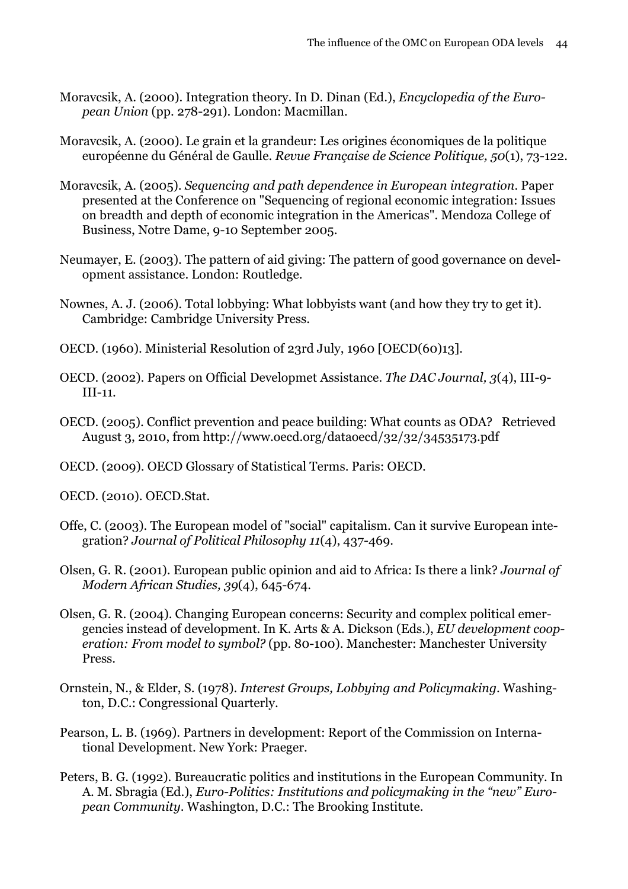Moravcsik, A. (2000). Integration theory. In D. Dinan (Ed.), *Encyclopedia of the European Union* (pp. 278-291). London: Macmillan.

Moravcsik, A. (2000). Le grain et la grandeur: Les origines économiques de la politique européenne du Général de Gaulle. *Revue Française de Science Politique, 50*(1), 73-122.

Moravcsik, A. (2005). *Sequencing and path dependence in European integration*. Paper presented at the Conference on "Sequencing of regional economic integration: Issues on breadth and depth of economic integration in the Americas". Mendoza College of Business, Notre Dame, 9-10 September 2005.

Neumayer, E. (2003). The pattern of aid giving: The pattern of good governance on development assistance. London: Routledge.

Nownes, A. J. (2006). Total lobbying: What lobbyists want (and how they try to get it). Cambridge: Cambridge University Press.

OECD. (1960). Ministerial Resolution of 23rd July, 1960 [OECD(60)13].

OECD. (2002). Papers on Official Developmet Assistance. *The DAC Journal, 3*(4), III-9-III-11.

OECD. (2005). Conflict prevention and peace building: What counts as ODA? Retrieved August 3, 2010, from http://www.oecd.org/dataoecd/32/32/34535173.pdf

OECD. (2009). OECD Glossary of Statistical Terms. Paris: OECD.

OECD. (2010). OECD.Stat.

Offe, C. (2003). The European model of "social" capitalism. Can it survive European integration? *Journal of Political Philosophy 11*(4), 437-469.

Olsen, G. R. (2001). European public opinion and aid to Africa: Is there a link? *Journal of Modern African Studies, 39*(4), 645-674.

Olsen, G. R. (2004). Changing European concerns: Security and complex political emergencies instead of development. In K. Arts & A. Dickson (Eds.), *EU development cooperation: From model to symbol?* (pp. 80-100). Manchester: Manchester University Press.

Ornstein, N., & Elder, S. (1978). *Interest Groups, Lobbying and Policymaking*. Washington, D.C.: Congressional Quarterly.

Pearson, L. B. (1969). Partners in development: Report of the Commission on International Development. New York: Praeger.

Peters, B. G. (1992). Bureaucratic politics and institutions in the European Community. In A. M. Sbragia (Ed.), *Euro-Politics: Institutions and policymaking in the "new" European Community*. Washington, D.C.: The Brooking Institute.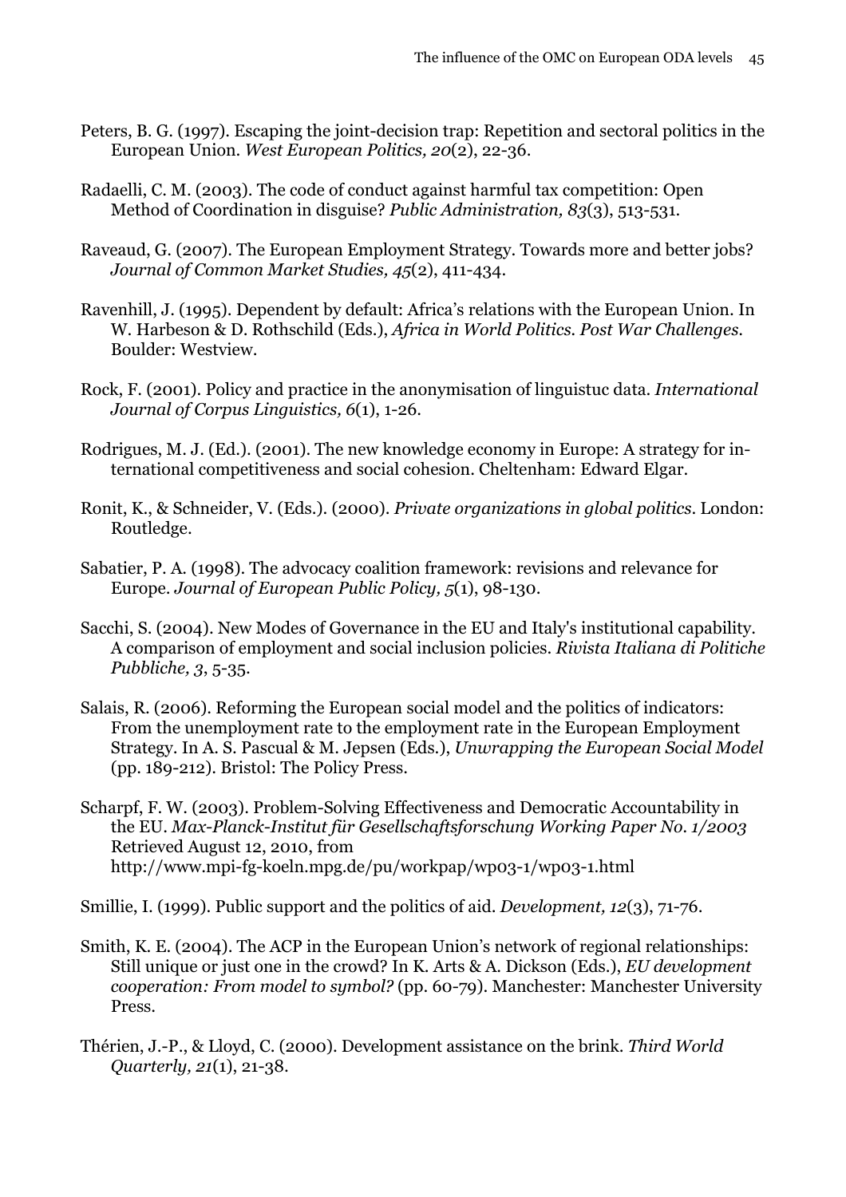Peters, B. G. (1997). Escaping the joint-decision trap: Repetition and sectoral politics in the European Union. *West European Politics, 20*(2), 22-36.

Radaelli, C. M. (2003). The code of conduct against harmful tax competition: Open Method of Coordination in disguise? *Public Administration, 83*(3), 513-531.

Raveaud, G. (2007). The European Employment Strategy. Towards more and better jobs? *Journal of Common Market Studies, 45*(2), 411-434.

Ravenhill, J. (1995). Dependent by default: Africa's relations with the European Union. In W. Harbeson & D. Rothschild (Eds.), *Africa in World Politics. Post War Challenges.* Boulder: Westview.

Rock, F. (2001). Policy and practice in the anonymisation of linguistuc data. *International Journal of Corpus Linguistics, 6*(1), 1-26.

Rodrigues, M. J. (Ed.). (2001). The new knowledge economy in Europe: A strategy for international competitiveness and social cohesion. Cheltenham: Edward Elgar.

Ronit, K., & Schneider, V. (Eds.). (2000). *Private organizations in global politics*. London: Routledge.

Sabatier, P. A. (1998). The advocacy coalition framework: revisions and relevance for Europe. *Journal of European Public Policy, 5*(1), 98-130.

Sacchi, S. (2004). New Modes of Governance in the EU and Italy's institutional capability. A comparison of employment and social inclusion policies. *Rivista Italiana di Politiche Pubbliche, 3*, 5-35.

Salais, R. (2006). Reforming the European social model and the politics of indicators: From the unemployment rate to the employment rate in the European Employment Strategy. In A. S. Pascual & M. Jepsen (Eds.), *Unwrapping the European Social Model* (pp. 189-212). Bristol: The Policy Press.

Scharpf, F. W. (2003). Problem-Solving Effectiveness and Democratic Accountability in the EU. *Max-Planck-Institut für Gesellschaftsforschung Working Paper No. 1/2003* Retrieved August 12, 2010, from http://www.mpi-fg-koeln.mpg.de/pu/workpap/wp03-1/wp03-1.html

Smillie, I. (1999). Public support and the politics of aid. *Development, 12*(3), 71-76.

Smith, K. E. (2004). The ACP in the European Union's network of regional relationships: Still unique or just one in the crowd? In K. Arts & A. Dickson (Eds.), *EU development cooperation: From model to symbol?* (pp. 60-79). Manchester: Manchester University Press.

Thérien, J.-P., & Lloyd, C. (2000). Development assistance on the brink. *Third World Quarterly, 21*(1), 21-38.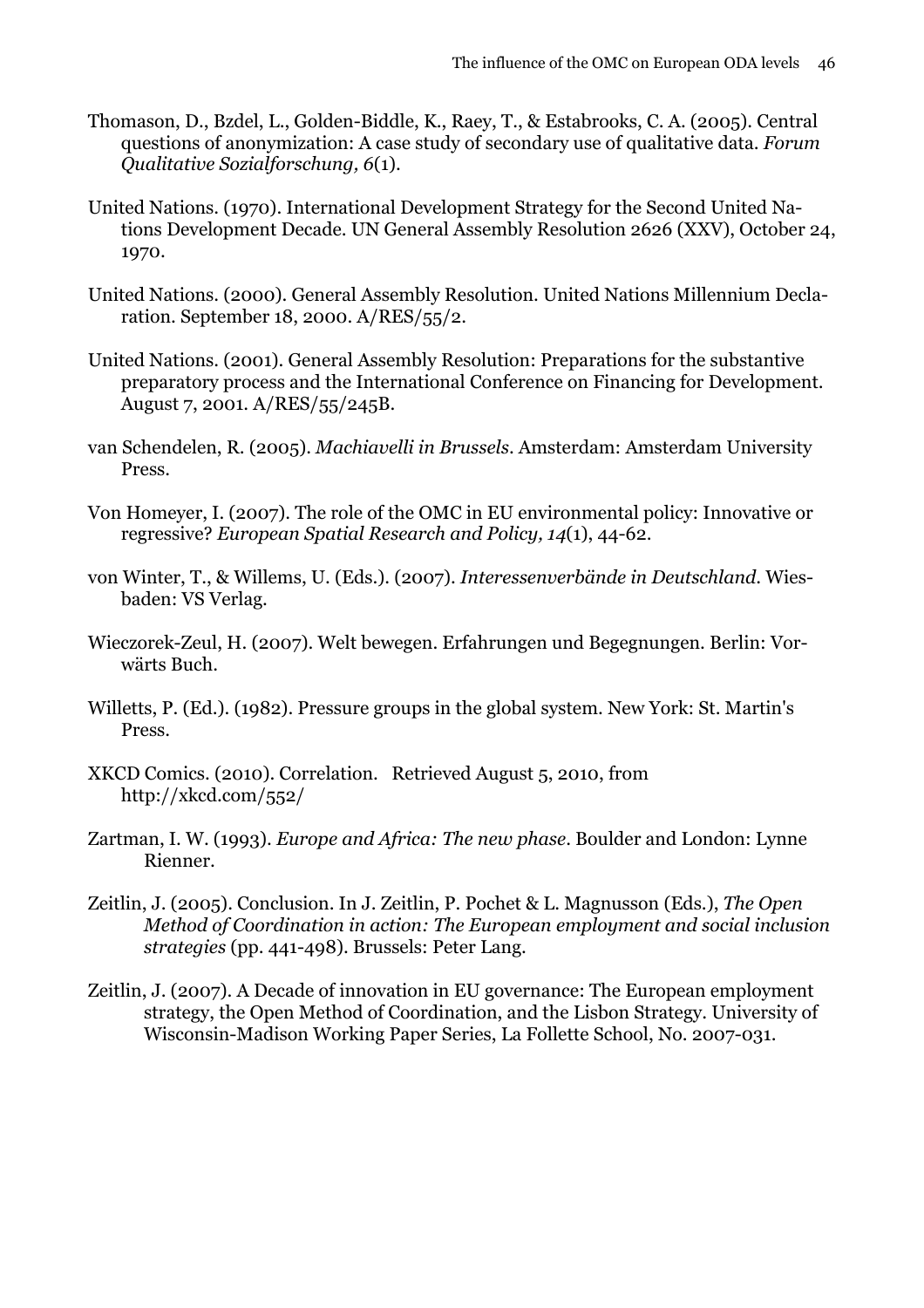Thomason, D., Bzdel, L., Golden-Biddle, K., Raey, T., & Estabrooks, C. A. (2005). Central questions of anonymization: A case study of secondary use of qualitative data. *Forum Qualitative Sozialforschung, 6*(1).

United Nations. (1970). International Development Strategy for the Second United Nations Development Decade. UN General Assembly Resolution 2626 (XXV), October 24, 1970.

United Nations. (2000). General Assembly Resolution. United Nations Millennium Declaration. September 18, 2000. A/RES/55/2.

United Nations. (2001). General Assembly Resolution: Preparations for the substantive preparatory process and the International Conference on Financing for Development. August 7, 2001. A/RES/55/245B.

van Schendelen, R. (2005). *Machiavelli in Brussels*. Amsterdam: Amsterdam University Press.

Von Homeyer, I. (2007). The role of the OMC in EU environmental policy: Innovative or regressive? *European Spatial Research and Policy, 14*(1), 44-62.

von Winter, T., & Willems, U. (Eds.). (2007). *Interessenverbände in Deutschland*. Wiesbaden: VS Verlag.

Wieczorek-Zeul, H. (2007). Welt bewegen. Erfahrungen und Begegnungen. Berlin: Vorwärts Buch.

Willetts, P. (Ed.). (1982). Pressure groups in the global system. New York: St. Martin's Press.

XKCD Comics. (2010). Correlation. Retrieved August 5, 2010, from http://xkcd.com/552/

Zartman, I. W. (1993). *Europe and Africa: The new phase*. Boulder and London: Lynne Rienner.

Zeitlin, J. (2005). Conclusion. In J. Zeitlin, P. Pochet & L. Magnusson (Eds.), *The Open Method of Coordination in action: The European employment and social inclusion strategies* (pp. 441-498). Brussels: Peter Lang.

Zeitlin, J. (2007). A Decade of innovation in EU governance: The European employment strategy, the Open Method of Coordination, and the Lisbon Strategy. University of Wisconsin-Madison Working Paper Series, La Follette School, No. 2007-031.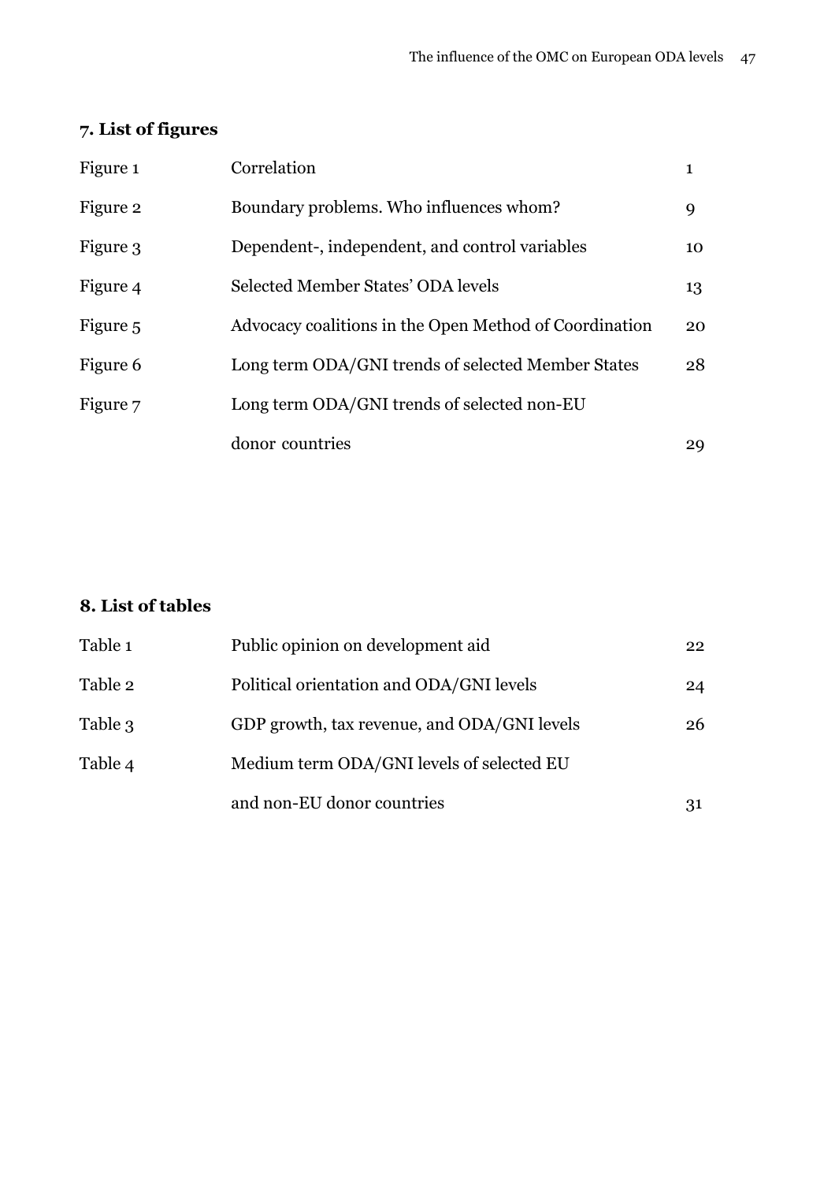## 7. List of figures

| | | |
|---|---|---|
| Figure 1 | Correlation | 1 |
| Figure 2 | Boundary problems. Who influences whom? | 9 |
| Figure 3 | Dependent-, independent, and control variables | 10 |
| Figure 4 | Selected Member States' ODA levels | 13 |
| Figure 5 | Advocacy coalitions in the Open Method of Coordination | 20 |
| Figure 6 | Long term ODA/GNI trends of selected Member States | 28 |
| Figure 7 | Long term ODA/GNI trends of selected non-EU donor countries | 29 |

## 8. List of tables

| | | |
|---|---|---|
| Table 1 | Public opinion on development aid | 22 |
| Table 2 | Political orientation and ODA/GNI levels | 24 |
| Table 3 | GDP growth, tax revenue, and ODA/GNI levels | 26 |
| Table 4 | Medium term ODA/GNI levels of selected EU and non-EU donor countries | 31 |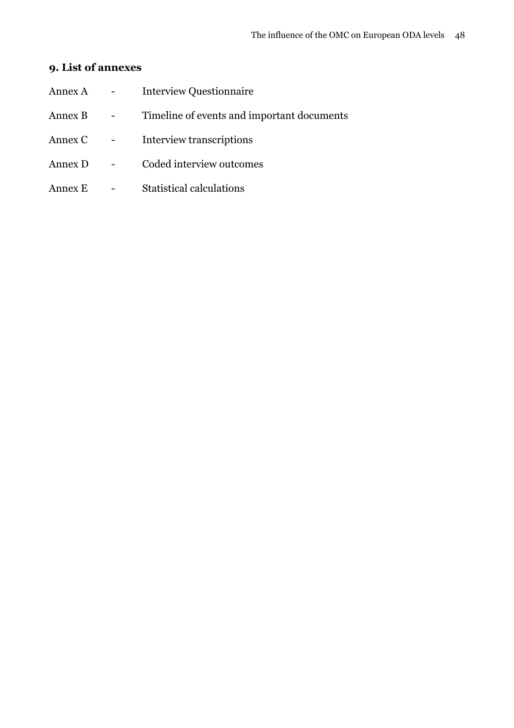## 9. List of annexes

Annex A - Interview Questionnaire

Annex B - Timeline of events and important documents

Annex C - Interview transcriptions

Annex D - Coded interview outcomes

Annex E - Statistical calculations